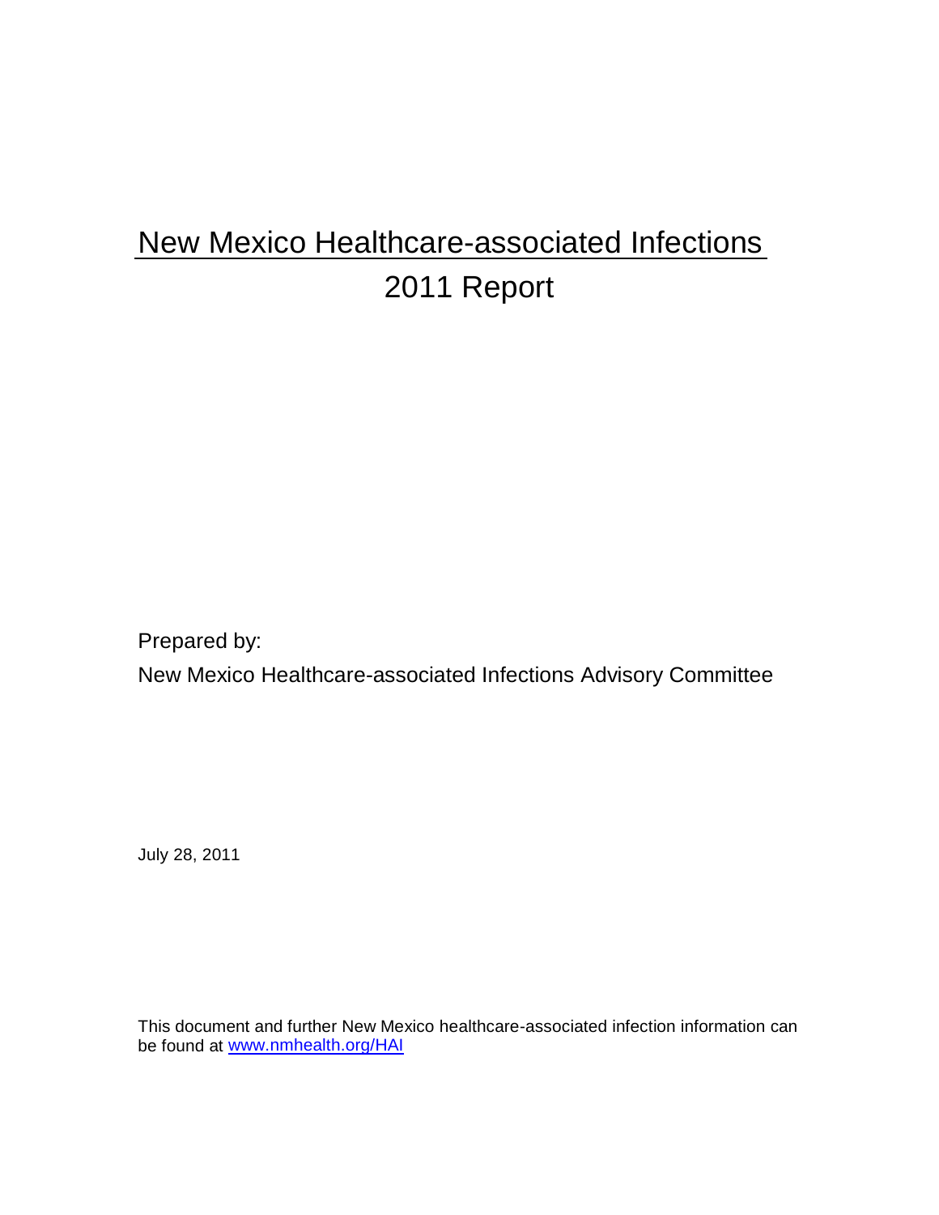# New Mexico Healthcare-associated Infections 2011 Report

Prepared by:

New Mexico Healthcare-associated Infections Advisory Committee

July 28, 2011

This document and further New Mexico healthcare-associated infection information can be found at [www.nmhealth.org/HAI](http://www.nmhealth.org/HAI)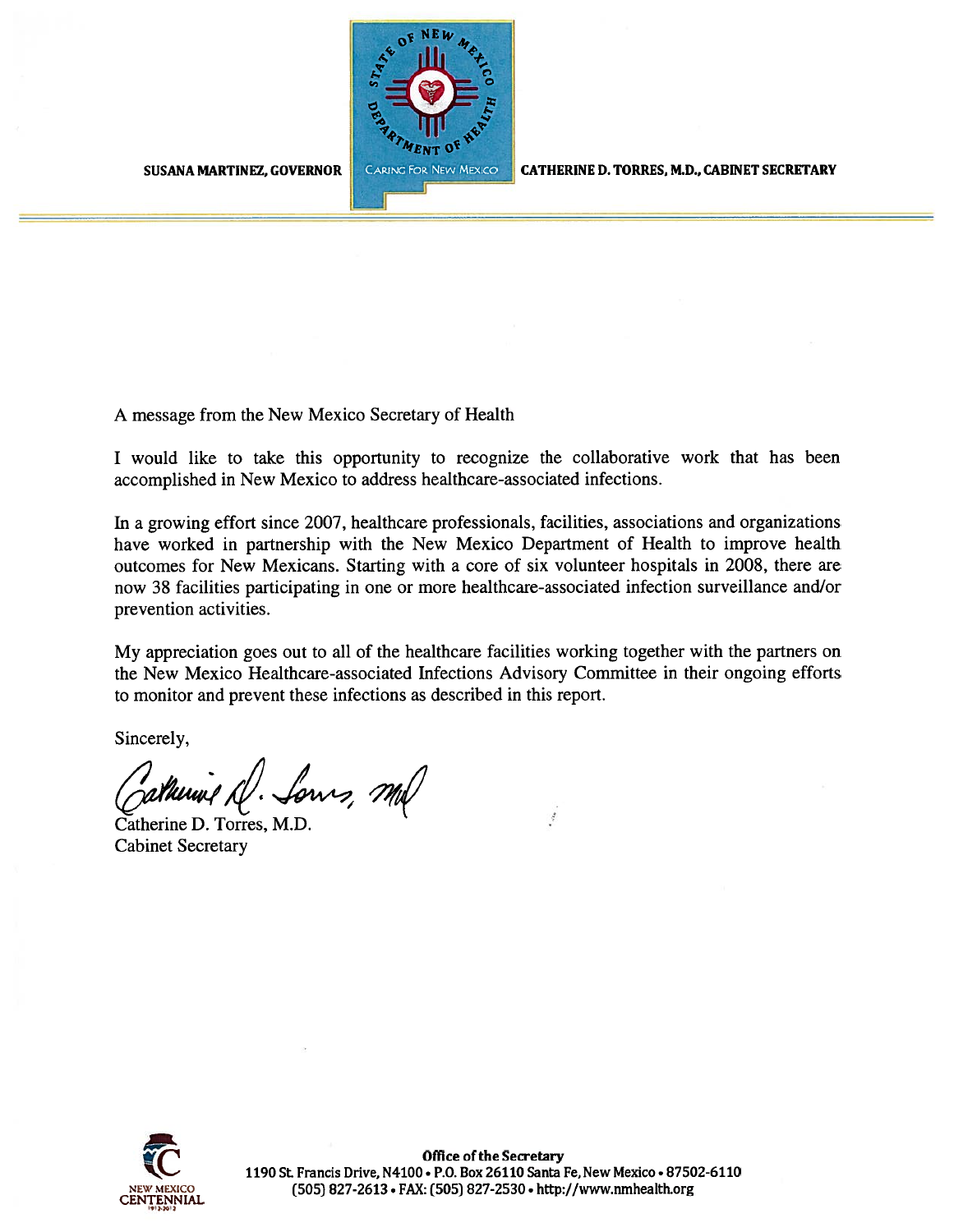SUSANA MARTINEZ, GOVERNOR

STATE OF NEW MEXICO DEPARTMENT OF HEALTH
CARING FOR NEW MEXICO

CATHERINE D. TORRES, M.D., CABINET SECRETARY

A message from the New Mexico Secretary of Health

I would like to take this opportunity to recognize the collaborative work that has been accomplished in New Mexico to address healthcare-associated infections.

In a growing effort since 2007, healthcare professionals, facilities, associations and organizations have worked in partnership with the New Mexico Department of Health to improve health outcomes for New Mexicans. Starting with a core of six volunteer hospitals in 2008, there are now 38 facilities participating in one or more healthcare-associated infection surveillance and/or prevention activities.

My appreciation goes out to all of the healthcare facilities working together with the partners on the New Mexico Healthcare-associated Infections Advisory Committee in their ongoing efforts to monitor and prevent these infections as described in this report.

Sincerely,

Catherine D. Torres, M.D.
Cabinet Secretary

NEW MEXICO CENTENNIAL 1912-2012

**Office of the Secretary**
**1190 St. Francis Drive, N4100 • P.O. Box 26110 Santa Fe, New Mexico • 87502-6110**
**(505) 827-2613 • FAX: (505) 827-2530 • http://www.nmhealth.org**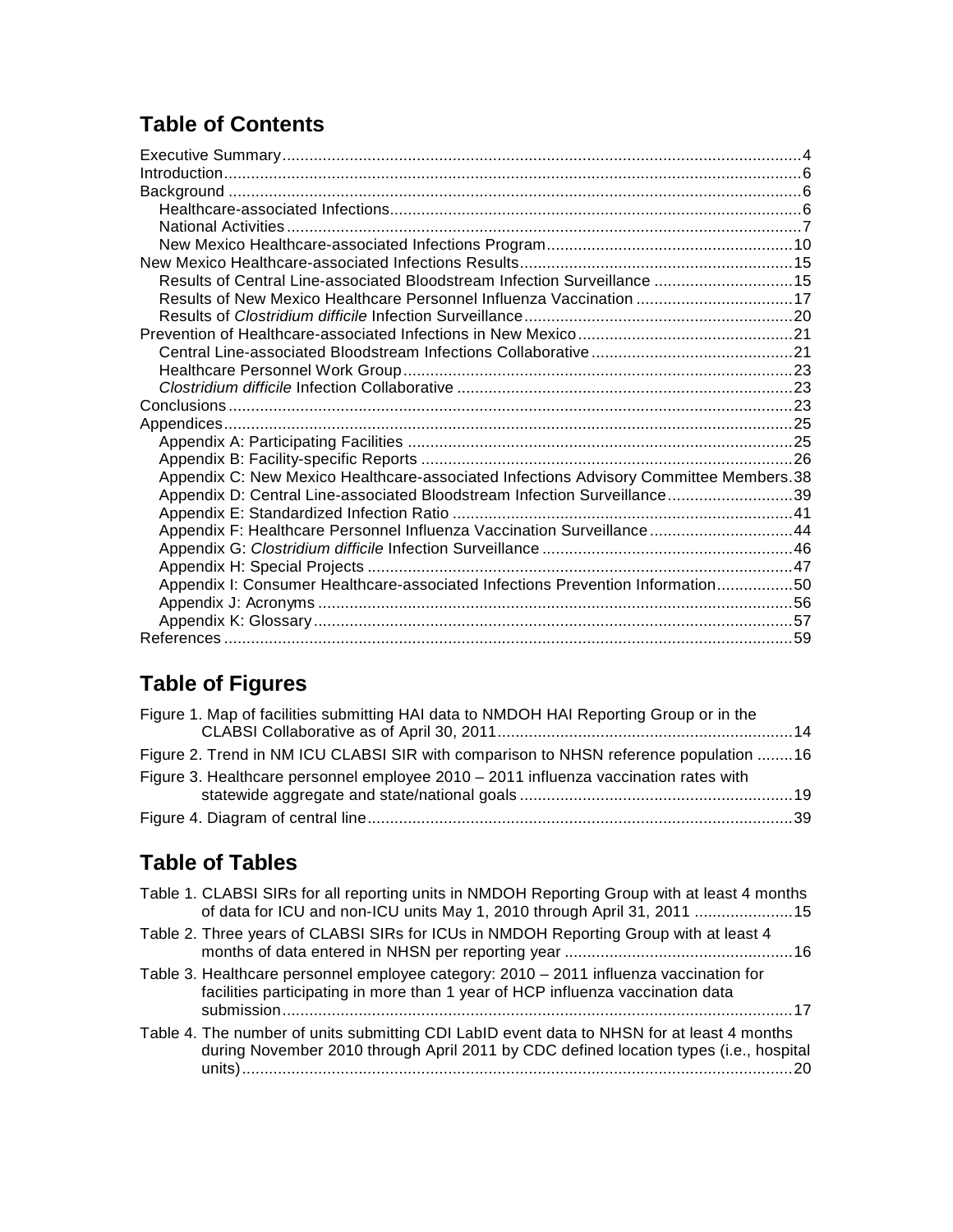## Table of Contents

Executive Summary....................................................................................................................4
Introduction.................................................................................................................................6
Background .................................................................................................................................6
- Healthcare-associated Infections.............................................................................................6
- National Activities....................................................................................................................7
- New Mexico Healthcare-associated Infections Program........................................................10

New Mexico Healthcare-associated Infections Results.............................................................15
- Results of Central Line-associated Bloodstream Infection Surveillance ...............................15
- Results of New Mexico Healthcare Personnel Influenza Vaccination ...................................17
- Results of *Clostridium difficile* Infection Surveillance............................................................20

Prevention of Healthcare-associated Infections in New Mexico................................................21
- Central Line-associated Bloodstream Infections Collaborative.............................................21
- Healthcare Personnel Work Group.......................................................................................23
- *Clostridium difficile* Infection Collaborative ...........................................................................23

Conclusions...............................................................................................................................23
Appendices................................................................................................................................25
- Appendix A: Participating Facilities ......................................................................................25
- Appendix B: Facility-specific Reports ...................................................................................26
- Appendix C: New Mexico Healthcare-associated Infections Advisory Committee Members.38
- Appendix D: Central Line-associated Bloodstream Infection Surveillance............................39
- Appendix E: Standardized Infection Ratio ............................................................................41
- Appendix F: Healthcare Personnel Influenza Vaccination Surveillance................................44
- Appendix G: *Clostridium difficile* Infection Surveillance ........................................................46
- Appendix H: Special Projects ...............................................................................................47
- Appendix I: Consumer Healthcare-associated Infections Prevention Information.................50
- Appendix J: Acronyms .........................................................................................................56
- Appendix K: Glossary...........................................................................................................57

References................................................................................................................................59

## Table of Figures

Figure 1. Map of facilities submitting HAI data to NMDOH HAI Reporting Group or in the CLABSI Collaborative as of April 30, 2011..................................................................14

Figure 2. Trend in NM ICU CLABSI SIR with comparison to NHSN reference population ........16

Figure 3. Healthcare personnel employee 2010 – 2011 influenza vaccination rates with statewide aggregate and state/national goals ............................................................19

Figure 4. Diagram of central line..............................................................................................39

## Table of Tables

Table 1. CLABSI SIRs for all reporting units in NMDOH Reporting Group with at least 4 months of data for ICU and non-ICU units May 1, 2010 through April 31, 2011 ......................15

Table 2. Three years of CLABSI SIRs for ICUs in NMDOH Reporting Group with at least 4 months of data entered in NHSN per reporting year ..................................................16

Table 3. Healthcare personnel employee category: 2010 – 2011 influenza vaccination for facilities participating in more than 1 year of HCP influenza vaccination data submission.................................................................................................................17

Table 4. The number of units submitting CDI LabID event data to NHSN for at least 4 months during November 2010 through April 2011 by CDC defined location types (i.e., hospital units)..........................................................................................................................20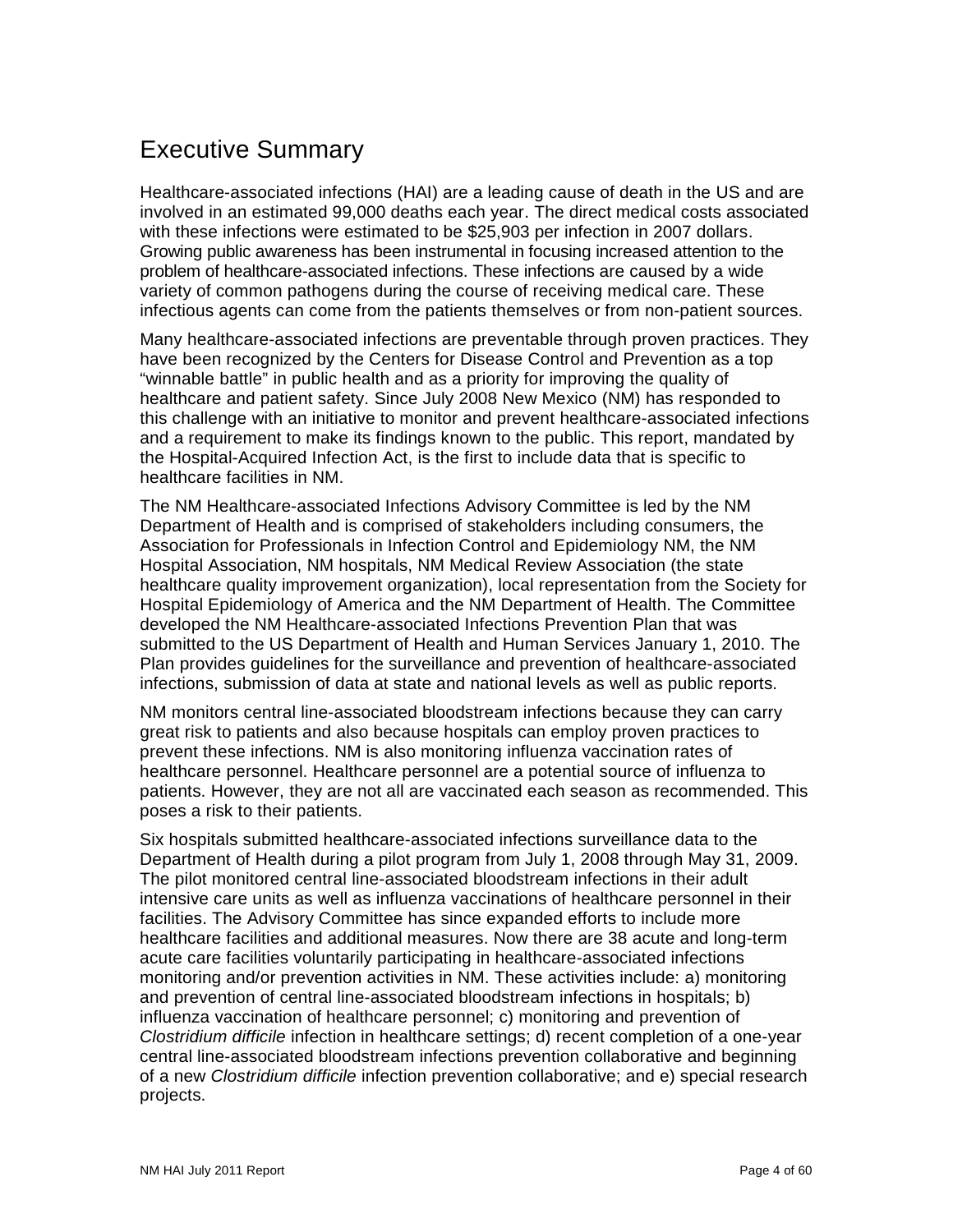# Executive Summary

Healthcare-associated infections (HAI) are a leading cause of death in the US and are involved in an estimated 99,000 deaths each year. The direct medical costs associated with these infections were estimated to be $25,903 per infection in 2007 dollars. Growing public awareness has been instrumental in focusing increased attention to the problem of healthcare-associated infections. These infections are caused by a wide variety of common pathogens during the course of receiving medical care. These infectious agents can come from the patients themselves or from non-patient sources.

Many healthcare-associated infections are preventable through proven practices. They have been recognized by the Centers for Disease Control and Prevention as a top "winnable battle" in public health and as a priority for improving the quality of healthcare and patient safety. Since July 2008 New Mexico (NM) has responded to this challenge with an initiative to monitor and prevent healthcare-associated infections and a requirement to make its findings known to the public. This report, mandated by the Hospital-Acquired Infection Act, is the first to include data that is specific to healthcare facilities in NM.

The NM Healthcare-associated Infections Advisory Committee is led by the NM Department of Health and is comprised of stakeholders including consumers, the Association for Professionals in Infection Control and Epidemiology NM, the NM Hospital Association, NM hospitals, NM Medical Review Association (the state healthcare quality improvement organization), local representation from the Society for Hospital Epidemiology of America and the NM Department of Health. The Committee developed the NM Healthcare-associated Infections Prevention Plan that was submitted to the US Department of Health and Human Services January 1, 2010. The Plan provides guidelines for the surveillance and prevention of healthcare-associated infections, submission of data at state and national levels as well as public reports.

NM monitors central line-associated bloodstream infections because they can carry great risk to patients and also because hospitals can employ proven practices to prevent these infections. NM is also monitoring influenza vaccination rates of healthcare personnel. Healthcare personnel are a potential source of influenza to patients. However, they are not all are vaccinated each season as recommended. This poses a risk to their patients.

Six hospitals submitted healthcare-associated infections surveillance data to the Department of Health during a pilot program from July 1, 2008 through May 31, 2009. The pilot monitored central line-associated bloodstream infections in their adult intensive care units as well as influenza vaccinations of healthcare personnel in their facilities. The Advisory Committee has since expanded efforts to include more healthcare facilities and additional measures. Now there are 38 acute and long-term acute care facilities voluntarily participating in healthcare-associated infections monitoring and/or prevention activities in NM. These activities include: a) monitoring and prevention of central line-associated bloodstream infections in hospitals; b) influenza vaccination of healthcare personnel; c) monitoring and prevention of *Clostridium difficile* infection in healthcare settings; d) recent completion of a one-year central line-associated bloodstream infections prevention collaborative and beginning of a new *Clostridium difficile* infection prevention collaborative; and e) special research projects.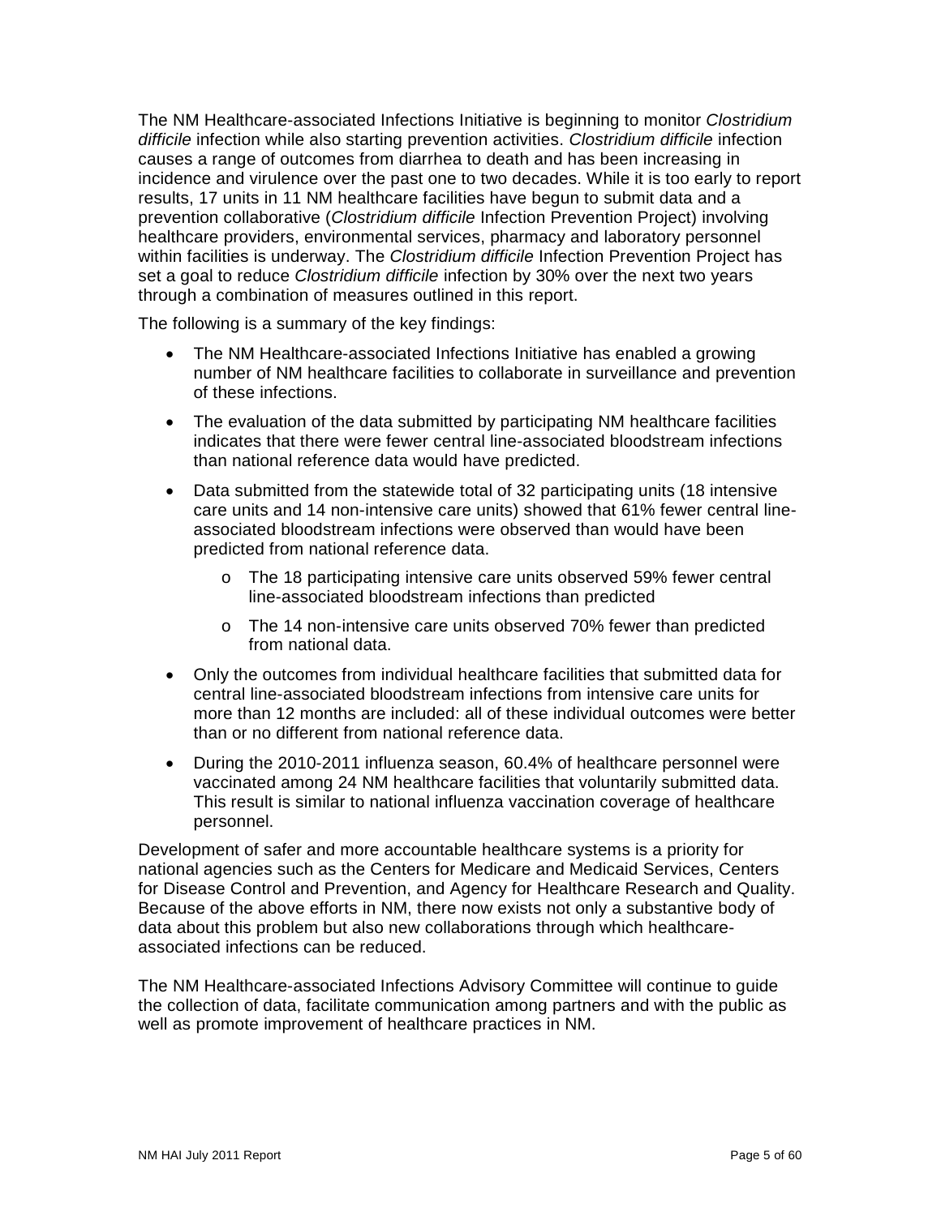The NM Healthcare-associated Infections Initiative is beginning to monitor *Clostridium difficile* infection while also starting prevention activities. *Clostridium difficile* infection causes a range of outcomes from diarrhea to death and has been increasing in incidence and virulence over the past one to two decades. While it is too early to report results, 17 units in 11 NM healthcare facilities have begun to submit data and a prevention collaborative (*Clostridium difficile* Infection Prevention Project) involving healthcare providers, environmental services, pharmacy and laboratory personnel within facilities is underway. The *Clostridium difficile* Infection Prevention Project has set a goal to reduce *Clostridium difficile* infection by 30% over the next two years through a combination of measures outlined in this report.

The following is a summary of the key findings:

- The NM Healthcare-associated Infections Initiative has enabled a growing number of NM healthcare facilities to collaborate in surveillance and prevention of these infections.
- The evaluation of the data submitted by participating NM healthcare facilities indicates that there were fewer central line-associated bloodstream infections than national reference data would have predicted.
- Data submitted from the statewide total of 32 participating units (18 intensive care units and 14 non-intensive care units) showed that 61% fewer central line-associated bloodstream infections were observed than would have been predicted from national reference data.
    - The 18 participating intensive care units observed 59% fewer central line-associated bloodstream infections than predicted
    - The 14 non-intensive care units observed 70% fewer than predicted from national data.
- Only the outcomes from individual healthcare facilities that submitted data for central line-associated bloodstream infections from intensive care units for more than 12 months are included: all of these individual outcomes were better than or no different from national reference data.
- During the 2010-2011 influenza season, 60.4% of healthcare personnel were vaccinated among 24 NM healthcare facilities that voluntarily submitted data. This result is similar to national influenza vaccination coverage of healthcare personnel.

Development of safer and more accountable healthcare systems is a priority for national agencies such as the Centers for Medicare and Medicaid Services, Centers for Disease Control and Prevention, and Agency for Healthcare Research and Quality. Because of the above efforts in NM, there now exists not only a substantive body of data about this problem but also new collaborations through which healthcare-associated infections can be reduced.

The NM Healthcare-associated Infections Advisory Committee will continue to guide the collection of data, facilitate communication among partners and with the public as well as promote improvement of healthcare practices in NM.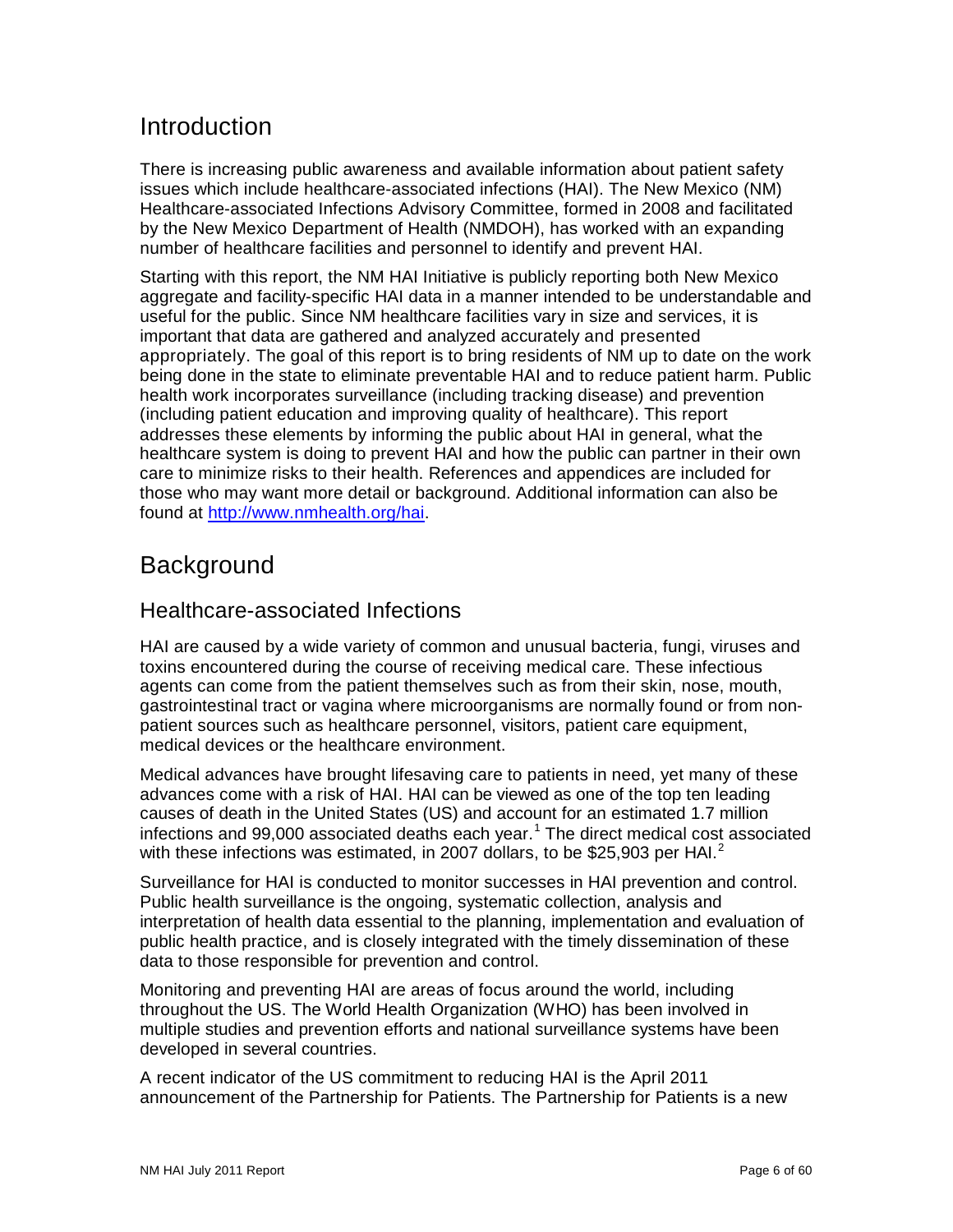# Introduction

There is increasing public awareness and available information about patient safety issues which include healthcare-associated infections (HAI). The New Mexico (NM) Healthcare-associated Infections Advisory Committee, formed in 2008 and facilitated by the New Mexico Department of Health (NMDOH), has worked with an expanding number of healthcare facilities and personnel to identify and prevent HAI.

Starting with this report, the NM HAI Initiative is publicly reporting both New Mexico aggregate and facility-specific HAI data in a manner intended to be understandable and useful for the public. Since NM healthcare facilities vary in size and services, it is important that data are gathered and analyzed accurately and presented appropriately. The goal of this report is to bring residents of NM up to date on the work being done in the state to eliminate preventable HAI and to reduce patient harm. Public health work incorporates surveillance (including tracking disease) and prevention (including patient education and improving quality of healthcare). This report addresses these elements by informing the public about HAI in general, what the healthcare system is doing to prevent HAI and how the public can partner in their own care to minimize risks to their health. References and appendices are included for those who may want more detail or background. Additional information can also be found at [http://www.nmhealth.org/hai](http://www.nmhealth.org/hai).

# Background

## Healthcare-associated Infections

HAI are caused by a wide variety of common and unusual bacteria, fungi, viruses and toxins encountered during the course of receiving medical care. These infectious agents can come from the patient themselves such as from their skin, nose, mouth, gastrointestinal tract or vagina where microorganisms are normally found or from non-patient sources such as healthcare personnel, visitors, patient care equipment, medical devices or the healthcare environment.

Medical advances have brought lifesaving care to patients in need, yet many of these advances come with a risk of HAI. HAI can be viewed as one of the top ten leading causes of death in the United States (US) and account for an estimated 1.7 million infections and 99,000 associated deaths each year.[1] The direct medical cost associated with these infections was estimated, in 2007 dollars, to be $25,903 per HAI.[2]

Surveillance for HAI is conducted to monitor successes in HAI prevention and control. Public health surveillance is the ongoing, systematic collection, analysis and interpretation of health data essential to the planning, implementation and evaluation of public health practice, and is closely integrated with the timely dissemination of these data to those responsible for prevention and control.

Monitoring and preventing HAI are areas of focus around the world, including throughout the US. The World Health Organization (WHO) has been involved in multiple studies and prevention efforts and national surveillance systems have been developed in several countries.

A recent indicator of the US commitment to reducing HAI is the April 2011 announcement of the Partnership for Patients. The Partnership for Patients is a new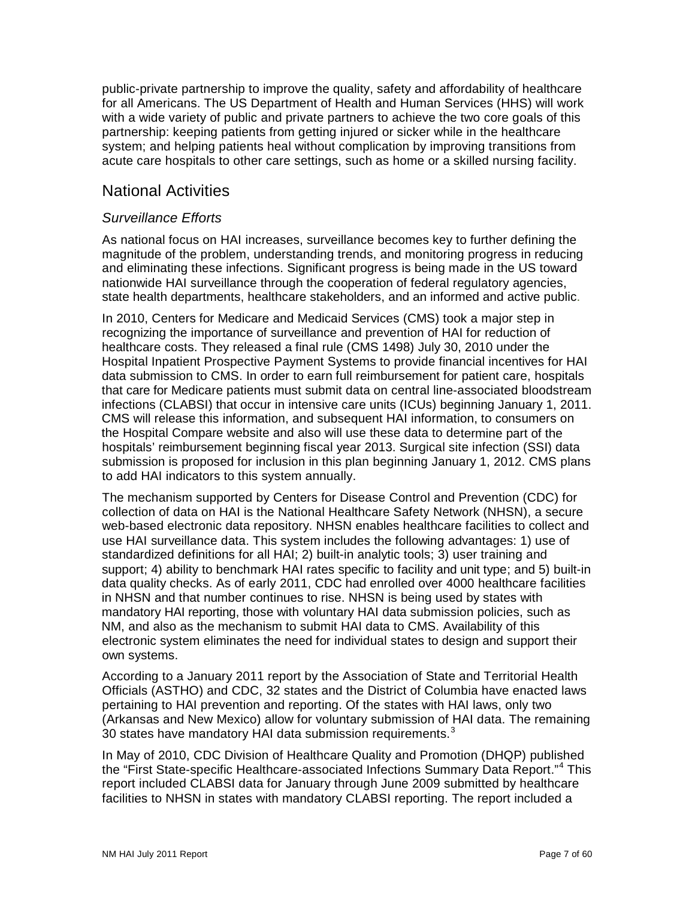public-private partnership to improve the quality, safety and affordability of healthcare for all Americans. The US Department of Health and Human Services (HHS) will work with a wide variety of public and private partners to achieve the two core goals of this partnership: keeping patients from getting injured or sicker while in the healthcare system; and helping patients heal without complication by improving transitions from acute care hospitals to other care settings, such as home or a skilled nursing facility.

## National Activities

### *Surveillance Efforts*

As national focus on HAI increases, surveillance becomes key to further defining the magnitude of the problem, understanding trends, and monitoring progress in reducing and eliminating these infections. Significant progress is being made in the US toward nationwide HAI surveillance through the cooperation of federal regulatory agencies, state health departments, healthcare stakeholders, and an informed and active public.

In 2010, Centers for Medicare and Medicaid Services (CMS) took a major step in recognizing the importance of surveillance and prevention of HAI for reduction of healthcare costs. They released a final rule (CMS 1498) July 30, 2010 under the Hospital Inpatient Prospective Payment Systems to provide financial incentives for HAI data submission to CMS. In order to earn full reimbursement for patient care, hospitals that care for Medicare patients must submit data on central line-associated bloodstream infections (CLABSI) that occur in intensive care units (ICUs) beginning January 1, 2011. CMS will release this information, and subsequent HAI information, to consumers on the Hospital Compare website and also will use these data to determine part of the hospitals' reimbursement beginning fiscal year 2013. Surgical site infection (SSI) data submission is proposed for inclusion in this plan beginning January 1, 2012. CMS plans to add HAI indicators to this system annually.

The mechanism supported by Centers for Disease Control and Prevention (CDC) for collection of data on HAI is the National Healthcare Safety Network (NHSN), a secure web-based electronic data repository. NHSN enables healthcare facilities to collect and use HAI surveillance data. This system includes the following advantages: 1) use of standardized definitions for all HAI; 2) built-in analytic tools; 3) user training and support; 4) ability to benchmark HAI rates specific to facility and unit type; and 5) built-in data quality checks. As of early 2011, CDC had enrolled over 4000 healthcare facilities in NHSN and that number continues to rise. NHSN is being used by states with mandatory HAI reporting, those with voluntary HAI data submission policies, such as NM, and also as the mechanism to submit HAI data to CMS. Availability of this electronic system eliminates the need for individual states to design and support their own systems.

According to a January 2011 report by the Association of State and Territorial Health Officials (ASTHO) and CDC, 32 states and the District of Columbia have enacted laws pertaining to HAI prevention and reporting. Of the states with HAI laws, only two (Arkansas and New Mexico) allow for voluntary submission of HAI data. The remaining 30 states have mandatory HAI data submission requirements.[3]

In May of 2010, CDC Division of Healthcare Quality and Promotion (DHQP) published the "First State-specific Healthcare-associated Infections Summary Data Report."[4] This report included CLABSI data for January through June 2009 submitted by healthcare facilities to NHSN in states with mandatory CLABSI reporting. The report included a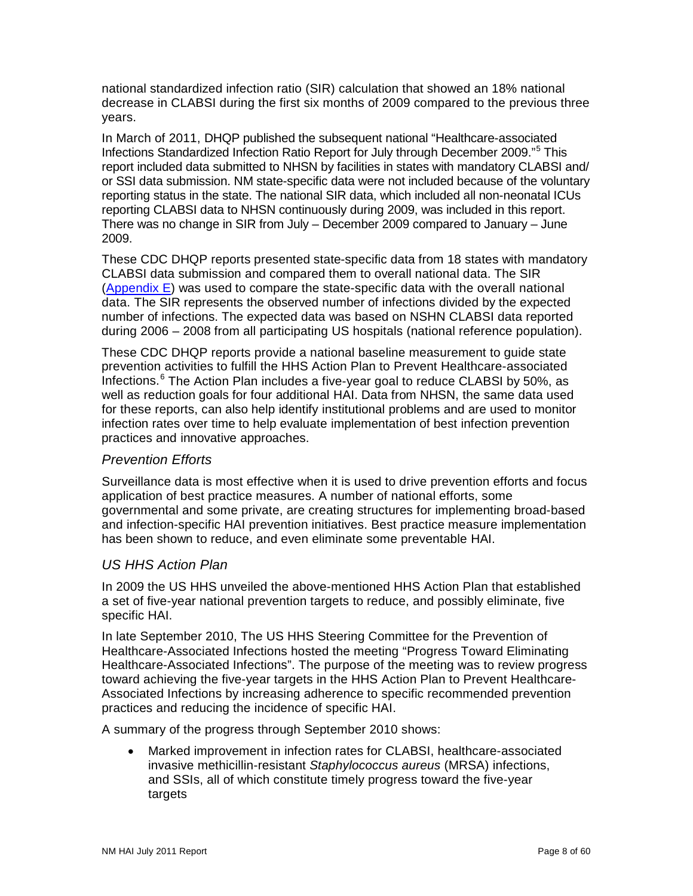national standardized infection ratio (SIR) calculation that showed an 18% national decrease in CLABSI during the first six months of 2009 compared to the previous three years.

In March of 2011, DHQP published the subsequent national "Healthcare-associated Infections Standardized Infection Ratio Report for July through December 2009."[5] This report included data submitted to NHSN by facilities in states with mandatory CLABSI and/or SSI data submission. NM state-specific data were not included because of the voluntary reporting status in the state. The national SIR data, which included all non-neonatal ICUs reporting CLABSI data to NHSN continuously during 2009, was included in this report. There was no change in SIR from July – December 2009 compared to January – June 2009.

These CDC DHQP reports presented state-specific data from 18 states with mandatory CLABSI data submission and compared them to overall national data. The SIR (Appendix E) was used to compare the state-specific data with the overall national data. The SIR represents the observed number of infections divided by the expected number of infections. The expected data was based on NSHN CLABSI data reported during 2006 – 2008 from all participating US hospitals (national reference population).

These CDC DHQP reports provide a national baseline measurement to guide state prevention activities to fulfill the HHS Action Plan to Prevent Healthcare-associated Infections.[6] The Action Plan includes a five-year goal to reduce CLABSI by 50%, as well as reduction goals for four additional HAI. Data from NHSN, the same data used for these reports, can also help identify institutional problems and are used to monitor infection rates over time to help evaluate implementation of best infection prevention practices and innovative approaches.

### *Prevention Efforts*

Surveillance data is most effective when it is used to drive prevention efforts and focus application of best practice measures. A number of national efforts, some governmental and some private, are creating structures for implementing broad-based and infection-specific HAI prevention initiatives. Best practice measure implementation has been shown to reduce, and even eliminate some preventable HAI.

### *US HHS Action Plan*

In 2009 the US HHS unveiled the above-mentioned HHS Action Plan that established a set of five-year national prevention targets to reduce, and possibly eliminate, five specific HAI.

In late September 2010, The US HHS Steering Committee for the Prevention of Healthcare-Associated Infections hosted the meeting "Progress Toward Eliminating Healthcare-Associated Infections". The purpose of the meeting was to review progress toward achieving the five-year targets in the HHS Action Plan to Prevent Healthcare-Associated Infections by increasing adherence to specific recommended prevention practices and reducing the incidence of specific HAI.

A summary of the progress through September 2010 shows:

- Marked improvement in infection rates for CLABSI, healthcare-associated invasive methicillin-resistant *Staphylococcus aureus* (MRSA) infections, and SSIs, all of which constitute timely progress toward the five-year targets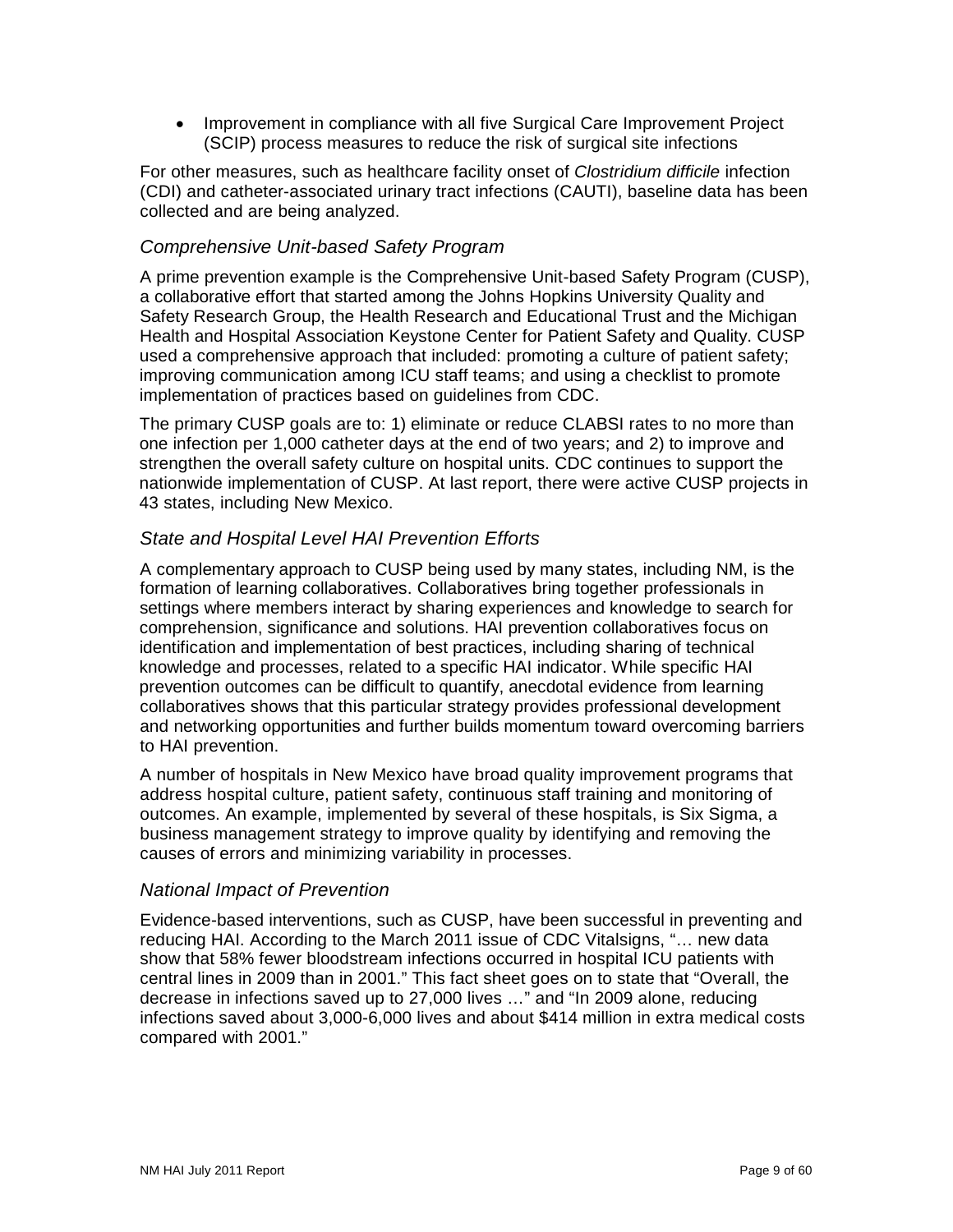- Improvement in compliance with all five Surgical Care Improvement Project (SCIP) process measures to reduce the risk of surgical site infections

For other measures, such as healthcare facility onset of *Clostridium difficile* infection (CDI) and catheter-associated urinary tract infections (CAUTI), baseline data has been collected and are being analyzed.

### *Comprehensive Unit-based Safety Program*

A prime prevention example is the Comprehensive Unit-based Safety Program (CUSP), a collaborative effort that started among the Johns Hopkins University Quality and Safety Research Group, the Health Research and Educational Trust and the Michigan Health and Hospital Association Keystone Center for Patient Safety and Quality. CUSP used a comprehensive approach that included: promoting a culture of patient safety; improving communication among ICU staff teams; and using a checklist to promote implementation of practices based on guidelines from CDC.

The primary CUSP goals are to: 1) eliminate or reduce CLABSI rates to no more than one infection per 1,000 catheter days at the end of two years; and 2) to improve and strengthen the overall safety culture on hospital units. CDC continues to support the nationwide implementation of CUSP. At last report, there were active CUSP projects in 43 states, including New Mexico.

### *State and Hospital Level HAI Prevention Efforts*

A complementary approach to CUSP being used by many states, including NM, is the formation of learning collaboratives. Collaboratives bring together professionals in settings where members interact by sharing experiences and knowledge to search for comprehension, significance and solutions. HAI prevention collaboratives focus on identification and implementation of best practices, including sharing of technical knowledge and processes, related to a specific HAI indicator. While specific HAI prevention outcomes can be difficult to quantify, anecdotal evidence from learning collaboratives shows that this particular strategy provides professional development and networking opportunities and further builds momentum toward overcoming barriers to HAI prevention.

A number of hospitals in New Mexico have broad quality improvement programs that address hospital culture, patient safety, continuous staff training and monitoring of outcomes. An example, implemented by several of these hospitals, is Six Sigma, a business management strategy to improve quality by identifying and removing the causes of errors and minimizing variability in processes.

### *National Impact of Prevention*

Evidence-based interventions, such as CUSP, have been successful in preventing and reducing HAI. According to the March 2011 issue of CDC Vitalsigns, "… new data show that 58% fewer bloodstream infections occurred in hospital ICU patients with central lines in 2009 than in 2001." This fact sheet goes on to state that "Overall, the decrease in infections saved up to 27,000 lives …" and "In 2009 alone, reducing infections saved about 3,000-6,000 lives and about $414 million in extra medical costs compared with 2001."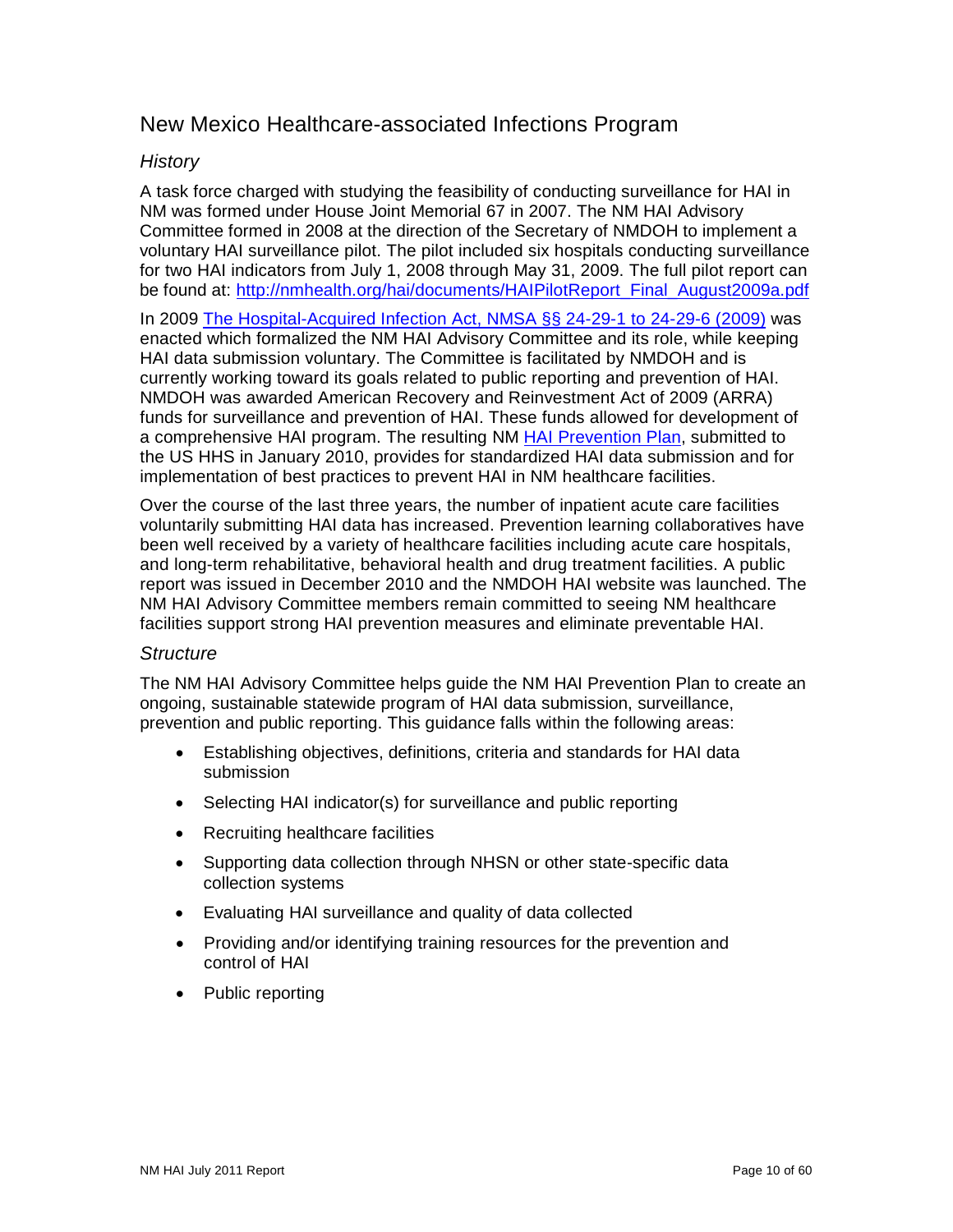## New Mexico Healthcare-associated Infections Program

### *History*

A task force charged with studying the feasibility of conducting surveillance for HAI in NM was formed under House Joint Memorial 67 in 2007. The NM HAI Advisory Committee formed in 2008 at the direction of the Secretary of NMDOH to implement a voluntary HAI surveillance pilot. The pilot included six hospitals conducting surveillance for two HAI indicators from July 1, 2008 through May 31, 2009. The full pilot report can be found at: http://nmhealth.org/hai/documents/HAIPilotReport_Final_August2009a.pdf

In 2009 The Hospital-Acquired Infection Act, NMSA §§ 24-29-1 to 24-29-6 (2009) was enacted which formalized the NM HAI Advisory Committee and its role, while keeping HAI data submission voluntary. The Committee is facilitated by NMDOH and is currently working toward its goals related to public reporting and prevention of HAI. NMDOH was awarded American Recovery and Reinvestment Act of 2009 (ARRA) funds for surveillance and prevention of HAI. These funds allowed for development of a comprehensive HAI program. The resulting NM HAI Prevention Plan, submitted to the US HHS in January 2010, provides for standardized HAI data submission and for implementation of best practices to prevent HAI in NM healthcare facilities.

Over the course of the last three years, the number of inpatient acute care facilities voluntarily submitting HAI data has increased. Prevention learning collaboratives have been well received by a variety of healthcare facilities including acute care hospitals, and long-term rehabilitative, behavioral health and drug treatment facilities. A public report was issued in December 2010 and the NMDOH HAI website was launched. The NM HAI Advisory Committee members remain committed to seeing NM healthcare facilities support strong HAI prevention measures and eliminate preventable HAI.

### *Structure*

The NM HAI Advisory Committee helps guide the NM HAI Prevention Plan to create an ongoing, sustainable statewide program of HAI data submission, surveillance, prevention and public reporting. This guidance falls within the following areas:

- Establishing objectives, definitions, criteria and standards for HAI data submission
- Selecting HAI indicator(s) for surveillance and public reporting
- Recruiting healthcare facilities
- Supporting data collection through NHSN or other state-specific data collection systems
- Evaluating HAI surveillance and quality of data collected
- Providing and/or identifying training resources for the prevention and control of HAI
- Public reporting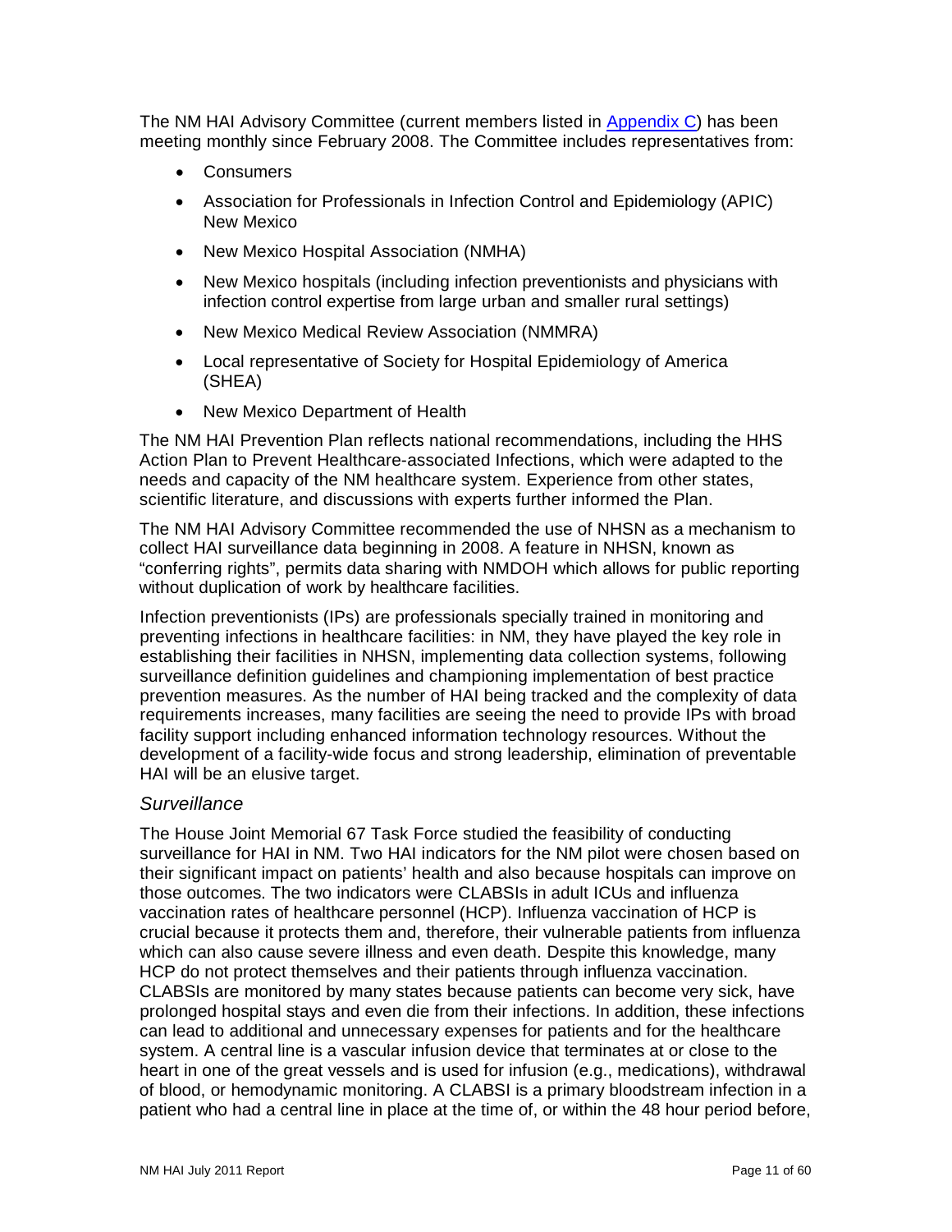The NM HAI Advisory Committee (current members listed in Appendix C) has been meeting monthly since February 2008. The Committee includes representatives from:

- Consumers
- Association for Professionals in Infection Control and Epidemiology (APIC) New Mexico
- New Mexico Hospital Association (NMHA)
- New Mexico hospitals (including infection preventionists and physicians with infection control expertise from large urban and smaller rural settings)
- New Mexico Medical Review Association (NMMRA)
- Local representative of Society for Hospital Epidemiology of America (SHEA)
- New Mexico Department of Health

The NM HAI Prevention Plan reflects national recommendations, including the HHS Action Plan to Prevent Healthcare-associated Infections, which were adapted to the needs and capacity of the NM healthcare system. Experience from other states, scientific literature, and discussions with experts further informed the Plan.

The NM HAI Advisory Committee recommended the use of NHSN as a mechanism to collect HAI surveillance data beginning in 2008. A feature in NHSN, known as "conferring rights", permits data sharing with NMDOH which allows for public reporting without duplication of work by healthcare facilities.

Infection preventionists (IPs) are professionals specially trained in monitoring and preventing infections in healthcare facilities: in NM, they have played the key role in establishing their facilities in NHSN, implementing data collection systems, following surveillance definition guidelines and championing implementation of best practice prevention measures. As the number of HAI being tracked and the complexity of data requirements increases, many facilities are seeing the need to provide IPs with broad facility support including enhanced information technology resources. Without the development of a facility-wide focus and strong leadership, elimination of preventable HAI will be an elusive target.

### *Surveillance*

The House Joint Memorial 67 Task Force studied the feasibility of conducting surveillance for HAI in NM. Two HAI indicators for the NM pilot were chosen based on their significant impact on patients' health and also because hospitals can improve on those outcomes. The two indicators were CLABSIs in adult ICUs and influenza vaccination rates of healthcare personnel (HCP). Influenza vaccination of HCP is crucial because it protects them and, therefore, their vulnerable patients from influenza which can also cause severe illness and even death. Despite this knowledge, many HCP do not protect themselves and their patients through influenza vaccination. CLABSIs are monitored by many states because patients can become very sick, have prolonged hospital stays and even die from their infections. In addition, these infections can lead to additional and unnecessary expenses for patients and for the healthcare system. A central line is a vascular infusion device that terminates at or close to the heart in one of the great vessels and is used for infusion (e.g., medications), withdrawal of blood, or hemodynamic monitoring. A CLABSI is a primary bloodstream infection in a patient who had a central line in place at the time of, or within the 48 hour period before,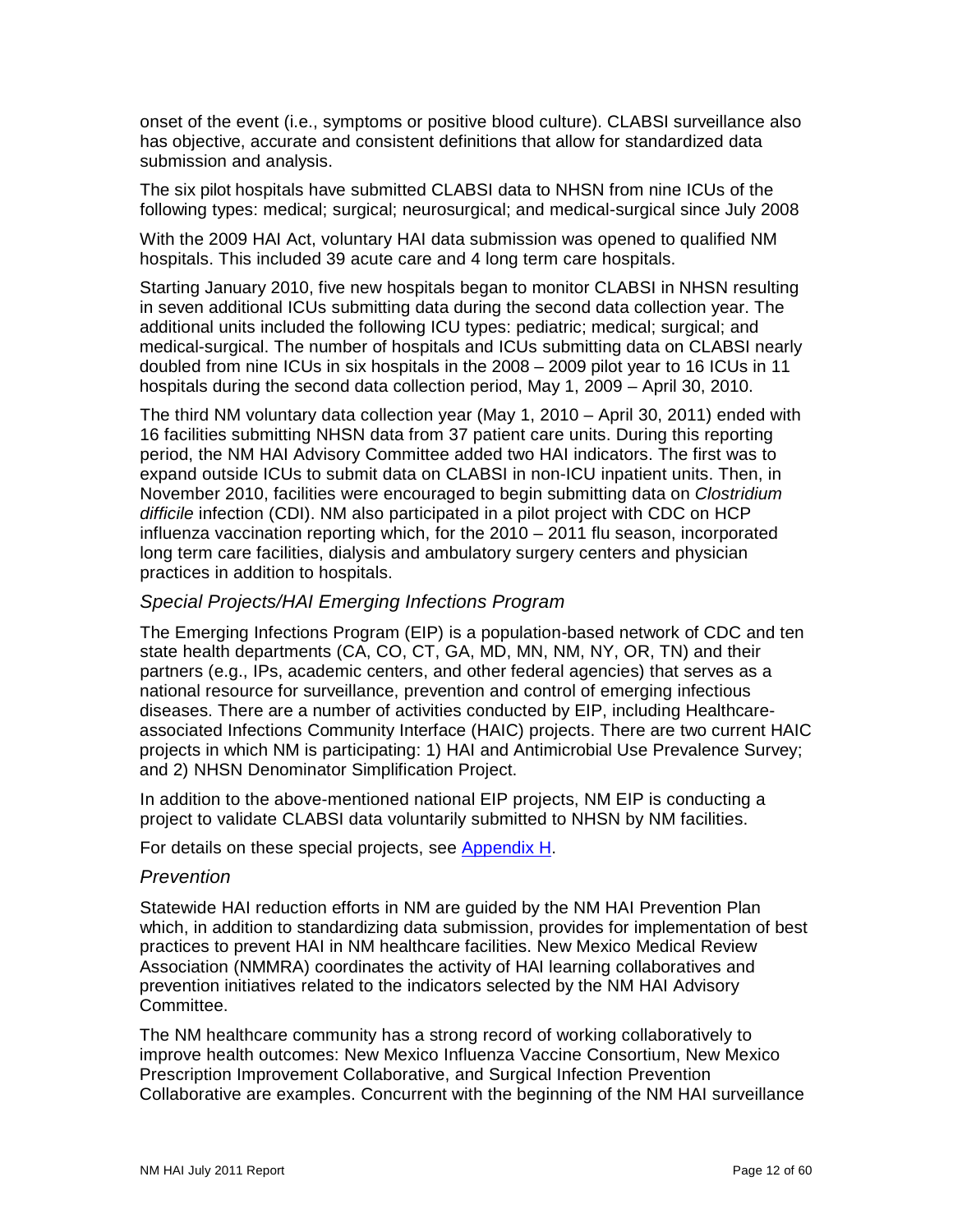onset of the event (i.e., symptoms or positive blood culture). CLABSI surveillance also has objective, accurate and consistent definitions that allow for standardized data submission and analysis.

The six pilot hospitals have submitted CLABSI data to NHSN from nine ICUs of the following types: medical; surgical; neurosurgical; and medical-surgical since July 2008

With the 2009 HAI Act, voluntary HAI data submission was opened to qualified NM hospitals. This included 39 acute care and 4 long term care hospitals.

Starting January 2010, five new hospitals began to monitor CLABSI in NHSN resulting in seven additional ICUs submitting data during the second data collection year. The additional units included the following ICU types: pediatric; medical; surgical; and medical-surgical. The number of hospitals and ICUs submitting data on CLABSI nearly doubled from nine ICUs in six hospitals in the 2008 – 2009 pilot year to 16 ICUs in 11 hospitals during the second data collection period, May 1, 2009 – April 30, 2010.

The third NM voluntary data collection year (May 1, 2010 – April 30, 2011) ended with 16 facilities submitting NHSN data from 37 patient care units. During this reporting period, the NM HAI Advisory Committee added two HAI indicators. The first was to expand outside ICUs to submit data on CLABSI in non-ICU inpatient units. Then, in November 2010, facilities were encouraged to begin submitting data on *Clostridium difficile* infection (CDI). NM also participated in a pilot project with CDC on HCP influenza vaccination reporting which, for the 2010 – 2011 flu season, incorporated long term care facilities, dialysis and ambulatory surgery centers and physician practices in addition to hospitals.

### *Special Projects/HAI Emerging Infections Program*

The Emerging Infections Program (EIP) is a population-based network of CDC and ten state health departments (CA, CO, CT, GA, MD, MN, NM, NY, OR, TN) and their partners (e.g., IPs, academic centers, and other federal agencies) that serves as a national resource for surveillance, prevention and control of emerging infectious diseases. There are a number of activities conducted by EIP, including Healthcare-associated Infections Community Interface (HAIC) projects. There are two current HAIC projects in which NM is participating: 1) HAI and Antimicrobial Use Prevalence Survey; and 2) NHSN Denominator Simplification Project.

In addition to the above-mentioned national EIP projects, NM EIP is conducting a project to validate CLABSI data voluntarily submitted to NHSN by NM facilities.

For details on these special projects, see [Appendix H](#).

### *Prevention*

Statewide HAI reduction efforts in NM are guided by the NM HAI Prevention Plan which, in addition to standardizing data submission, provides for implementation of best practices to prevent HAI in NM healthcare facilities. New Mexico Medical Review Association (NMMRA) coordinates the activity of HAI learning collaboratives and prevention initiatives related to the indicators selected by the NM HAI Advisory Committee.

The NM healthcare community has a strong record of working collaboratively to improve health outcomes: New Mexico Influenza Vaccine Consortium, New Mexico Prescription Improvement Collaborative, and Surgical Infection Prevention Collaborative are examples. Concurrent with the beginning of the NM HAI surveillance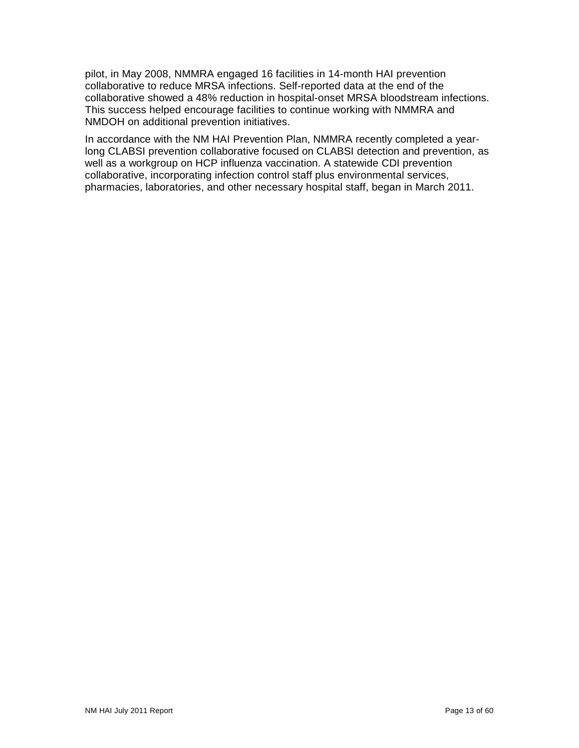pilot, in May 2008, NMMRA engaged 16 facilities in 14-month HAI prevention collaborative to reduce MRSA infections. Self-reported data at the end of the collaborative showed a 48% reduction in hospital-onset MRSA bloodstream infections. This success helped encourage facilities to continue working with NMMRA and NMDOH on additional prevention initiatives.

In accordance with the NM HAI Prevention Plan, NMMRA recently completed a year-long CLABSI prevention collaborative focused on CLABSI detection and prevention, as well as a workgroup on HCP influenza vaccination. A statewide CDI prevention collaborative, incorporating infection control staff plus environmental services, pharmacies, laboratories, and other necessary hospital staff, began in March 2011.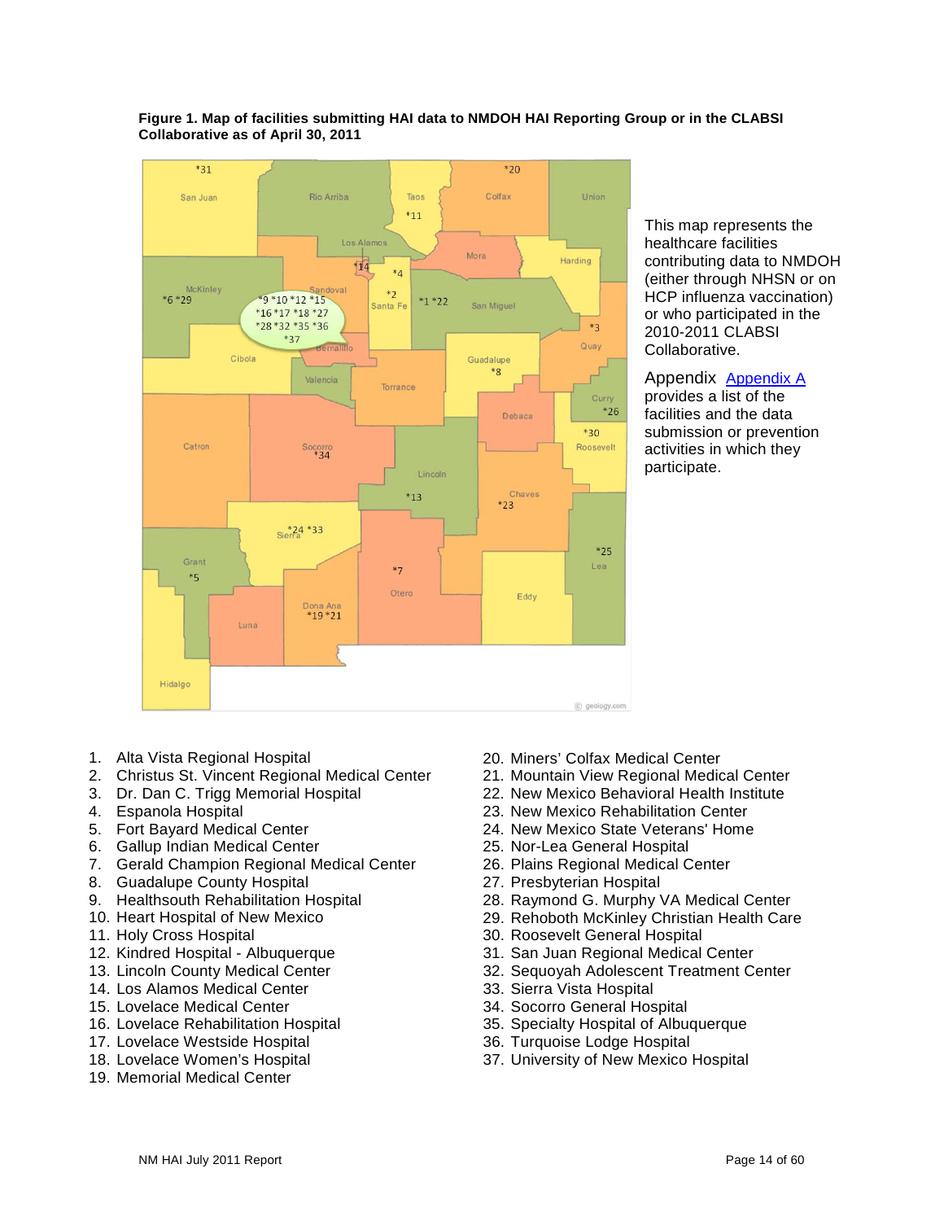**Figure 1. Map of facilities submitting HAI data to NMDOH HAI Reporting Group or in the CLABSI Collaborative as of April 30, 2011**

This map represents the healthcare facilities contributing data to NMDOH (either through NHSN or on HCP influenza vaccination) or who participated in the 2010-2011 CLABSI Collaborative.

Appendix Appendix A provides a list of the facilities and the data submission or prevention activities in which they participate.

1. Alta Vista Regional Hospital
2. Christus St. Vincent Regional Medical Center
3. Dr. Dan C. Trigg Memorial Hospital
4. Espanola Hospital
5. Fort Bayard Medical Center
6. Gallup Indian Medical Center
7. Gerald Champion Regional Medical Center
8. Guadalupe County Hospital
9. Healthsouth Rehabilitation Hospital
10. Heart Hospital of New Mexico
11. Holy Cross Hospital
12. Kindred Hospital - Albuquerque
13. Lincoln County Medical Center
14. Los Alamos Medical Center
15. Lovelace Medical Center
16. Lovelace Rehabilitation Hospital
17. Lovelace Westside Hospital
18. Lovelace Women's Hospital
19. Memorial Medical Center
20. Miners' Colfax Medical Center
21. Mountain View Regional Medical Center
22. New Mexico Behavioral Health Institute
23. New Mexico Rehabilitation Center
24. New Mexico State Veterans' Home
25. Nor-Lea General Hospital
26. Plains Regional Medical Center
27. Presbyterian Hospital
28. Raymond G. Murphy VA Medical Center
29. Rehoboth McKinley Christian Health Care
30. Roosevelt General Hospital
31. San Juan Regional Medical Center
32. Sequoyah Adolescent Treatment Center
33. Sierra Vista Hospital
34. Socorro General Hospital
35. Specialty Hospital of Albuquerque
36. Turquoise Lodge Hospital
37. University of New Mexico Hospital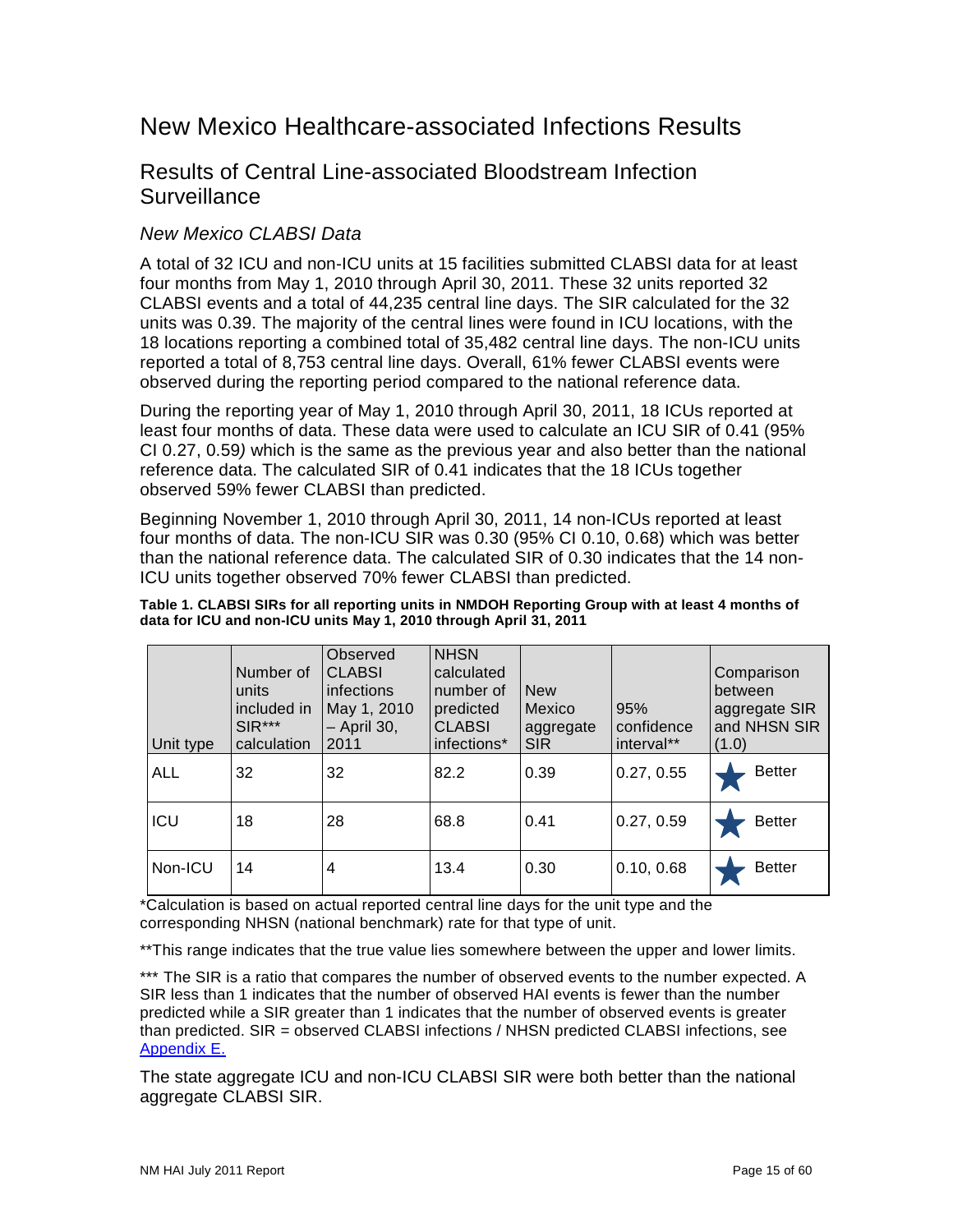# New Mexico Healthcare-associated Infections Results

## Results of Central Line-associated Bloodstream Infection Surveillance

### *New Mexico CLABSI Data*

A total of 32 ICU and non-ICU units at 15 facilities submitted CLABSI data for at least four months from May 1, 2010 through April 30, 2011. These 32 units reported 32 CLABSI events and a total of 44,235 central line days. The SIR calculated for the 32 units was 0.39. The majority of the central lines were found in ICU locations, with the 18 locations reporting a combined total of 35,482 central line days. The non-ICU units reported a total of 8,753 central line days. Overall, 61% fewer CLABSI events were observed during the reporting period compared to the national reference data.

During the reporting year of May 1, 2010 through April 30, 2011, 18 ICUs reported at least four months of data. These data were used to calculate an ICU SIR of 0.41 (95% CI 0.27, 0.59*)* which is the same as the previous year and also better than the national reference data. The calculated SIR of 0.41 indicates that the 18 ICUs together observed 59% fewer CLABSI than predicted.

Beginning November 1, 2010 through April 30, 2011, 14 non-ICUs reported at least four months of data. The non-ICU SIR was 0.30 (95% CI 0.10, 0.68) which was better than the national reference data. The calculated SIR of 0.30 indicates that the 14 non-ICU units together observed 70% fewer CLABSI than predicted.

**Table 1. CLABSI SIRs for all reporting units in NMDOH Reporting Group with at least 4 months of data for ICU and non-ICU units May 1, 2010 through April 31, 2011**

| Unit type | Number of units included in SIR*** calculation | Observed CLABSI infections May 1, 2010 – April 30, 2011 | NHSN calculated number of predicted CLABSI infections* | New Mexico aggregate SIR | 95% confidence interval** | Comparison between aggregate SIR and NHSN SIR (1.0) |
|---|---|---|---|---|---|---|
| ALL | 32 | 32 | 82.2 | 0.39 | 0.27, 0.55 | ★ Better |
| ICU | 18 | 28 | 68.8 | 0.41 | 0.27, 0.59 | ★ Better |
| Non-ICU | 14 | 4 | 13.4 | 0.30 | 0.10, 0.68 | ★ Better |

*Calculation is based on actual reported central line days for the unit type and the corresponding NHSN (national benchmark) rate for that type of unit.

**This range indicates that the true value lies somewhere between the upper and lower limits.

*** The SIR is a ratio that compares the number of observed events to the number expected. A SIR less than 1 indicates that the number of observed HAI events is fewer than the number predicted while a SIR greater than 1 indicates that the number of observed events is greater than predicted. SIR = observed CLABSI infections / NHSN predicted CLABSI infections, see Appendix E.

The state aggregate ICU and non-ICU CLABSI SIR were both better than the national aggregate CLABSI SIR.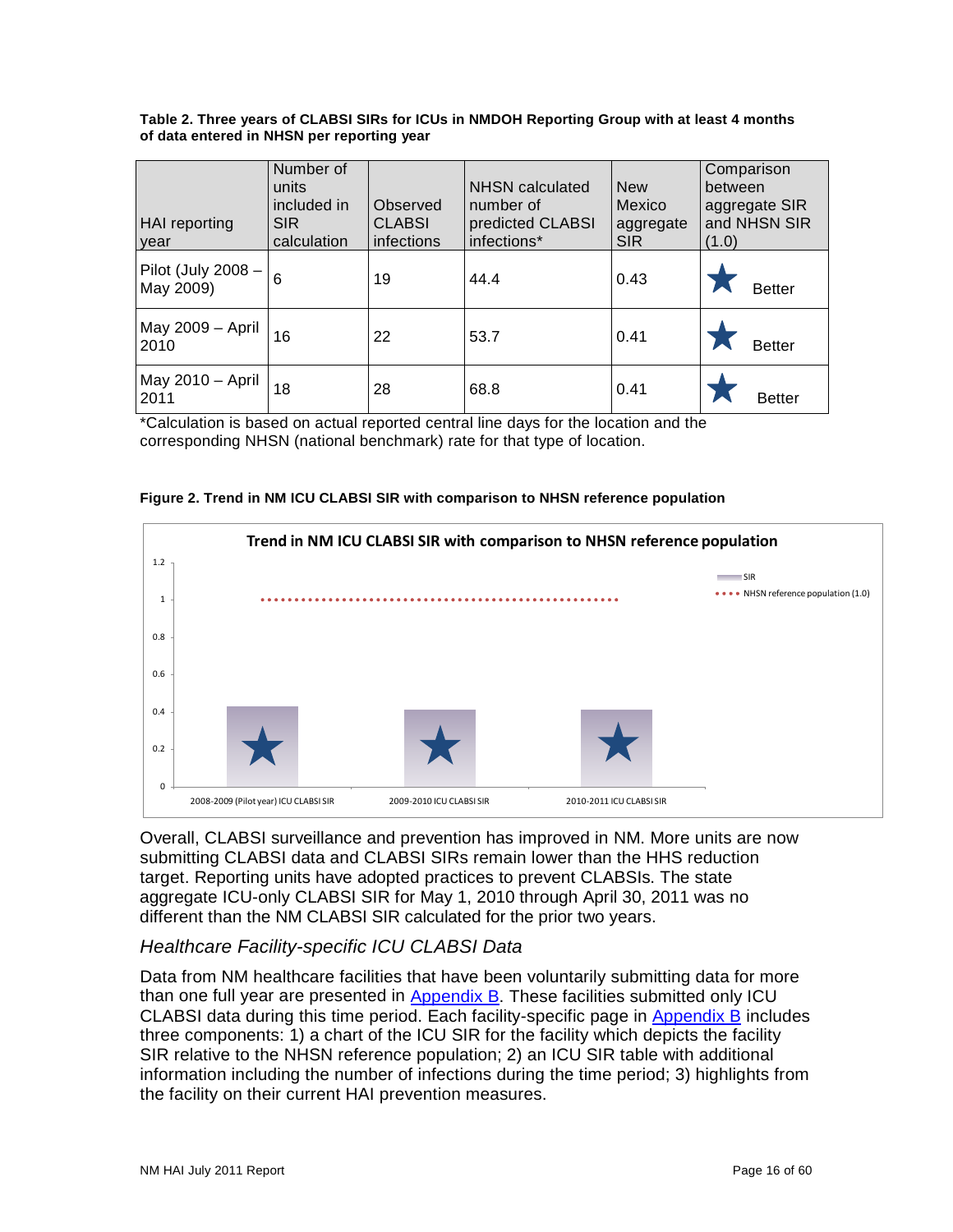**Table 2. Three years of CLABSI SIRs for ICUs in NMDOH Reporting Group with at least 4 months of data entered in NHSN per reporting year**

| HAI reporting year | Number of units included in SIR calculation | Observed CLABSI infections | NHSN calculated number of predicted CLABSI infections* | New Mexico aggregate SIR | Comparison between aggregate SIR and NHSN SIR (1.0) |
|---|---|---|---|---|---|
| Pilot (July 2008 – May 2009) | 6 | 19 | 44.4 | 0.43 | ★ Better |
| May 2009 – April 2010 | 16 | 22 | 53.7 | 0.41 | ★ Better |
| May 2010 – April 2011 | 18 | 28 | 68.8 | 0.41 | ★ Better |

*Calculation is based on actual reported central line days for the location and the corresponding NHSN (national benchmark) rate for that type of location.

**Figure 2. Trend in NM ICU CLABSI SIR with comparison to NHSN reference population**

Trend in NM ICU CLABSI SIR with comparison to NHSN reference population

| | SIR |
|---|---|
| 2008-2009 (Pilot year) ICU CLABSI SIR | 0.43 ★ |
| 2009-2010 ICU CLABSI SIR | 0.41 ★ |
| 2010-2011 ICU CLABSI SIR | 0.41 ★ |

NHSN reference population (1.0)

Overall, CLABSI surveillance and prevention has improved in NM. More units are now submitting CLABSI data and CLABSI SIRs remain lower than the HHS reduction target. Reporting units have adopted practices to prevent CLABSIs. The state aggregate ICU-only CLABSI SIR for May 1, 2010 through April 30, 2011 was no different than the NM CLABSI SIR calculated for the prior two years.

### *Healthcare Facility-specific ICU CLABSI Data*

Data from NM healthcare facilities that have been voluntarily submitting data for more than one full year are presented in Appendix B. These facilities submitted only ICU CLABSI data during this time period. Each facility-specific page in Appendix B includes three components: 1) a chart of the ICU SIR for the facility which depicts the facility SIR relative to the NHSN reference population; 2) an ICU SIR table with additional information including the number of infections during the time period; 3) highlights from the facility on their current HAI prevention measures.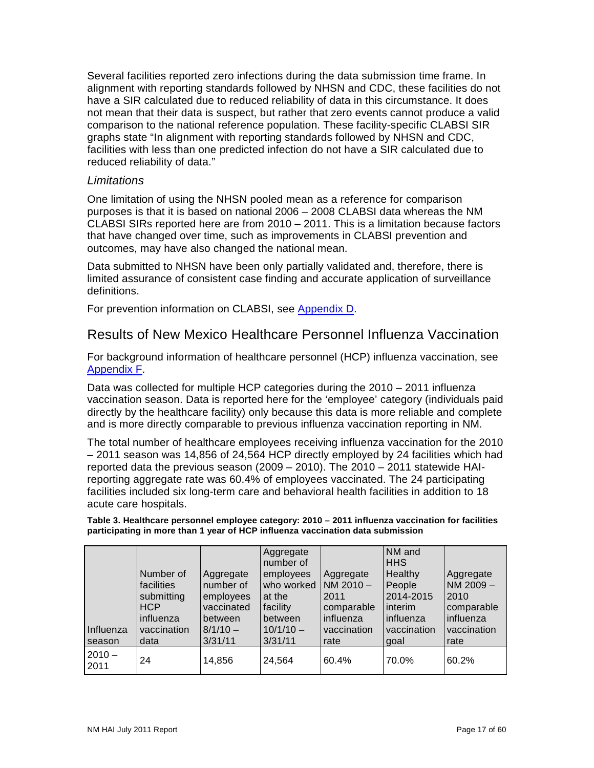Several facilities reported zero infections during the data submission time frame. In alignment with reporting standards followed by NHSN and CDC, these facilities do not have a SIR calculated due to reduced reliability of data in this circumstance. It does not mean that their data is suspect, but rather that zero events cannot produce a valid comparison to the national reference population. These facility-specific CLABSI SIR graphs state "In alignment with reporting standards followed by NHSN and CDC, facilities with less than one predicted infection do not have a SIR calculated due to reduced reliability of data."

### *Limitations*

One limitation of using the NHSN pooled mean as a reference for comparison purposes is that it is based on national 2006 – 2008 CLABSI data whereas the NM CLABSI SIRs reported here are from 2010 – 2011. This is a limitation because factors that have changed over time, such as improvements in CLABSI prevention and outcomes, may have also changed the national mean.

Data submitted to NHSN have been only partially validated and, therefore, there is limited assurance of consistent case finding and accurate application of surveillance definitions.

For prevention information on CLABSI, see Appendix D.

## Results of New Mexico Healthcare Personnel Influenza Vaccination

For background information of healthcare personnel (HCP) influenza vaccination, see Appendix F.

Data was collected for multiple HCP categories during the 2010 – 2011 influenza vaccination season. Data is reported here for the 'employee' category (individuals paid directly by the healthcare facility) only because this data is more reliable and complete and is more directly comparable to previous influenza vaccination reporting in NM.

The total number of healthcare employees receiving influenza vaccination for the 2010 – 2011 season was 14,856 of 24,564 HCP directly employed by 24 facilities which had reported data the previous season (2009 – 2010). The 2010 – 2011 statewide HAI-reporting aggregate rate was 60.4% of employees vaccinated. The 24 participating facilities included six long-term care and behavioral health facilities in addition to 18 acute care hospitals.

**Table 3. Healthcare personnel employee category: 2010 – 2011 influenza vaccination for facilities participating in more than 1 year of HCP influenza vaccination data submission**

| Influenza season | Number of facilities submitting HCP influenza vaccination data | Aggregate number of employees vaccinated between 8/1/10 – 3/31/11 | Aggregate number of employees who worked at the facility between 10/1/10 – 3/31/11 | Aggregate NM 2010 – 2011 comparable influenza vaccination rate | NM and HHS Healthy People 2014-2015 interim influenza vaccination goal | Aggregate NM 2009 – 2010 comparable influenza vaccination rate |
|---|---|---|---|---|---|---|
| 2010 – 2011 | 24 | 14,856 | 24,564 | 60.4% | 70.0% | 60.2% |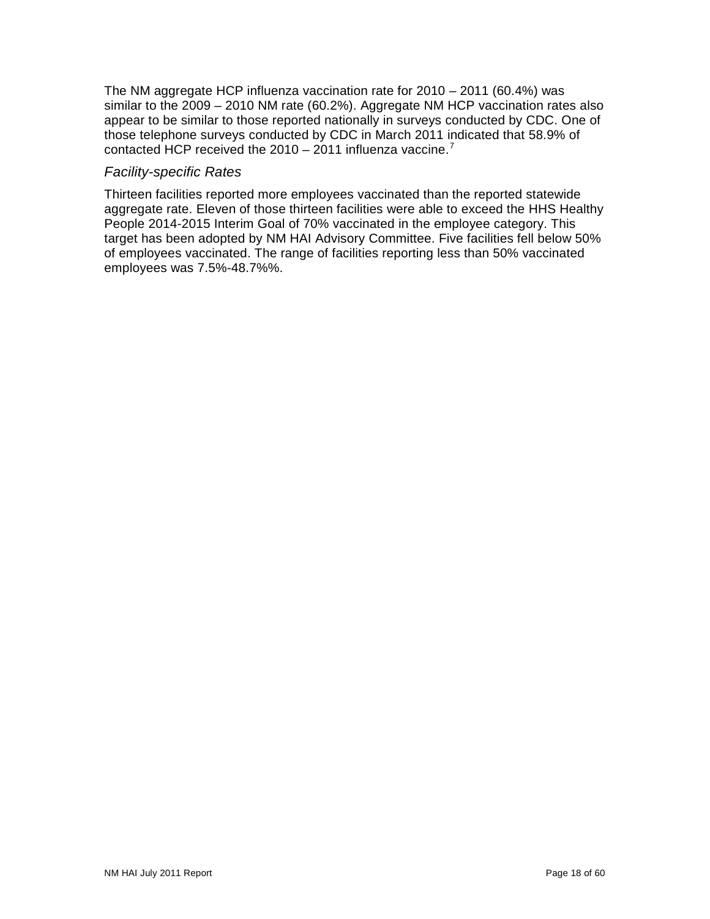The NM aggregate HCP influenza vaccination rate for 2010 – 2011 (60.4%) was similar to the 2009 – 2010 NM rate (60.2%). Aggregate NM HCP vaccination rates also appear to be similar to those reported nationally in surveys conducted by CDC. One of those telephone surveys conducted by CDC in March 2011 indicated that 58.9% of contacted HCP received the 2010 – 2011 influenza vaccine.[7]

### *Facility-specific Rates*

Thirteen facilities reported more employees vaccinated than the reported statewide aggregate rate. Eleven of those thirteen facilities were able to exceed the HHS Healthy People 2014-2015 Interim Goal of 70% vaccinated in the employee category. This target has been adopted by NM HAI Advisory Committee. Five facilities fell below 50% of employees vaccinated. The range of facilities reporting less than 50% vaccinated employees was 7.5%-48.7%%.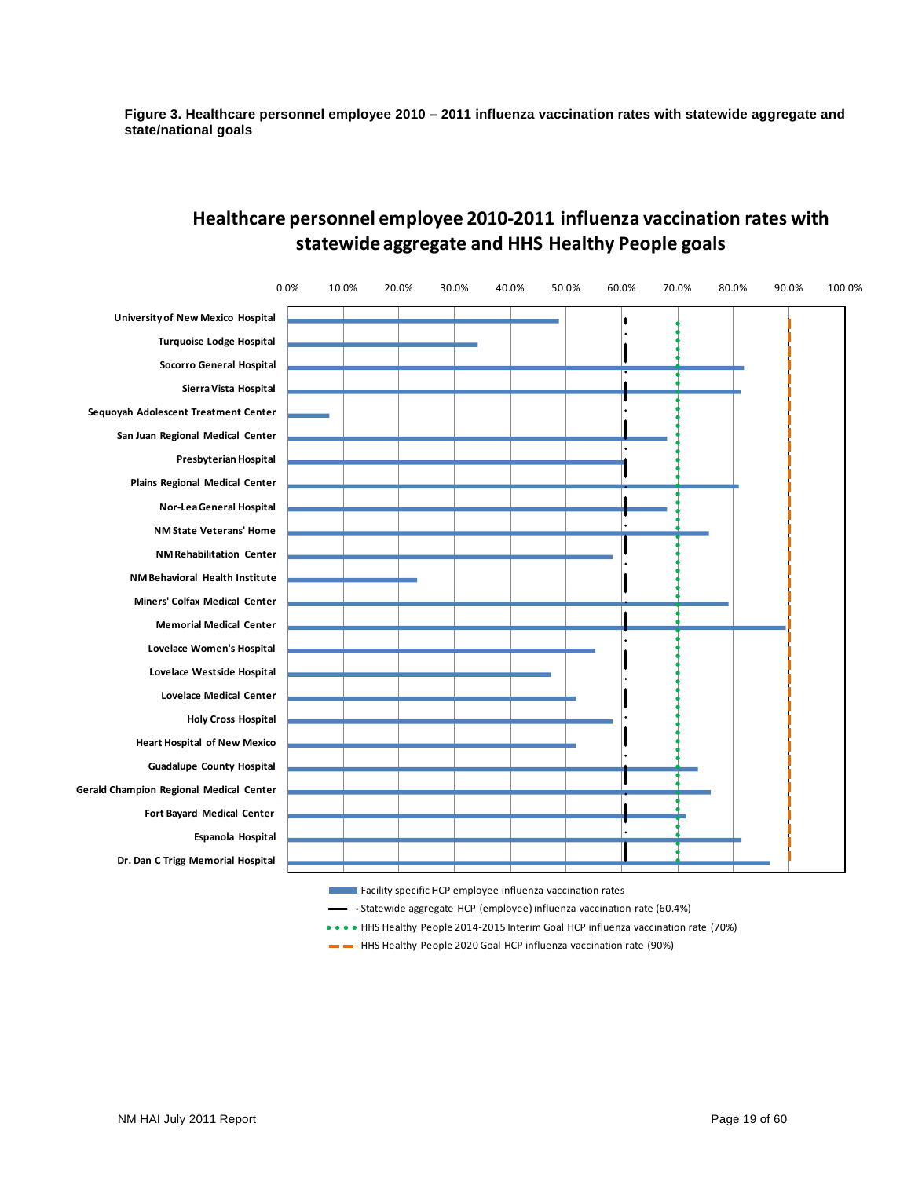**Figure 3. Healthcare personnel employee 2010 – 2011 influenza vaccination rates with statewide aggregate and state/national goals**

## Healthcare personnel employee 2010-2011 influenza vaccination rates with statewide aggregate and HHS Healthy People goals

0.0% 10.0% 20.0% 30.0% 40.0% 50.0% 60.0% 70.0% 80.0% 90.0% 100.0%

- University of New Mexico Hospital
- Turquoise Lodge Hospital
- Socorro General Hospital
- Sierra Vista Hospital
- Sequoyah Adolescent Treatment Center
- San Juan Regional Medical Center
- Presbyterian Hospital
- Plains Regional Medical Center
- Nor-Lea General Hospital
- NM State Veterans' Home
- NM Rehabilitation Center
- NM Behavioral Health Institute
- Miners' Colfax Medical Center
- Memorial Medical Center
- Lovelace Women's Hospital
- Lovelace Westside Hospital
- Lovelace Medical Center
- Holy Cross Hospital
- Heart Hospital of New Mexico
- Guadalupe County Hospital
- Gerald Champion Regional Medical Center
- Fort Bayard Medical Center
- Espanola Hospital
- Dr. Dan C Trigg Memorial Hospital

Legend:
- Facility specific HCP employee influenza vaccination rates
- Statewide aggregate HCP (employee) influenza vaccination rate (60.4%)
- HHS Healthy People 2014-2015 Interim Goal HCP influenza vaccination rate (70%)
- HHS Healthy People 2020 Goal HCP influenza vaccination rate (90%)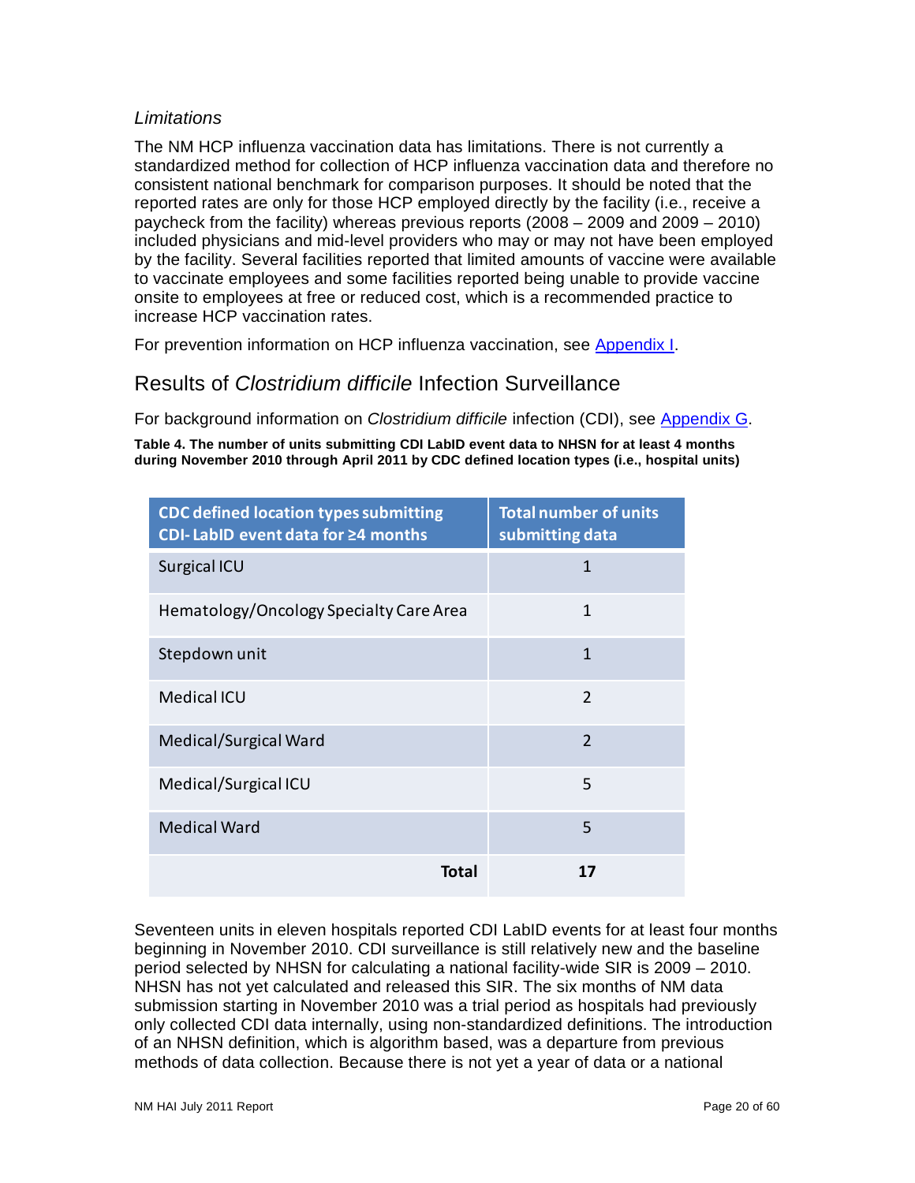*Limitations*

The NM HCP influenza vaccination data has limitations. There is not currently a standardized method for collection of HCP influenza vaccination data and therefore no consistent national benchmark for comparison purposes. It should be noted that the reported rates are only for those HCP employed directly by the facility (i.e., receive a paycheck from the facility) whereas previous reports (2008 – 2009 and 2009 – 2010) included physicians and mid-level providers who may or may not have been employed by the facility. Several facilities reported that limited amounts of vaccine were available to vaccinate employees and some facilities reported being unable to provide vaccine onsite to employees at free or reduced cost, which is a recommended practice to increase HCP vaccination rates.

For prevention information on HCP influenza vaccination, see Appendix I.

## Results of *Clostridium difficile* Infection Surveillance

For background information on *Clostridium difficile* infection (CDI), see Appendix G.

**Table 4. The number of units submitting CDI LabID event data to NHSN for at least 4 months during November 2010 through April 2011 by CDC defined location types (i.e., hospital units)**

| CDC defined location types submitting CDI- LabID event data for ≥4 months | Total number of units submitting data |
|---|---|
| Surgical ICU | 1 |
| Hematology/Oncology Specialty Care Area | 1 |
| Stepdown unit | 1 |
| Medical ICU | 2 |
| Medical/Surgical Ward | 2 |
| Medical/Surgical ICU | 5 |
| Medical Ward | 5 |
| **Total** | **17** |

Seventeen units in eleven hospitals reported CDI LabID events for at least four months beginning in November 2010. CDI surveillance is still relatively new and the baseline period selected by NHSN for calculating a national facility-wide SIR is 2009 – 2010. NHSN has not yet calculated and released this SIR. The six months of NM data submission starting in November 2010 was a trial period as hospitals had previously only collected CDI data internally, using non-standardized definitions. The introduction of an NHSN definition, which is algorithm based, was a departure from previous methods of data collection. Because there is not yet a year of data or a national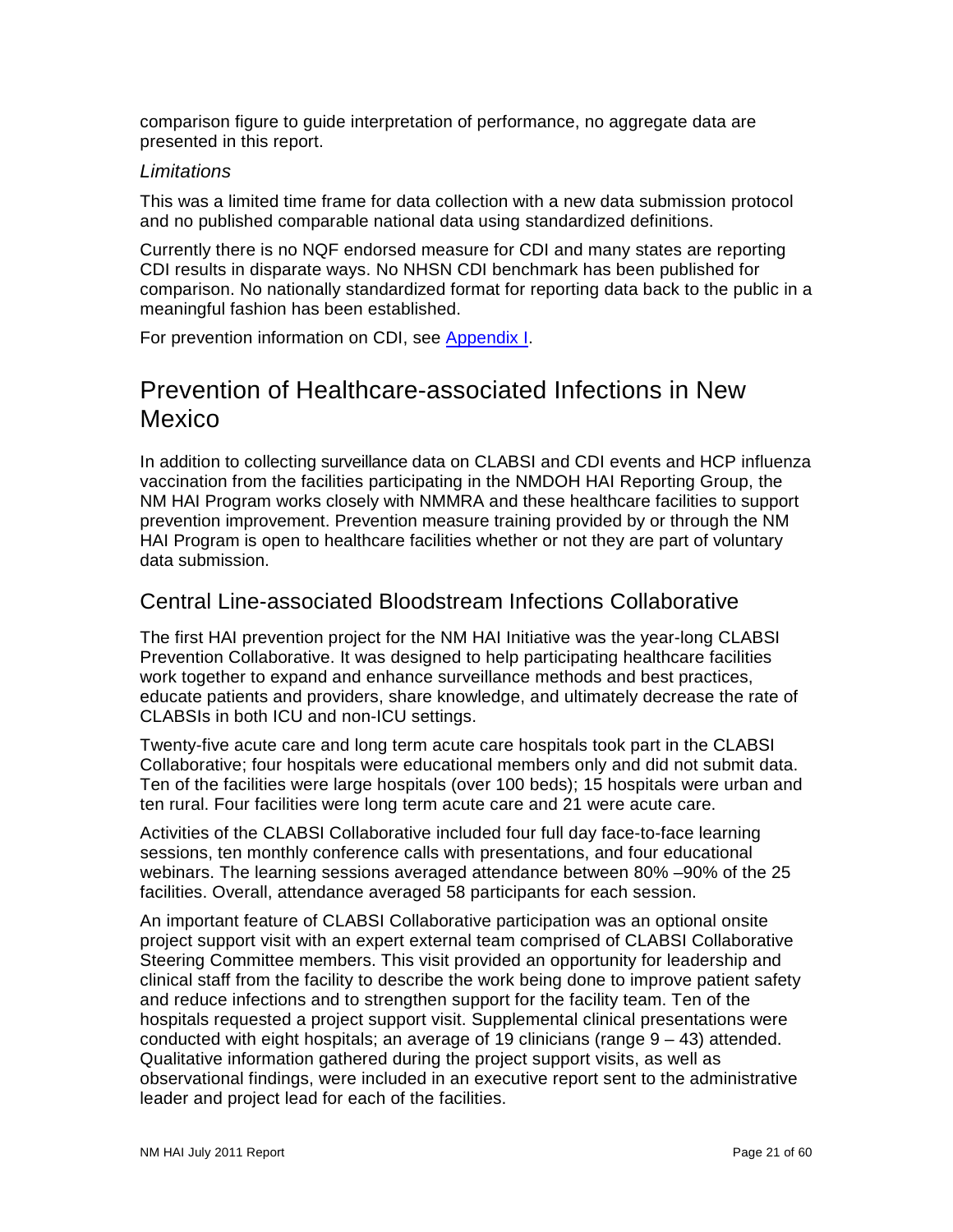comparison figure to guide interpretation of performance, no aggregate data are presented in this report.

*Limitations*

This was a limited time frame for data collection with a new data submission protocol and no published comparable national data using standardized definitions.

Currently there is no NQF endorsed measure for CDI and many states are reporting CDI results in disparate ways. No NHSN CDI benchmark has been published for comparison. No nationally standardized format for reporting data back to the public in a meaningful fashion has been established.

For prevention information on CDI, see Appendix I.

# Prevention of Healthcare-associated Infections in New Mexico

In addition to collecting surveillance data on CLABSI and CDI events and HCP influenza vaccination from the facilities participating in the NMDOH HAI Reporting Group, the NM HAI Program works closely with NMMRA and these healthcare facilities to support prevention improvement. Prevention measure training provided by or through the NM HAI Program is open to healthcare facilities whether or not they are part of voluntary data submission.

## Central Line-associated Bloodstream Infections Collaborative

The first HAI prevention project for the NM HAI Initiative was the year-long CLABSI Prevention Collaborative. It was designed to help participating healthcare facilities work together to expand and enhance surveillance methods and best practices, educate patients and providers, share knowledge, and ultimately decrease the rate of CLABSIs in both ICU and non-ICU settings.

Twenty-five acute care and long term acute care hospitals took part in the CLABSI Collaborative; four hospitals were educational members only and did not submit data. Ten of the facilities were large hospitals (over 100 beds); 15 hospitals were urban and ten rural. Four facilities were long term acute care and 21 were acute care.

Activities of the CLABSI Collaborative included four full day face-to-face learning sessions, ten monthly conference calls with presentations, and four educational webinars. The learning sessions averaged attendance between 80% –90% of the 25 facilities. Overall, attendance averaged 58 participants for each session.

An important feature of CLABSI Collaborative participation was an optional onsite project support visit with an expert external team comprised of CLABSI Collaborative Steering Committee members. This visit provided an opportunity for leadership and clinical staff from the facility to describe the work being done to improve patient safety and reduce infections and to strengthen support for the facility team. Ten of the hospitals requested a project support visit. Supplemental clinical presentations were conducted with eight hospitals; an average of 19 clinicians (range 9 – 43) attended. Qualitative information gathered during the project support visits, as well as observational findings, were included in an executive report sent to the administrative leader and project lead for each of the facilities.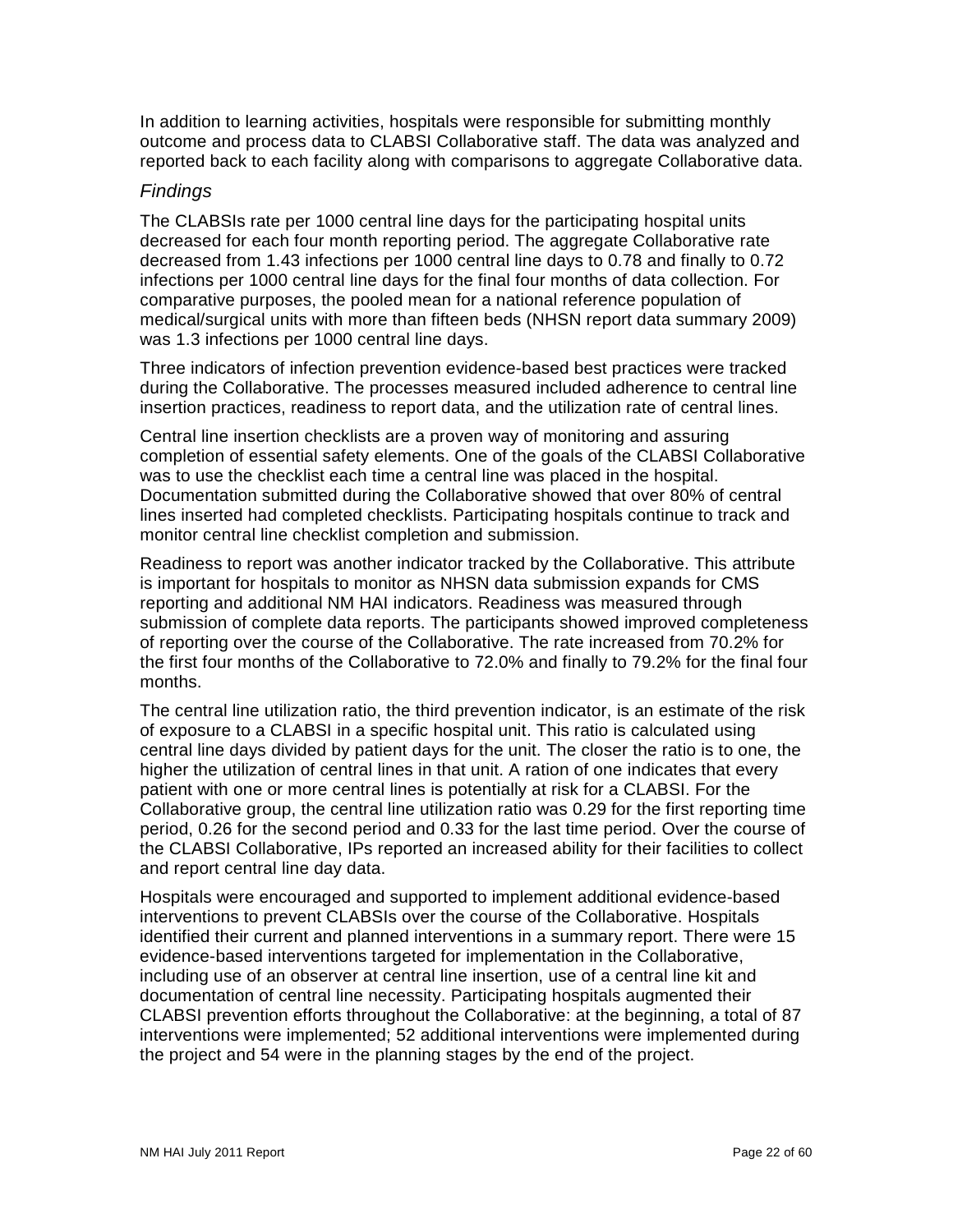In addition to learning activities, hospitals were responsible for submitting monthly outcome and process data to CLABSI Collaborative staff. The data was analyzed and reported back to each facility along with comparisons to aggregate Collaborative data.

### *Findings*

The CLABSIs rate per 1000 central line days for the participating hospital units decreased for each four month reporting period. The aggregate Collaborative rate decreased from 1.43 infections per 1000 central line days to 0.78 and finally to 0.72 infections per 1000 central line days for the final four months of data collection. For comparative purposes, the pooled mean for a national reference population of medical/surgical units with more than fifteen beds (NHSN report data summary 2009) was 1.3 infections per 1000 central line days.

Three indicators of infection prevention evidence-based best practices were tracked during the Collaborative. The processes measured included adherence to central line insertion practices, readiness to report data, and the utilization rate of central lines.

Central line insertion checklists are a proven way of monitoring and assuring completion of essential safety elements. One of the goals of the CLABSI Collaborative was to use the checklist each time a central line was placed in the hospital. Documentation submitted during the Collaborative showed that over 80% of central lines inserted had completed checklists. Participating hospitals continue to track and monitor central line checklist completion and submission.

Readiness to report was another indicator tracked by the Collaborative. This attribute is important for hospitals to monitor as NHSN data submission expands for CMS reporting and additional NM HAI indicators. Readiness was measured through submission of complete data reports. The participants showed improved completeness of reporting over the course of the Collaborative. The rate increased from 70.2% for the first four months of the Collaborative to 72.0% and finally to 79.2% for the final four months.

The central line utilization ratio, the third prevention indicator, is an estimate of the risk of exposure to a CLABSI in a specific hospital unit. This ratio is calculated using central line days divided by patient days for the unit. The closer the ratio is to one, the higher the utilization of central lines in that unit. A ration of one indicates that every patient with one or more central lines is potentially at risk for a CLABSI. For the Collaborative group, the central line utilization ratio was 0.29 for the first reporting time period, 0.26 for the second period and 0.33 for the last time period. Over the course of the CLABSI Collaborative, IPs reported an increased ability for their facilities to collect and report central line day data.

Hospitals were encouraged and supported to implement additional evidence-based interventions to prevent CLABSIs over the course of the Collaborative. Hospitals identified their current and planned interventions in a summary report. There were 15 evidence-based interventions targeted for implementation in the Collaborative, including use of an observer at central line insertion, use of a central line kit and documentation of central line necessity. Participating hospitals augmented their CLABSI prevention efforts throughout the Collaborative: at the beginning, a total of 87 interventions were implemented; 52 additional interventions were implemented during the project and 54 were in the planning stages by the end of the project.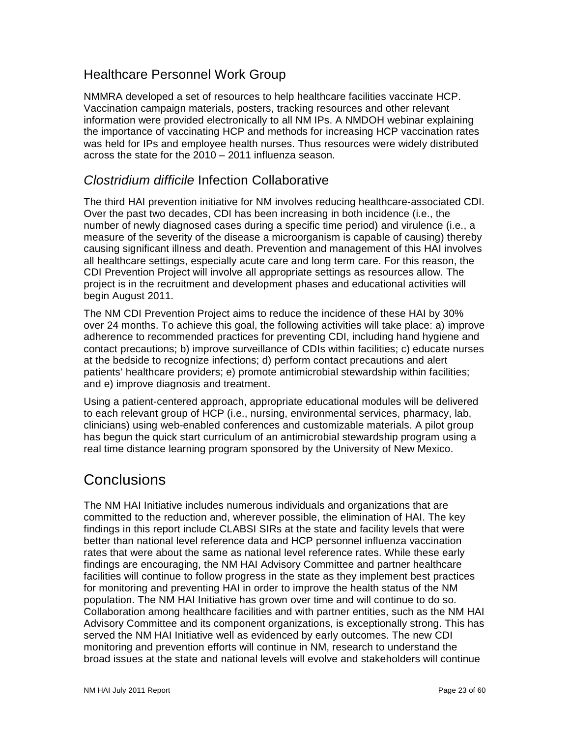## Healthcare Personnel Work Group

NMMRA developed a set of resources to help healthcare facilities vaccinate HCP. Vaccination campaign materials, posters, tracking resources and other relevant information were provided electronically to all NM IPs. A NMDOH webinar explaining the importance of vaccinating HCP and methods for increasing HCP vaccination rates was held for IPs and employee health nurses. Thus resources were widely distributed across the state for the 2010 – 2011 influenza season.

## *Clostridium difficile* Infection Collaborative

The third HAI prevention initiative for NM involves reducing healthcare-associated CDI. Over the past two decades, CDI has been increasing in both incidence (i.e., the number of newly diagnosed cases during a specific time period) and virulence (i.e., a measure of the severity of the disease a microorganism is capable of causing) thereby causing significant illness and death. Prevention and management of this HAI involves all healthcare settings, especially acute care and long term care. For this reason, the CDI Prevention Project will involve all appropriate settings as resources allow. The project is in the recruitment and development phases and educational activities will begin August 2011.

The NM CDI Prevention Project aims to reduce the incidence of these HAI by 30% over 24 months. To achieve this goal, the following activities will take place: a) improve adherence to recommended practices for preventing CDI, including hand hygiene and contact precautions; b) improve surveillance of CDIs within facilities; c) educate nurses at the bedside to recognize infections; d) perform contact precautions and alert patients' healthcare providers; e) promote antimicrobial stewardship within facilities; and e) improve diagnosis and treatment.

Using a patient-centered approach, appropriate educational modules will be delivered to each relevant group of HCP (i.e., nursing, environmental services, pharmacy, lab, clinicians) using web-enabled conferences and customizable materials. A pilot group has begun the quick start curriculum of an antimicrobial stewardship program using a real time distance learning program sponsored by the University of New Mexico.

# Conclusions

The NM HAI Initiative includes numerous individuals and organizations that are committed to the reduction and, wherever possible, the elimination of HAI. The key findings in this report include CLABSI SIRs at the state and facility levels that were better than national level reference data and HCP personnel influenza vaccination rates that were about the same as national level reference rates. While these early findings are encouraging, the NM HAI Advisory Committee and partner healthcare facilities will continue to follow progress in the state as they implement best practices for monitoring and preventing HAI in order to improve the health status of the NM population. The NM HAI Initiative has grown over time and will continue to do so. Collaboration among healthcare facilities and with partner entities, such as the NM HAI Advisory Committee and its component organizations, is exceptionally strong. This has served the NM HAI Initiative well as evidenced by early outcomes. The new CDI monitoring and prevention efforts will continue in NM, research to understand the broad issues at the state and national levels will evolve and stakeholders will continue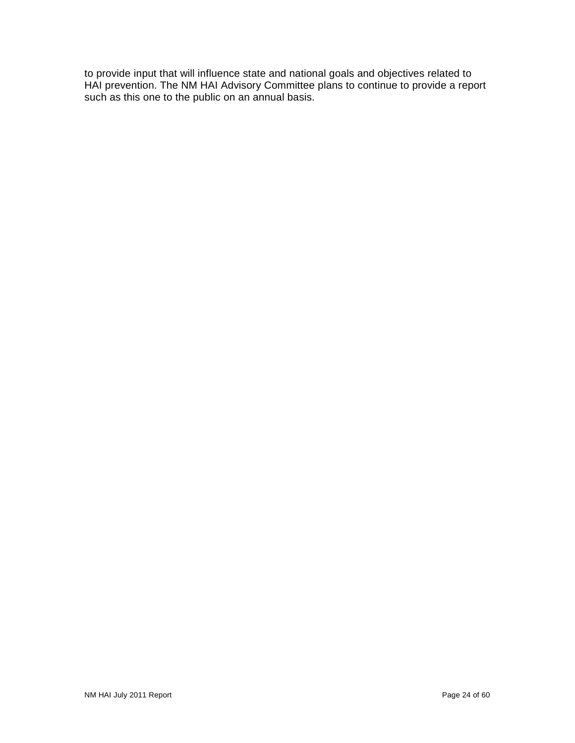to provide input that will influence state and national goals and objectives related to HAI prevention. The NM HAI Advisory Committee plans to continue to provide a report such as this one to the public on an annual basis.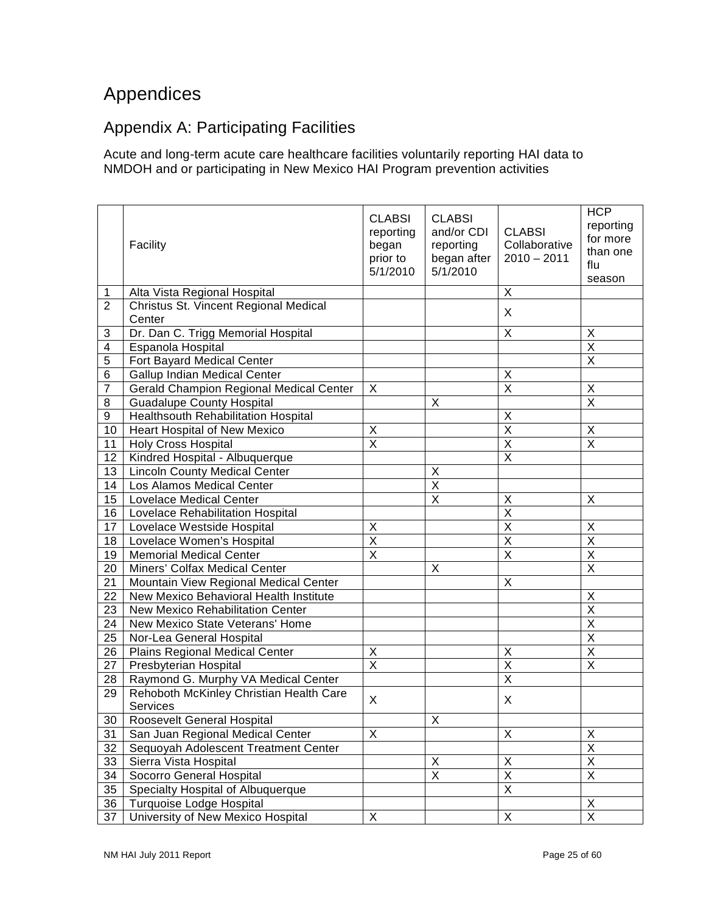# Appendices

## Appendix A: Participating Facilities

Acute and long-term acute care healthcare facilities voluntarily reporting HAI data to NMDOH and or participating in New Mexico HAI Program prevention activities

| | Facility | CLABSI reporting began prior to 5/1/2010 | CLABSI and/or CDI reporting began after 5/1/2010 | CLABSI Collaborative 2010 – 2011 | HCP reporting for more than one flu season |
|---|---|---|---|---|---|
| 1 | Alta Vista Regional Hospital | | | X | |
| 2 | Christus St. Vincent Regional Medical Center | | | X | |
| 3 | Dr. Dan C. Trigg Memorial Hospital | | | X | X |
| 4 | Espanola Hospital | | | | X |
| 5 | Fort Bayard Medical Center | | | | X |
| 6 | Gallup Indian Medical Center | | | X | |
| 7 | Gerald Champion Regional Medical Center | X | | X | X |
| 8 | Guadalupe County Hospital | | X | | X |
| 9 | Healthsouth Rehabilitation Hospital | | | X | |
| 10 | Heart Hospital of New Mexico | X | | X | X |
| 11 | Holy Cross Hospital | X | | X | X |
| 12 | Kindred Hospital - Albuquerque | | | X | |
| 13 | Lincoln County Medical Center | | X | | |
| 14 | Los Alamos Medical Center | | X | | |
| 15 | Lovelace Medical Center | | X | X | X |
| 16 | Lovelace Rehabilitation Hospital | | | X | |
| 17 | Lovelace Westside Hospital | X | | X | X |
| 18 | Lovelace Women's Hospital | X | | X | X |
| 19 | Memorial Medical Center | X | | X | X |
| 20 | Miners' Colfax Medical Center | | X | | X |
| 21 | Mountain View Regional Medical Center | | | X | |
| 22 | New Mexico Behavioral Health Institute | | | | X |
| 23 | New Mexico Rehabilitation Center | | | | X |
| 24 | New Mexico State Veterans' Home | | | | X |
| 25 | Nor-Lea General Hospital | | | | X |
| 26 | Plains Regional Medical Center | X | | X | X |
| 27 | Presbyterian Hospital | X | | X | X |
| 28 | Raymond G. Murphy VA Medical Center | | | X | |
| 29 | Rehoboth McKinley Christian Health Care Services | X | | X | |
| 30 | Roosevelt General Hospital | | X | | |
| 31 | San Juan Regional Medical Center | X | | X | X |
| 32 | Sequoyah Adolescent Treatment Center | | | | X |
| 33 | Sierra Vista Hospital | | X | X | X |
| 34 | Socorro General Hospital | | X | X | X |
| 35 | Specialty Hospital of Albuquerque | | | X | |
| 36 | Turquoise Lodge Hospital | | | | X |
| 37 | University of New Mexico Hospital | X | | X | X |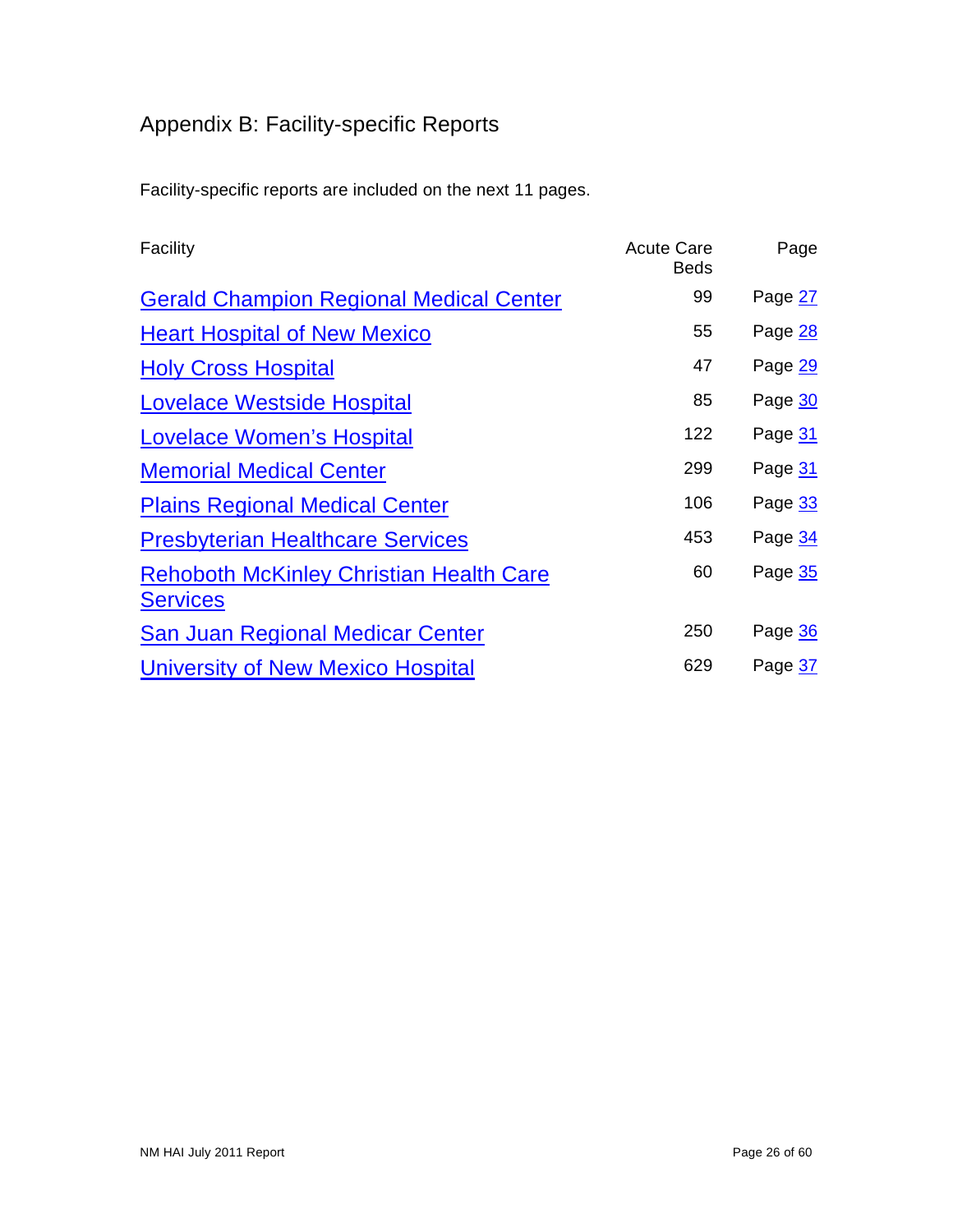# Appendix B: Facility-specific Reports

Facility-specific reports are included on the next 11 pages.

| Facility | Acute Care Beds | Page |
|---|---|---|
| Gerald Champion Regional Medical Center | 99 | Page 27 |
| Heart Hospital of New Mexico | 55 | Page 28 |
| Holy Cross Hospital | 47 | Page 29 |
| Lovelace Westside Hospital | 85 | Page 30 |
| Lovelace Women's Hospital | 122 | Page 31 |
| Memorial Medical Center | 299 | Page 31 |
| Plains Regional Medical Center | 106 | Page 33 |
| Presbyterian Healthcare Services | 453 | Page 34 |
| Rehoboth McKinley Christian Health Care Services | 60 | Page 35 |
| San Juan Regional Medicar Center | 250 | Page 36 |
| University of New Mexico Hospital | 629 | Page 37 |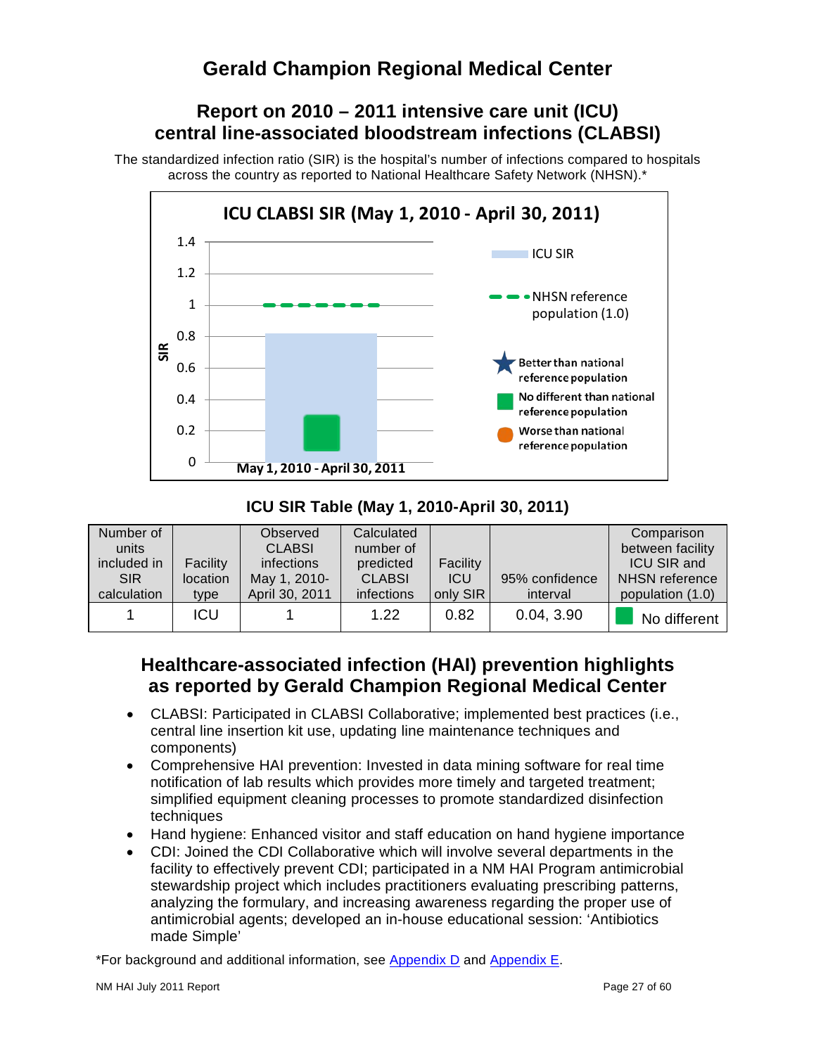# Gerald Champion Regional Medical Center

## Report on 2010 – 2011 intensive care unit (ICU) central line-associated bloodstream infections (CLABSI)

The standardized infection ratio (SIR) is the hospital's number of infections compared to hospitals across the country as reported to National Healthcare Safety Network (NHSN).*

**ICU CLABSI SIR (May 1, 2010 - April 30, 2011)**

- ICU SIR
- NHSN reference population (1.0)
- Better than national reference population
- No different than national reference population
- Worse than national reference population

### ICU SIR Table (May 1, 2010-April 30, 2011)

| Number of units included in SIR calculation | Facility location type | Observed CLABSI infections May 1, 2010-April 30, 2011 | Calculated number of predicted CLABSI infections | Facility ICU only SIR | 95% confidence interval | Comparison between facility ICU SIR and NHSN reference population (1.0) |
|---|---|---|---|---|---|---|
| 1 | ICU | 1 | 1.22 | 0.82 | 0.04, 3.90 | No different |

## Healthcare-associated infection (HAI) prevention highlights as reported by Gerald Champion Regional Medical Center

- CLABSI: Participated in CLABSI Collaborative; implemented best practices (i.e., central line insertion kit use, updating line maintenance techniques and components)
- Comprehensive HAI prevention: Invested in data mining software for real time notification of lab results which provides more timely and targeted treatment; simplified equipment cleaning processes to promote standardized disinfection techniques
- Hand hygiene: Enhanced visitor and staff education on hand hygiene importance
- CDI: Joined the CDI Collaborative which will involve several departments in the facility to effectively prevent CDI; participated in a NM HAI Program antimicrobial stewardship project which includes practitioners evaluating prescribing patterns, analyzing the formulary, and increasing awareness regarding the proper use of antimicrobial agents; developed an in-house educational session: 'Antibiotics made Simple'

*For background and additional information, see Appendix D and Appendix E.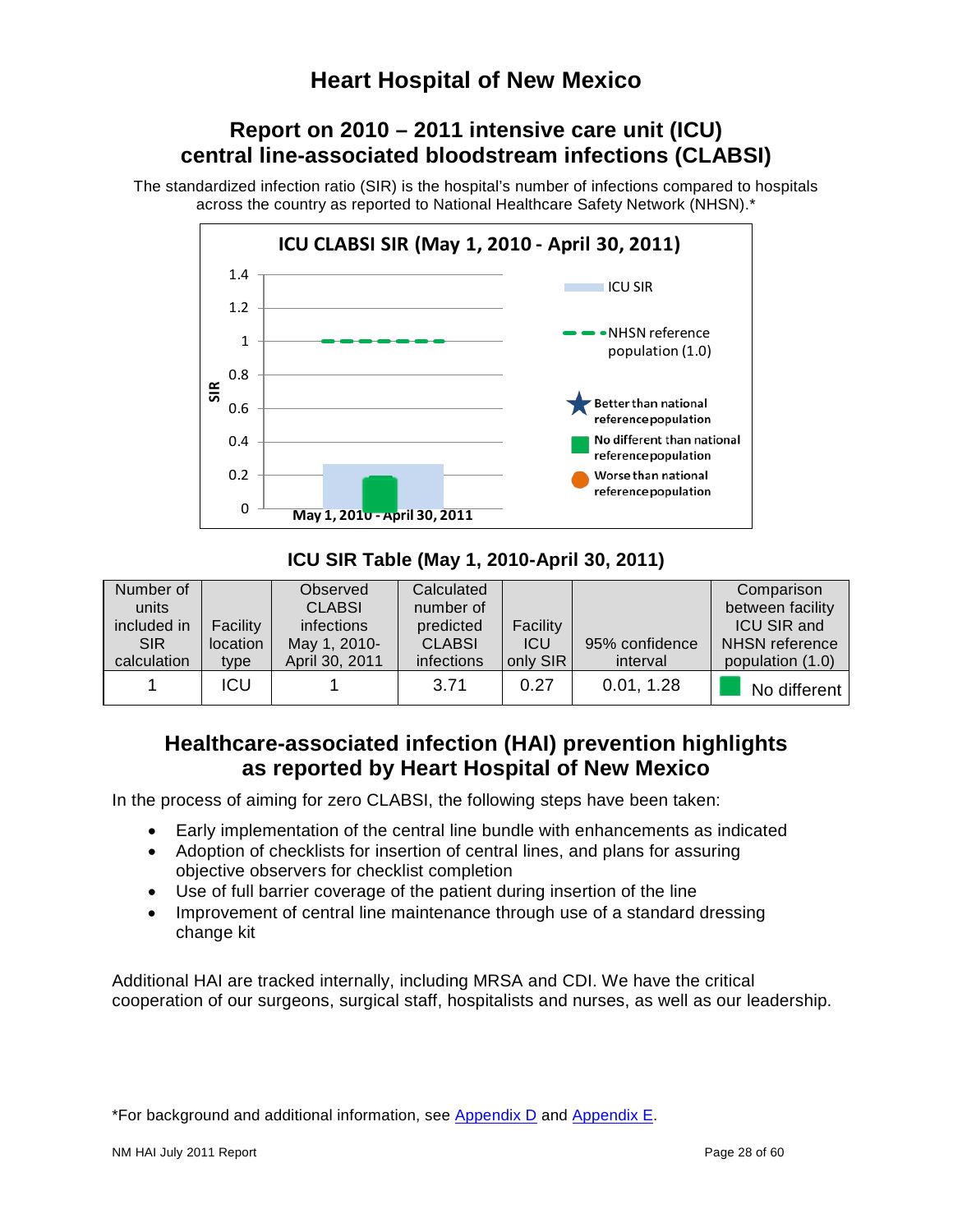# Heart Hospital of New Mexico

## Report on 2010 – 2011 intensive care unit (ICU) central line-associated bloodstream infections (CLABSI)

The standardized infection ratio (SIR) is the hospital's number of infections compared to hospitals across the country as reported to National Healthcare Safety Network (NHSN).*

### ICU SIR Table (May 1, 2010-April 30, 2011)

| Number of units included in SIR calculation | Facility location type | Observed CLABSI infections May 1, 2010-April 30, 2011 | Calculated number of predicted CLABSI infections | Facility ICU only SIR | 95% confidence interval | Comparison between facility ICU SIR and NHSN reference population (1.0) |
|---|---|---|---|---|---|---|
| 1 | ICU | 1 | 3.71 | 0.27 | 0.01, 1.28 | No different |

## Healthcare-associated infection (HAI) prevention highlights as reported by Heart Hospital of New Mexico

In the process of aiming for zero CLABSI, the following steps have been taken:

- Early implementation of the central line bundle with enhancements as indicated
- Adoption of checklists for insertion of central lines, and plans for assuring objective observers for checklist completion
- Use of full barrier coverage of the patient during insertion of the line
- Improvement of central line maintenance through use of a standard dressing change kit

Additional HAI are tracked internally, including MRSA and CDI. We have the critical cooperation of our surgeons, surgical staff, hospitalists and nurses, as well as our leadership.

*For background and additional information, see Appendix D and Appendix E.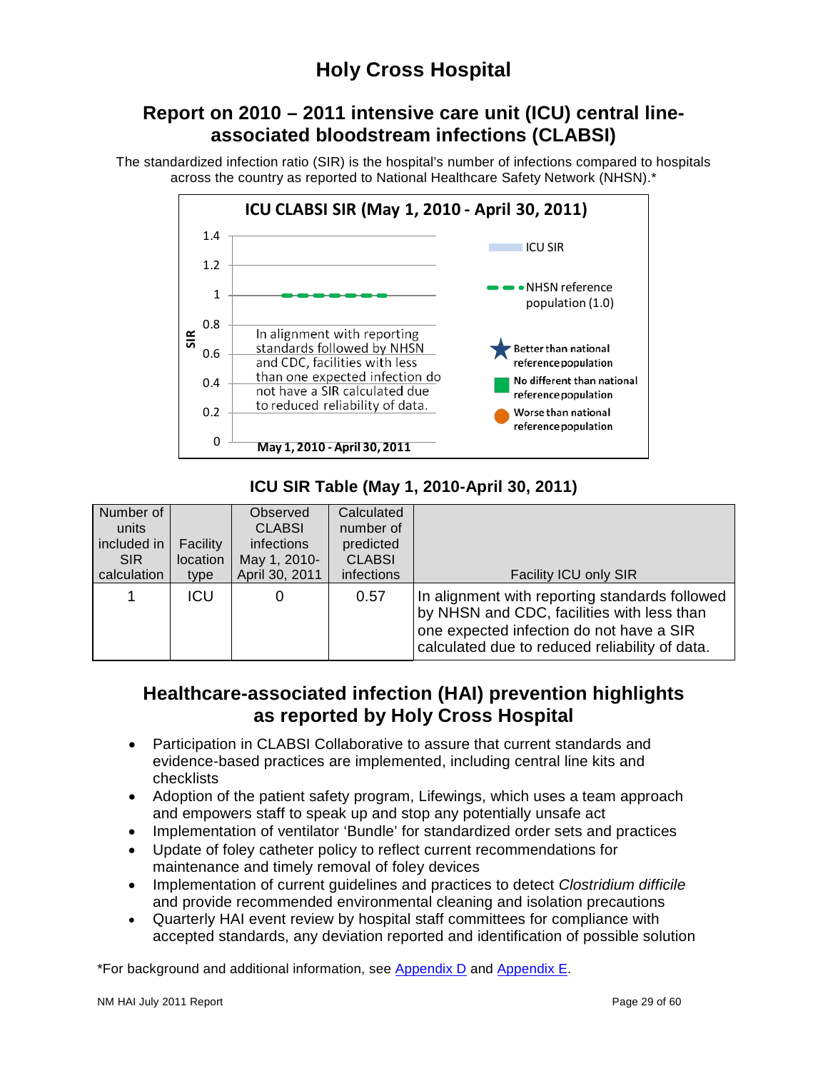# Holy Cross Hospital

## Report on 2010 – 2011 intensive care unit (ICU) central line-associated bloodstream infections (CLABSI)

The standardized infection ratio (SIR) is the hospital's number of infections compared to hospitals across the country as reported to National Healthcare Safety Network (NHSN).*

**ICU CLABSI SIR (May 1, 2010 - April 30, 2011)**

In alignment with reporting standards followed by NHSN and CDC, facilities with less than one expected infection do not have a SIR calculated due to reduced reliability of data.

Legend: ICU SIR; NHSN reference population (1.0); Better than national reference population; No different than national reference population; Worse than national reference population

May 1, 2010 - April 30, 2011

### ICU SIR Table (May 1, 2010-April 30, 2011)

| Number of units included in SIR calculation | Facility location type | Observed CLABSI infections May 1, 2010-April 30, 2011 | Calculated number of predicted CLABSI infections | Facility ICU only SIR |
|---|---|---|---|---|
| 1 | ICU | 0 | 0.57 | In alignment with reporting standards followed by NHSN and CDC, facilities with less than one expected infection do not have a SIR calculated due to reduced reliability of data. |

## Healthcare-associated infection (HAI) prevention highlights as reported by Holy Cross Hospital

- Participation in CLABSI Collaborative to assure that current standards and evidence-based practices are implemented, including central line kits and checklists
- Adoption of the patient safety program, Lifewings, which uses a team approach and empowers staff to speak up and stop any potentially unsafe act
- Implementation of ventilator 'Bundle' for standardized order sets and practices
- Update of foley catheter policy to reflect current recommendations for maintenance and timely removal of foley devices
- Implementation of current guidelines and practices to detect *Clostridium difficile* and provide recommended environmental cleaning and isolation precautions
- Quarterly HAI event review by hospital staff committees for compliance with accepted standards, any deviation reported and identification of possible solution

*For background and additional information, see Appendix D and Appendix E.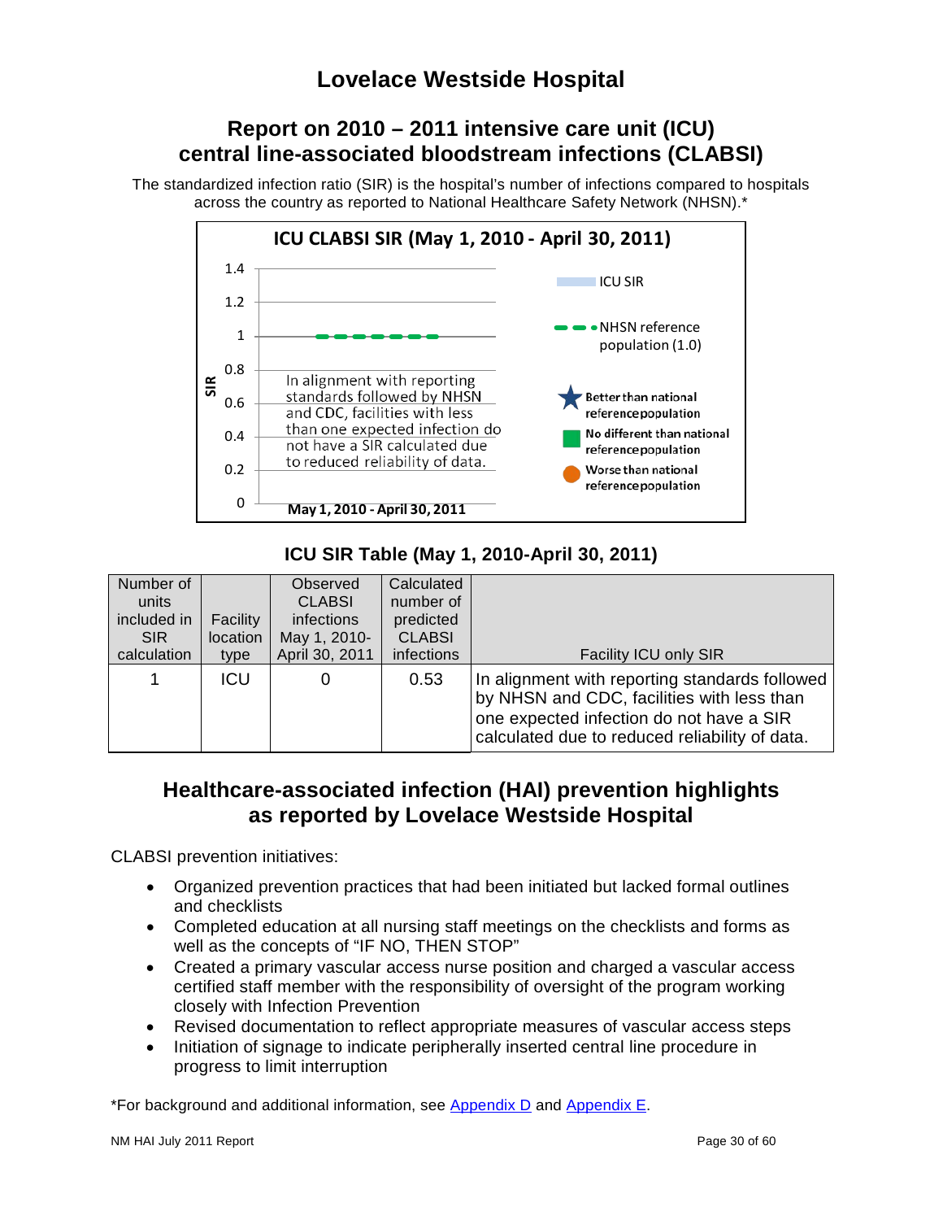# Lovelace Westside Hospital

## Report on 2010 – 2011 intensive care unit (ICU) central line-associated bloodstream infections (CLABSI)

The standardized infection ratio (SIR) is the hospital's number of infections compared to hospitals across the country as reported to National Healthcare Safety Network (NHSN).*

**ICU CLABSI SIR (May 1, 2010 - April 30, 2011)**

In alignment with reporting standards followed by NHSN and CDC, facilities with less than one expected infection do not have a SIR calculated due to reduced reliability of data.

May 1, 2010 - April 30, 2011

Legend: ICU SIR; NHSN reference population (1.0); Better than national reference population; No different than national reference population; Worse than national reference population

### ICU SIR Table (May 1, 2010-April 30, 2011)

| Number of units included in SIR calculation | Facility location type | Observed CLABSI infections May 1, 2010-April 30, 2011 | Calculated number of predicted CLABSI infections | Facility ICU only SIR |
|---|---|---|---|---|
| 1 | ICU | 0 | 0.53 | In alignment with reporting standards followed by NHSN and CDC, facilities with less than one expected infection do not have a SIR calculated due to reduced reliability of data. |

## Healthcare-associated infection (HAI) prevention highlights as reported by Lovelace Westside Hospital

CLABSI prevention initiatives:

- Organized prevention practices that had been initiated but lacked formal outlines and checklists
- Completed education at all nursing staff meetings on the checklists and forms as well as the concepts of "IF NO, THEN STOP"
- Created a primary vascular access nurse position and charged a vascular access certified staff member with the responsibility of oversight of the program working closely with Infection Prevention
- Revised documentation to reflect appropriate measures of vascular access steps
- Initiation of signage to indicate peripherally inserted central line procedure in progress to limit interruption

*For background and additional information, see Appendix D and Appendix E.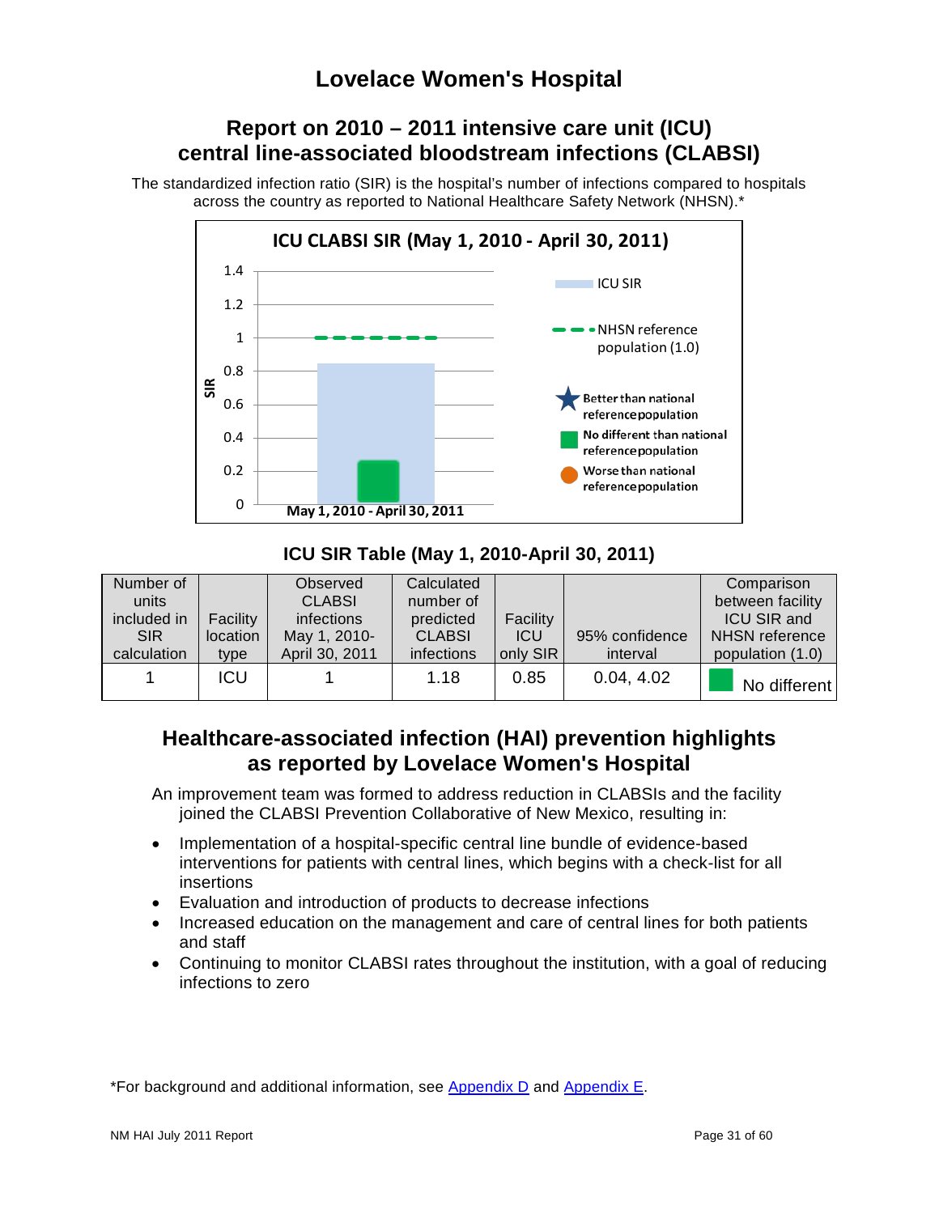# Lovelace Women's Hospital

## Report on 2010 – 2011 intensive care unit (ICU) central line-associated bloodstream infections (CLABSI)

The standardized infection ratio (SIR) is the hospital's number of infections compared to hospitals across the country as reported to National Healthcare Safety Network (NHSN).*

### ICU SIR Table (May 1, 2010-April 30, 2011)

| Number of units included in SIR calculation | Facility location type | Observed CLABSI infections May 1, 2010-April 30, 2011 | Calculated number of predicted CLABSI infections | Facility ICU only SIR | 95% confidence interval | Comparison between facility ICU SIR and NHSN reference population (1.0) |
|---|---|---|---|---|---|---|
| 1 | ICU | 1 | 1.18 | 0.85 | 0.04, 4.02 | No different |

## Healthcare-associated infection (HAI) prevention highlights as reported by Lovelace Women's Hospital

An improvement team was formed to address reduction in CLABSIs and the facility joined the CLABSI Prevention Collaborative of New Mexico, resulting in:

- Implementation of a hospital-specific central line bundle of evidence-based interventions for patients with central lines, which begins with a check-list for all insertions
- Evaluation and introduction of products to decrease infections
- Increased education on the management and care of central lines for both patients and staff
- Continuing to monitor CLABSI rates throughout the institution, with a goal of reducing infections to zero

*For background and additional information, see Appendix D and Appendix E.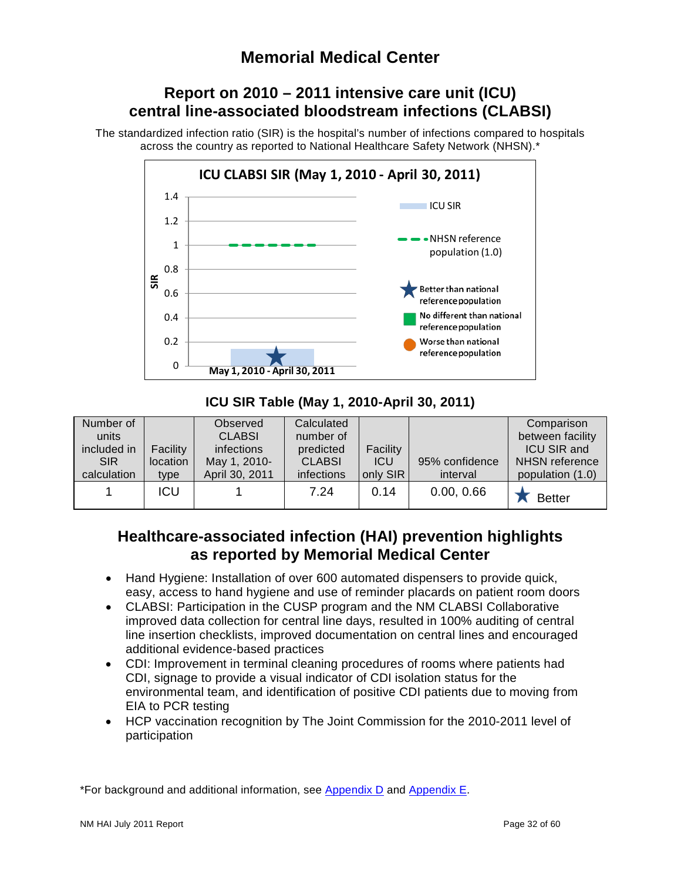# Memorial Medical Center

## Report on 2010 – 2011 intensive care unit (ICU) central line-associated bloodstream infections (CLABSI)

The standardized infection ratio (SIR) is the hospital's number of infections compared to hospitals across the country as reported to National Healthcare Safety Network (NHSN).*

**ICU CLABSI SIR (May 1, 2010 - April 30, 2011)**

- ICU SIR
- NHSN reference population (1.0)
- ★ Better than national reference population
- No different than national reference population
- Worse than national reference population

May 1, 2010 - April 30, 2011

### ICU SIR Table (May 1, 2010-April 30, 2011)

| Number of units included in SIR calculation | Facility location type | Observed CLABSI infections May 1, 2010-April 30, 2011 | Calculated number of predicted CLABSI infections | Facility ICU only SIR | 95% confidence interval | Comparison between facility ICU SIR and NHSN reference population (1.0) |
|---|---|---|---|---|---|---|
| 1 | ICU | 1 | 7.24 | 0.14 | 0.00, 0.66 | ★ Better |

## Healthcare-associated infection (HAI) prevention highlights as reported by Memorial Medical Center

- Hand Hygiene: Installation of over 600 automated dispensers to provide quick, easy, access to hand hygiene and use of reminder placards on patient room doors
- CLABSI: Participation in the CUSP program and the NM CLABSI Collaborative improved data collection for central line days, resulted in 100% auditing of central line insertion checklists, improved documentation on central lines and encouraged additional evidence-based practices
- CDI: Improvement in terminal cleaning procedures of rooms where patients had CDI, signage to provide a visual indicator of CDI isolation status for the environmental team, and identification of positive CDI patients due to moving from EIA to PCR testing
- HCP vaccination recognition by The Joint Commission for the 2010-2011 level of participation

*For background and additional information, see Appendix D and Appendix E.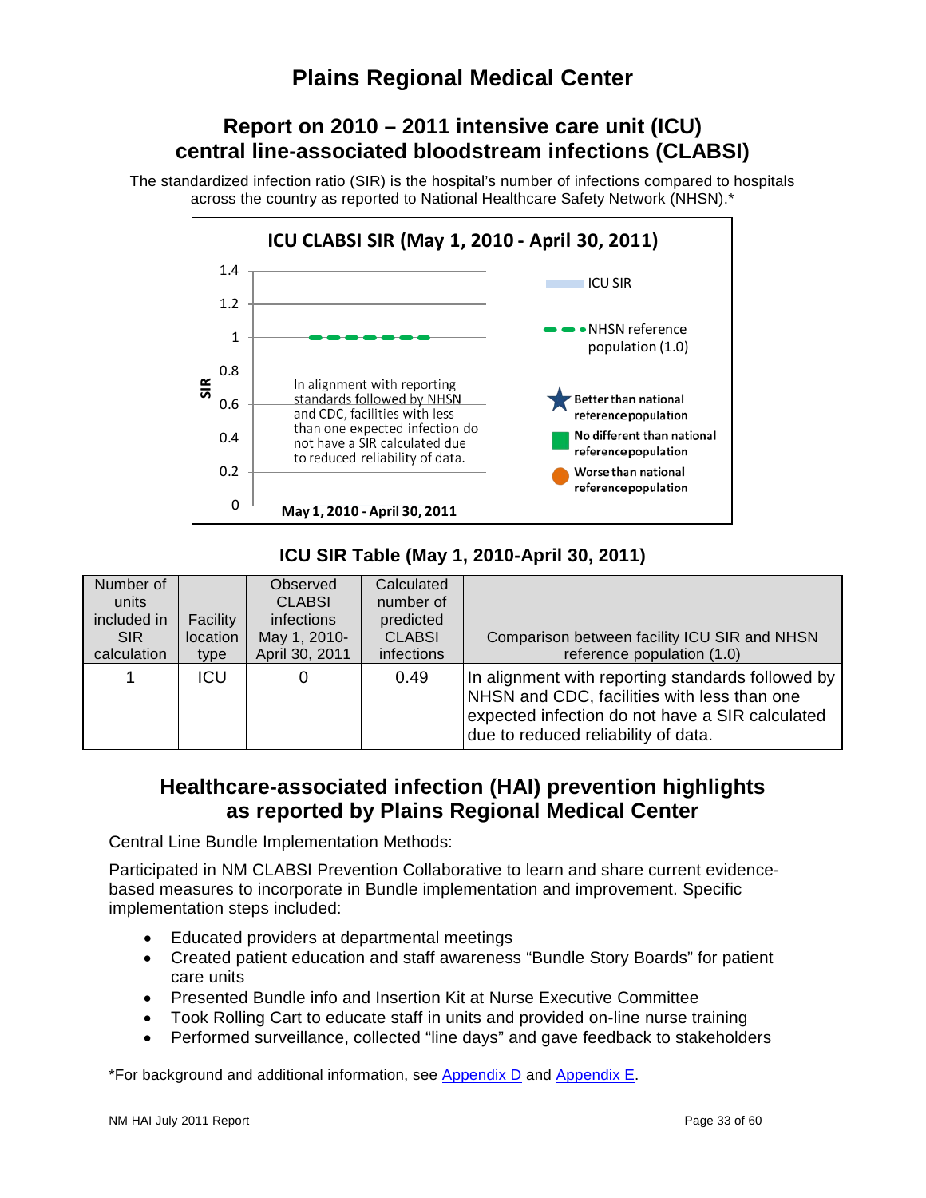# Plains Regional Medical Center

## Report on 2010 – 2011 intensive care unit (ICU) central line-associated bloodstream infections (CLABSI)

The standardized infection ratio (SIR) is the hospital's number of infections compared to hospitals across the country as reported to National Healthcare Safety Network (NHSN).*

**ICU CLABSI SIR (May 1, 2010 - April 30, 2011)**

In alignment with reporting standards followed by NHSN and CDC, facilities with less than one expected infection do not have a SIR calculated due to reduced reliability of data.

### ICU SIR Table (May 1, 2010-April 30, 2011)

| Number of units included in SIR calculation | Facility location type | Observed CLABSI infections May 1, 2010-April 30, 2011 | Calculated number of predicted CLABSI infections | Comparison between facility ICU SIR and NHSN reference population (1.0) |
|---|---|---|---|---|
| 1 | ICU | 0 | 0.49 | In alignment with reporting standards followed by NHSN and CDC, facilities with less than one expected infection do not have a SIR calculated due to reduced reliability of data. |

## Healthcare-associated infection (HAI) prevention highlights as reported by Plains Regional Medical Center

Central Line Bundle Implementation Methods:

Participated in NM CLABSI Prevention Collaborative to learn and share current evidence-based measures to incorporate in Bundle implementation and improvement. Specific implementation steps included:

- Educated providers at departmental meetings
- Created patient education and staff awareness "Bundle Story Boards" for patient care units
- Presented Bundle info and Insertion Kit at Nurse Executive Committee
- Took Rolling Cart to educate staff in units and provided on-line nurse training
- Performed surveillance, collected "line days" and gave feedback to stakeholders

*For background and additional information, see Appendix D and Appendix E.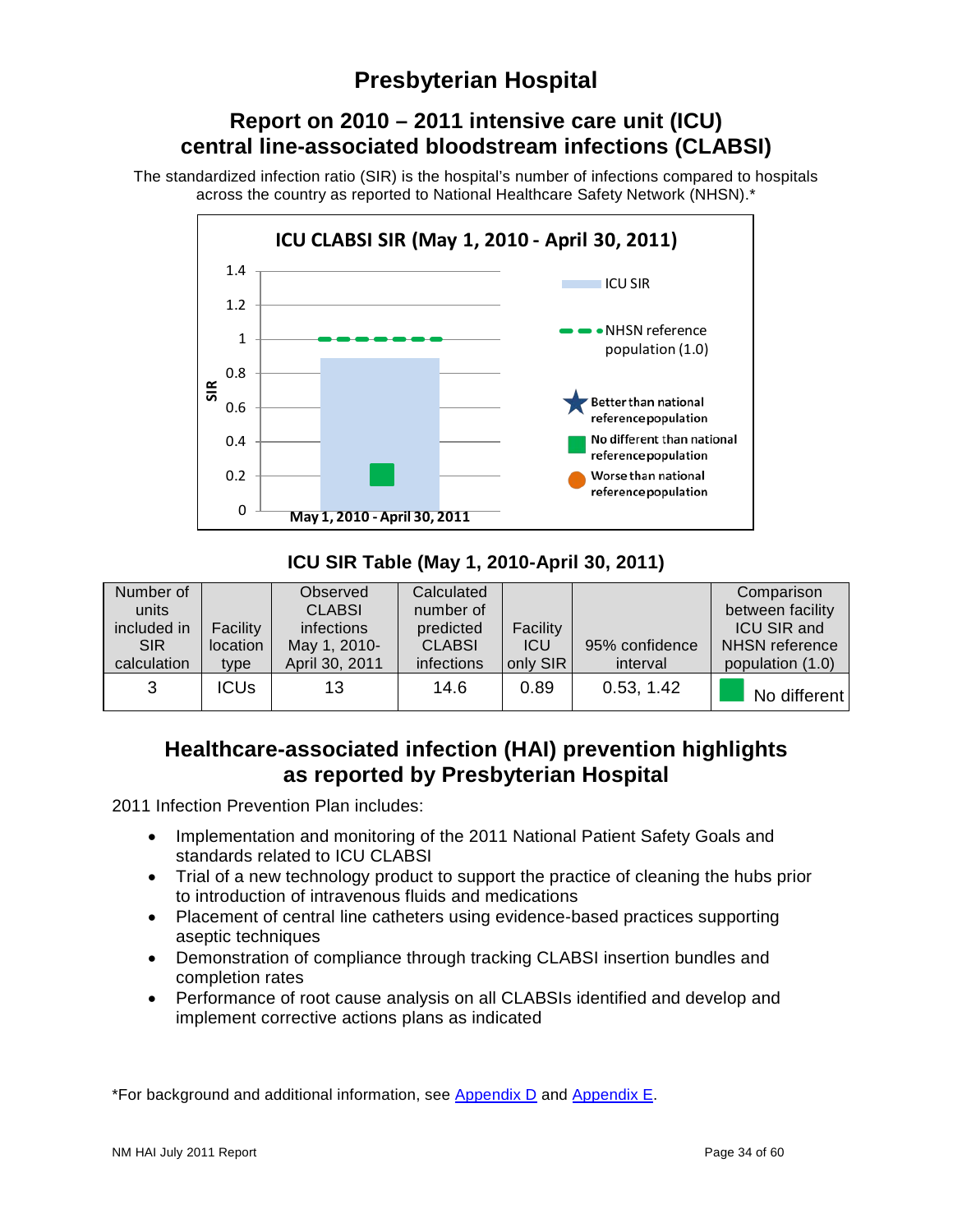# Presbyterian Hospital

## Report on 2010 – 2011 intensive care unit (ICU) central line-associated bloodstream infections (CLABSI)

The standardized infection ratio (SIR) is the hospital's number of infections compared to hospitals across the country as reported to National Healthcare Safety Network (NHSN).*

**ICU CLABSI SIR (May 1, 2010 - April 30, 2011)**

### ICU SIR Table (May 1, 2010-April 30, 2011)

| Number of units included in SIR calculation | Facility location type | Observed CLABSI infections May 1, 2010-April 30, 2011 | Calculated number of predicted CLABSI infections | Facility ICU only SIR | 95% confidence interval | Comparison between facility ICU SIR and NHSN reference population (1.0) |
|---|---|---|---|---|---|---|
| 3 | ICUs | 13 | 14.6 | 0.89 | 0.53, 1.42 | No different |

## Healthcare-associated infection (HAI) prevention highlights as reported by Presbyterian Hospital

2011 Infection Prevention Plan includes:

- Implementation and monitoring of the 2011 National Patient Safety Goals and standards related to ICU CLABSI
- Trial of a new technology product to support the practice of cleaning the hubs prior to introduction of intravenous fluids and medications
- Placement of central line catheters using evidence-based practices supporting aseptic techniques
- Demonstration of compliance through tracking CLABSI insertion bundles and completion rates
- Performance of root cause analysis on all CLABSIs identified and develop and implement corrective actions plans as indicated

*For background and additional information, see Appendix D and Appendix E.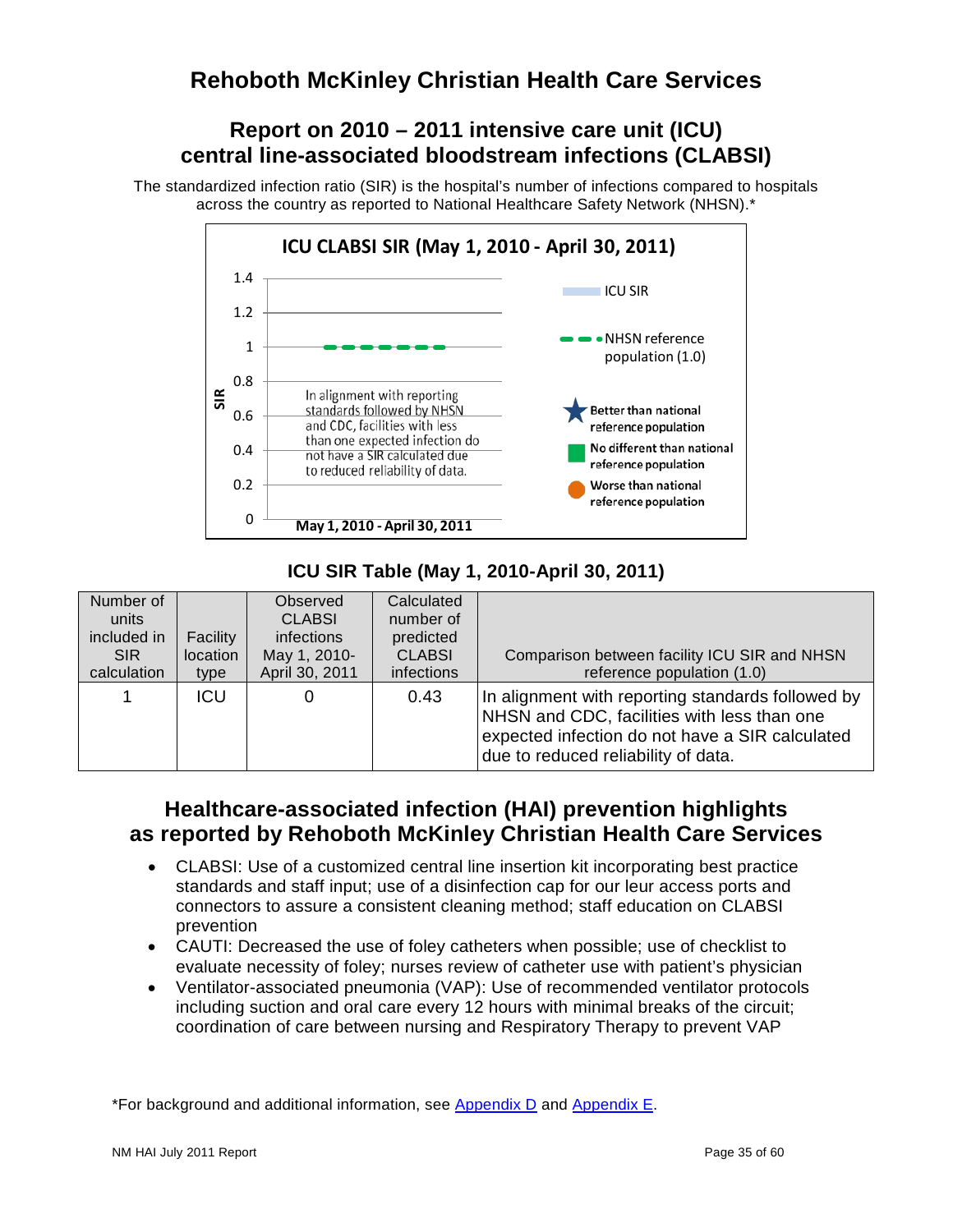# Rehoboth McKinley Christian Health Care Services

## Report on 2010 – 2011 intensive care unit (ICU) central line-associated bloodstream infections (CLABSI)

The standardized infection ratio (SIR) is the hospital's number of infections compared to hospitals across the country as reported to National Healthcare Safety Network (NHSN).*

**ICU CLABSI SIR (May 1, 2010 - April 30, 2011)**

In alignment with reporting standards followed by NHSN and CDC, facilities with less than one expected infection do not have a SIR calculated due to reduced reliability of data.

- ICU SIR
- NHSN reference population (1.0)
- Better than national reference population
- No different than national reference population
- Worse than national reference population

### ICU SIR Table (May 1, 2010-April 30, 2011)

| Number of units included in SIR calculation | Facility location type | Observed CLABSI infections May 1, 2010-April 30, 2011 | Calculated number of predicted CLABSI infections | Comparison between facility ICU SIR and NHSN reference population (1.0) |
|---|---|---|---|---|
| 1 | ICU | 0 | 0.43 | In alignment with reporting standards followed by NHSN and CDC, facilities with less than one expected infection do not have a SIR calculated due to reduced reliability of data. |

## Healthcare-associated infection (HAI) prevention highlights as reported by Rehoboth McKinley Christian Health Care Services

- CLABSI: Use of a customized central line insertion kit incorporating best practice standards and staff input; use of a disinfection cap for our leur access ports and connectors to assure a consistent cleaning method; staff education on CLABSI prevention
- CAUTI: Decreased the use of foley catheters when possible; use of checklist to evaluate necessity of foley; nurses review of catheter use with patient's physician
- Ventilator-associated pneumonia (VAP): Use of recommended ventilator protocols including suction and oral care every 12 hours with minimal breaks of the circuit; coordination of care between nursing and Respiratory Therapy to prevent VAP

*For background and additional information, see Appendix D and Appendix E.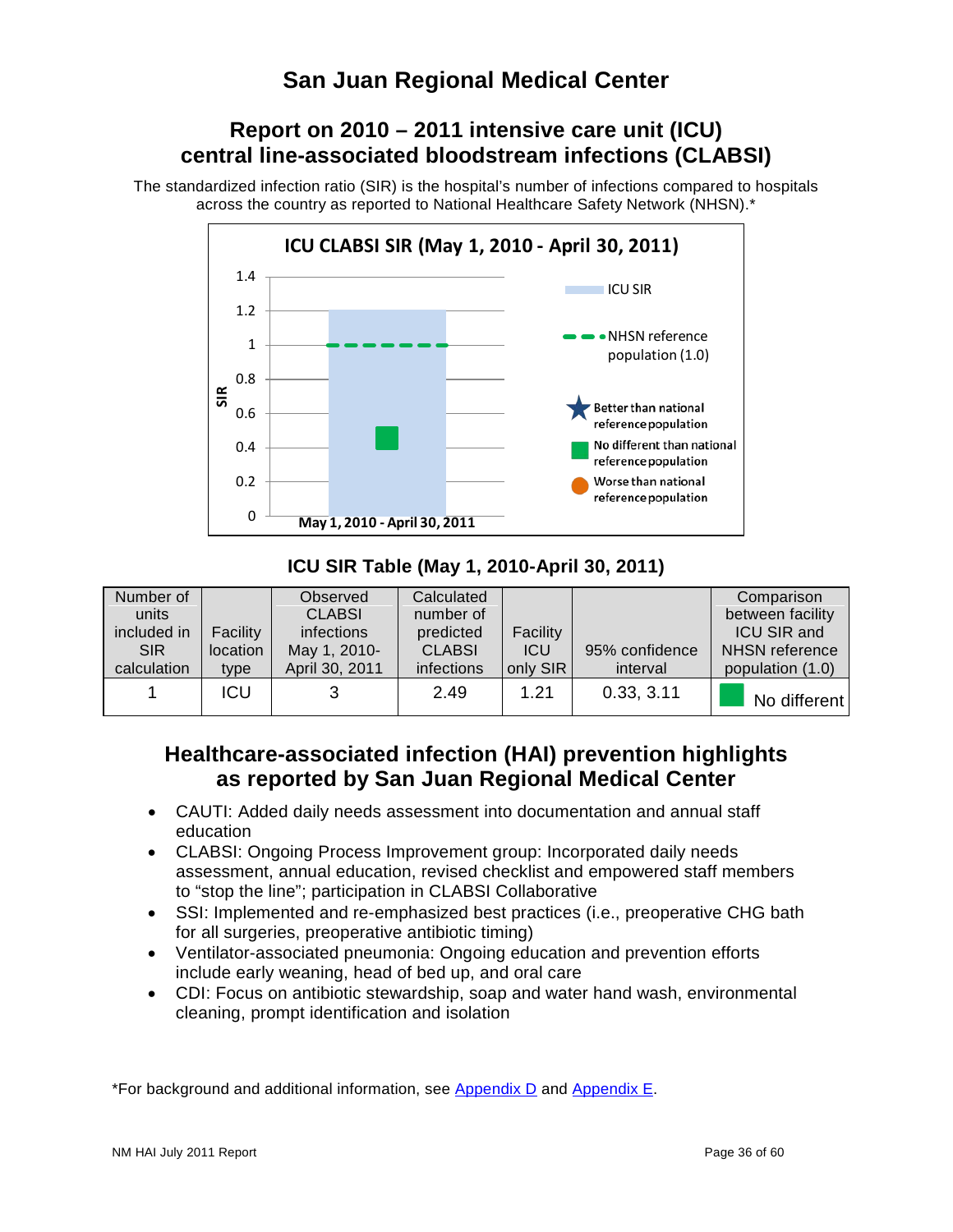# San Juan Regional Medical Center

## Report on 2010 – 2011 intensive care unit (ICU) central line-associated bloodstream infections (CLABSI)

The standardized infection ratio (SIR) is the hospital's number of infections compared to hospitals across the country as reported to National Healthcare Safety Network (NHSN).*

### ICU SIR Table (May 1, 2010-April 30, 2011)

| Number of units included in SIR calculation | Facility location type | Observed CLABSI infections May 1, 2010-April 30, 2011 | Calculated number of predicted CLABSI infections | Facility ICU only SIR | 95% confidence interval | Comparison between facility ICU SIR and NHSN reference population (1.0) |
|---|---|---|---|---|---|---|
| 1 | ICU | 3 | 2.49 | 1.21 | 0.33, 3.11 | No different |

## Healthcare-associated infection (HAI) prevention highlights as reported by San Juan Regional Medical Center

- CAUTI: Added daily needs assessment into documentation and annual staff education
- CLABSI: Ongoing Process Improvement group: Incorporated daily needs assessment, annual education, revised checklist and empowered staff members to "stop the line"; participation in CLABSI Collaborative
- SSI: Implemented and re-emphasized best practices (i.e., preoperative CHG bath for all surgeries, preoperative antibiotic timing)
- Ventilator-associated pneumonia: Ongoing education and prevention efforts include early weaning, head of bed up, and oral care
- CDI: Focus on antibiotic stewardship, soap and water hand wash, environmental cleaning, prompt identification and isolation

*For background and additional information, see Appendix D and Appendix E.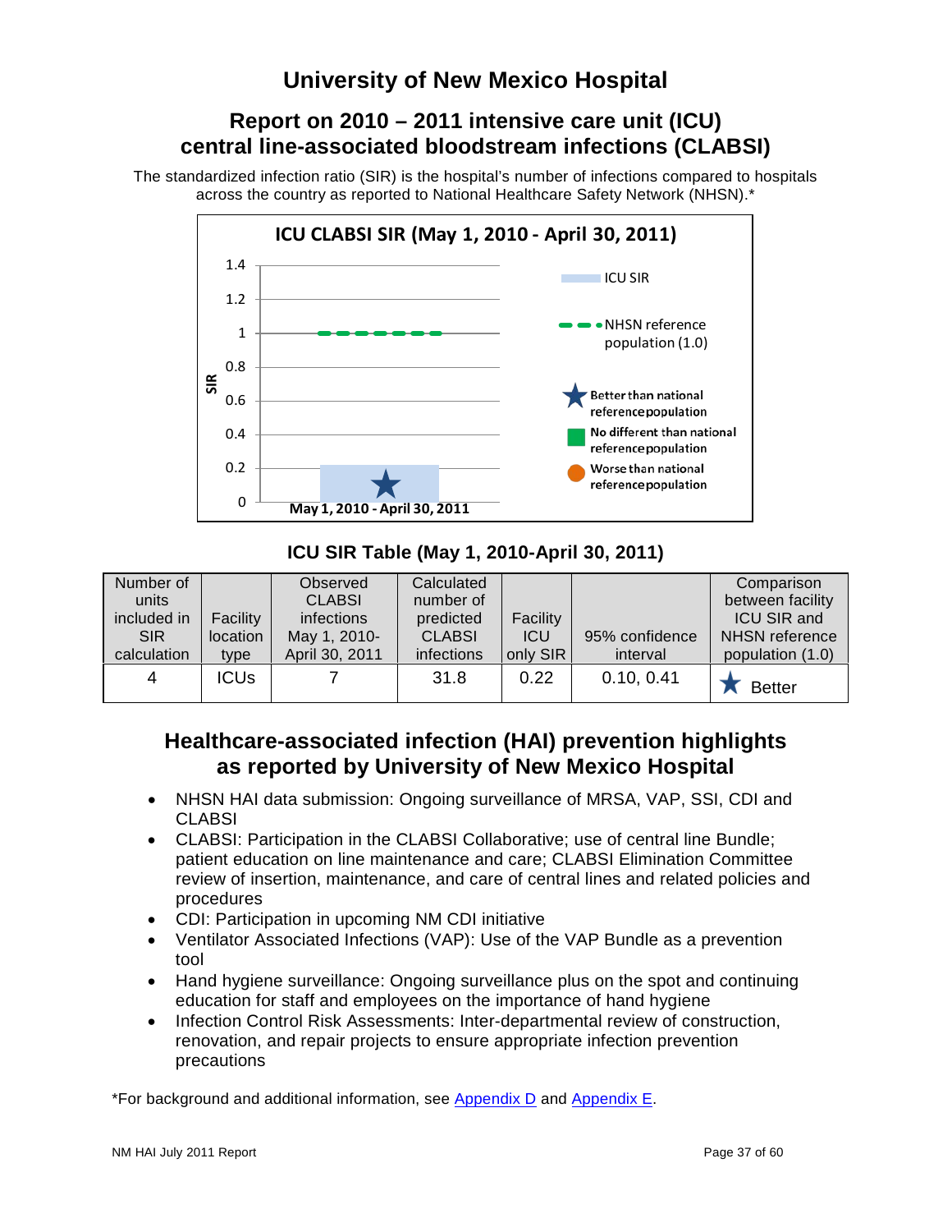# University of New Mexico Hospital

## Report on 2010 – 2011 intensive care unit (ICU) central line-associated bloodstream infections (CLABSI)

The standardized infection ratio (SIR) is the hospital's number of infections compared to hospitals across the country as reported to National Healthcare Safety Network (NHSN).*

**ICU CLABSI SIR (May 1, 2010 - April 30, 2011)**

- ICU SIR
- NHSN reference population (1.0)
- ★ Better than national reference population
- No different than national reference population
- Worse than national reference population

### ICU SIR Table (May 1, 2010-April 30, 2011)

| Number of units included in SIR calculation | Facility location type | Observed CLABSI infections May 1, 2010- April 30, 2011 | Calculated number of predicted CLABSI infections | Facility ICU only SIR | 95% confidence interval | Comparison between facility ICU SIR and NHSN reference population (1.0) |
|---|---|---|---|---|---|---|
| 4 | ICUs | 7 | 31.8 | 0.22 | 0.10, 0.41 | ★ Better |

## Healthcare-associated infection (HAI) prevention highlights as reported by University of New Mexico Hospital

- NHSN HAI data submission: Ongoing surveillance of MRSA, VAP, SSI, CDI and CLABSI
- CLABSI: Participation in the CLABSI Collaborative; use of central line Bundle; patient education on line maintenance and care; CLABSI Elimination Committee review of insertion, maintenance, and care of central lines and related policies and procedures
- CDI: Participation in upcoming NM CDI initiative
- Ventilator Associated Infections (VAP): Use of the VAP Bundle as a prevention tool
- Hand hygiene surveillance: Ongoing surveillance plus on the spot and continuing education for staff and employees on the importance of hand hygiene
- Infection Control Risk Assessments: Inter-departmental review of construction, renovation, and repair projects to ensure appropriate infection prevention precautions

*For background and additional information, see Appendix D and Appendix E.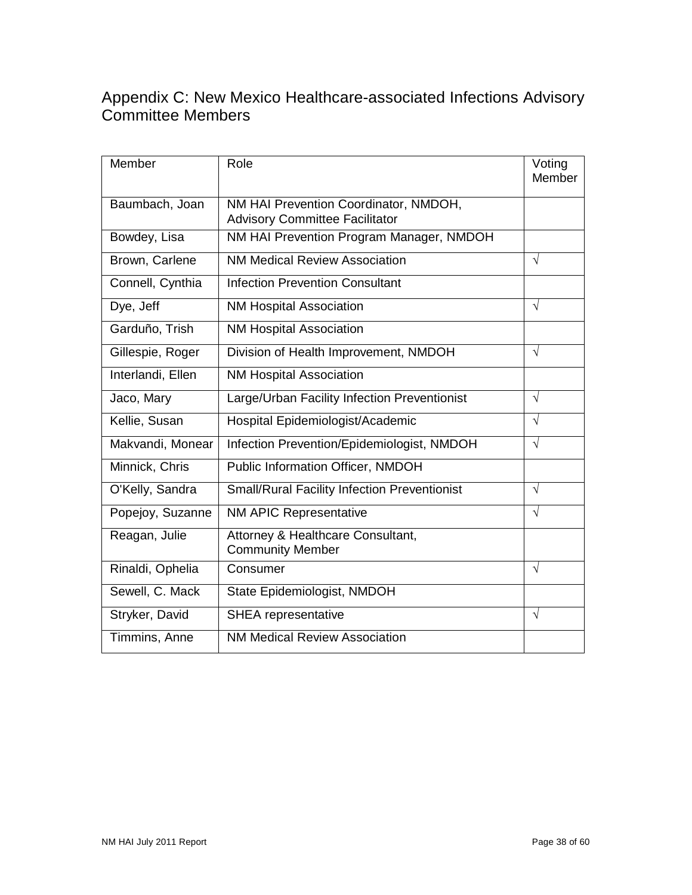# Appendix C: New Mexico Healthcare-associated Infections Advisory Committee Members

| Member | Role | Voting Member |
|---|---|---|
| Baumbach, Joan | NM HAI Prevention Coordinator, NMDOH, Advisory Committee Facilitator | |
| Bowdey, Lisa | NM HAI Prevention Program Manager, NMDOH | |
| Brown, Carlene | NM Medical Review Association | √ |
| Connell, Cynthia | Infection Prevention Consultant | |
| Dye, Jeff | NM Hospital Association | √ |
| Garduño, Trish | NM Hospital Association | |
| Gillespie, Roger | Division of Health Improvement, NMDOH | √ |
| Interlandi, Ellen | NM Hospital Association | |
| Jaco, Mary | Large/Urban Facility Infection Preventionist | √ |
| Kellie, Susan | Hospital Epidemiologist/Academic | √ |
| Makvandi, Monear | Infection Prevention/Epidemiologist, NMDOH | √ |
| Minnick, Chris | Public Information Officer, NMDOH | |
| O'Kelly, Sandra | Small/Rural Facility Infection Preventionist | √ |
| Popejoy, Suzanne | NM APIC Representative | √ |
| Reagan, Julie | Attorney & Healthcare Consultant, Community Member | |
| Rinaldi, Ophelia | Consumer | √ |
| Sewell, C. Mack | State Epidemiologist, NMDOH | |
| Stryker, David | SHEA representative | √ |
| Timmins, Anne | NM Medical Review Association | |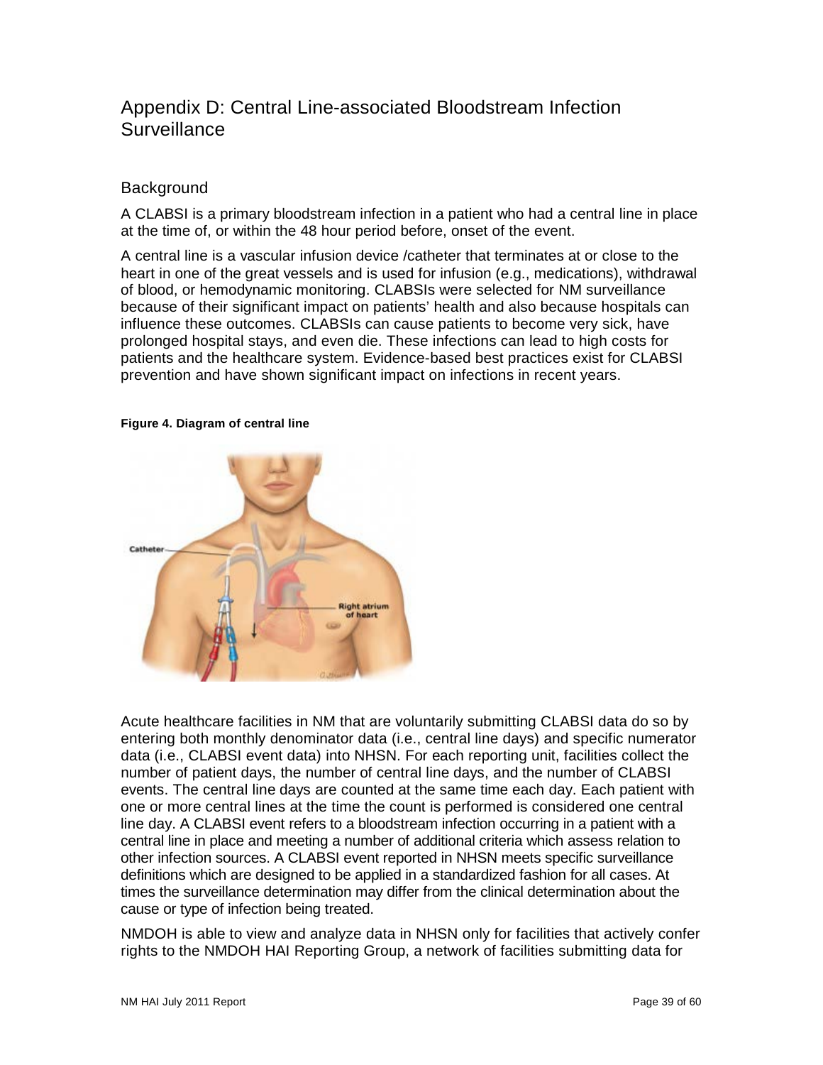# Appendix D: Central Line-associated Bloodstream Infection Surveillance

## Background

A CLABSI is a primary bloodstream infection in a patient who had a central line in place at the time of, or within the 48 hour period before, onset of the event.

A central line is a vascular infusion device /catheter that terminates at or close to the heart in one of the great vessels and is used for infusion (e.g., medications), withdrawal of blood, or hemodynamic monitoring. CLABSIs were selected for NM surveillance because of their significant impact on patients' health and also because hospitals can influence these outcomes. CLABSIs can cause patients to become very sick, have prolonged hospital stays, and even die. These infections can lead to high costs for patients and the healthcare system. Evidence-based best practices exist for CLABSI prevention and have shown significant impact on infections in recent years.

**Figure 4. Diagram of central line**

Acute healthcare facilities in NM that are voluntarily submitting CLABSI data do so by entering both monthly denominator data (i.e., central line days) and specific numerator data (i.e., CLABSI event data) into NHSN. For each reporting unit, facilities collect the number of patient days, the number of central line days, and the number of CLABSI events. The central line days are counted at the same time each day. Each patient with one or more central lines at the time the count is performed is considered one central line day. A CLABSI event refers to a bloodstream infection occurring in a patient with a central line in place and meeting a number of additional criteria which assess relation to other infection sources. A CLABSI event reported in NHSN meets specific surveillance definitions which are designed to be applied in a standardized fashion for all cases. At times the surveillance determination may differ from the clinical determination about the cause or type of infection being treated.

NMDOH is able to view and analyze data in NHSN only for facilities that actively confer rights to the NMDOH HAI Reporting Group, a network of facilities submitting data for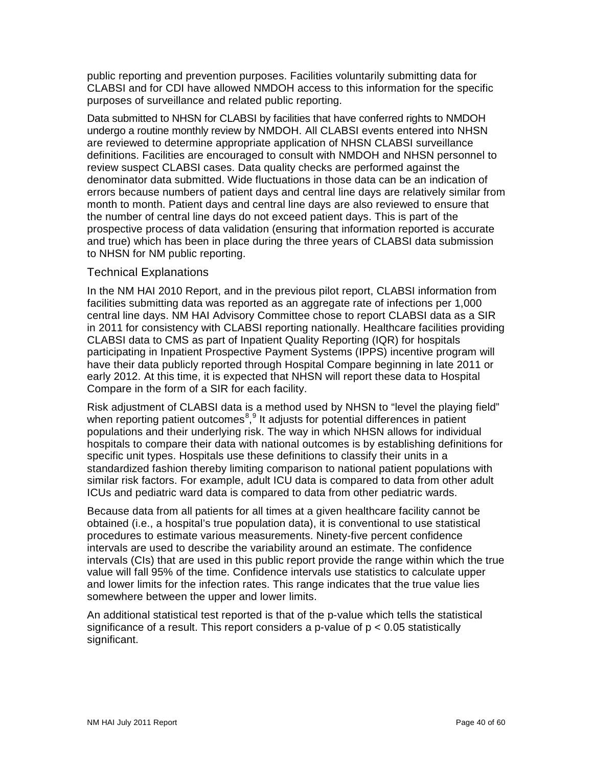public reporting and prevention purposes. Facilities voluntarily submitting data for CLABSI and for CDI have allowed NMDOH access to this information for the specific purposes of surveillance and related public reporting.

Data submitted to NHSN for CLABSI by facilities that have conferred rights to NMDOH undergo a routine monthly review by NMDOH. All CLABSI events entered into NHSN are reviewed to determine appropriate application of NHSN CLABSI surveillance definitions. Facilities are encouraged to consult with NMDOH and NHSN personnel to review suspect CLABSI cases. Data quality checks are performed against the denominator data submitted. Wide fluctuations in those data can be an indication of errors because numbers of patient days and central line days are relatively similar from month to month. Patient days and central line days are also reviewed to ensure that the number of central line days do not exceed patient days. This is part of the prospective process of data validation (ensuring that information reported is accurate and true) which has been in place during the three years of CLABSI data submission to NHSN for NM public reporting.

## Technical Explanations

In the NM HAI 2010 Report, and in the previous pilot report, CLABSI information from facilities submitting data was reported as an aggregate rate of infections per 1,000 central line days. NM HAI Advisory Committee chose to report CLABSI data as a SIR in 2011 for consistency with CLABSI reporting nationally. Healthcare facilities providing CLABSI data to CMS as part of Inpatient Quality Reporting (IQR) for hospitals participating in Inpatient Prospective Payment Systems (IPPS) incentive program will have their data publicly reported through Hospital Compare beginning in late 2011 or early 2012. At this time, it is expected that NHSN will report these data to Hospital Compare in the form of a SIR for each facility.

Risk adjustment of CLABSI data is a method used by NHSN to "level the playing field" when reporting patient outcomes[8],[9] It adjusts for potential differences in patient populations and their underlying risk. The way in which NHSN allows for individual hospitals to compare their data with national outcomes is by establishing definitions for specific unit types. Hospitals use these definitions to classify their units in a standardized fashion thereby limiting comparison to national patient populations with similar risk factors. For example, adult ICU data is compared to data from other adult ICUs and pediatric ward data is compared to data from other pediatric wards.

Because data from all patients for all times at a given healthcare facility cannot be obtained (i.e., a hospital's true population data), it is conventional to use statistical procedures to estimate various measurements. Ninety-five percent confidence intervals are used to describe the variability around an estimate. The confidence intervals (CIs) that are used in this public report provide the range within which the true value will fall 95% of the time. Confidence intervals use statistics to calculate upper and lower limits for the infection rates. This range indicates that the true value lies somewhere between the upper and lower limits.

An additional statistical test reported is that of the p-value which tells the statistical significance of a result. This report considers a p-value of $p < 0.05$ statistically significant.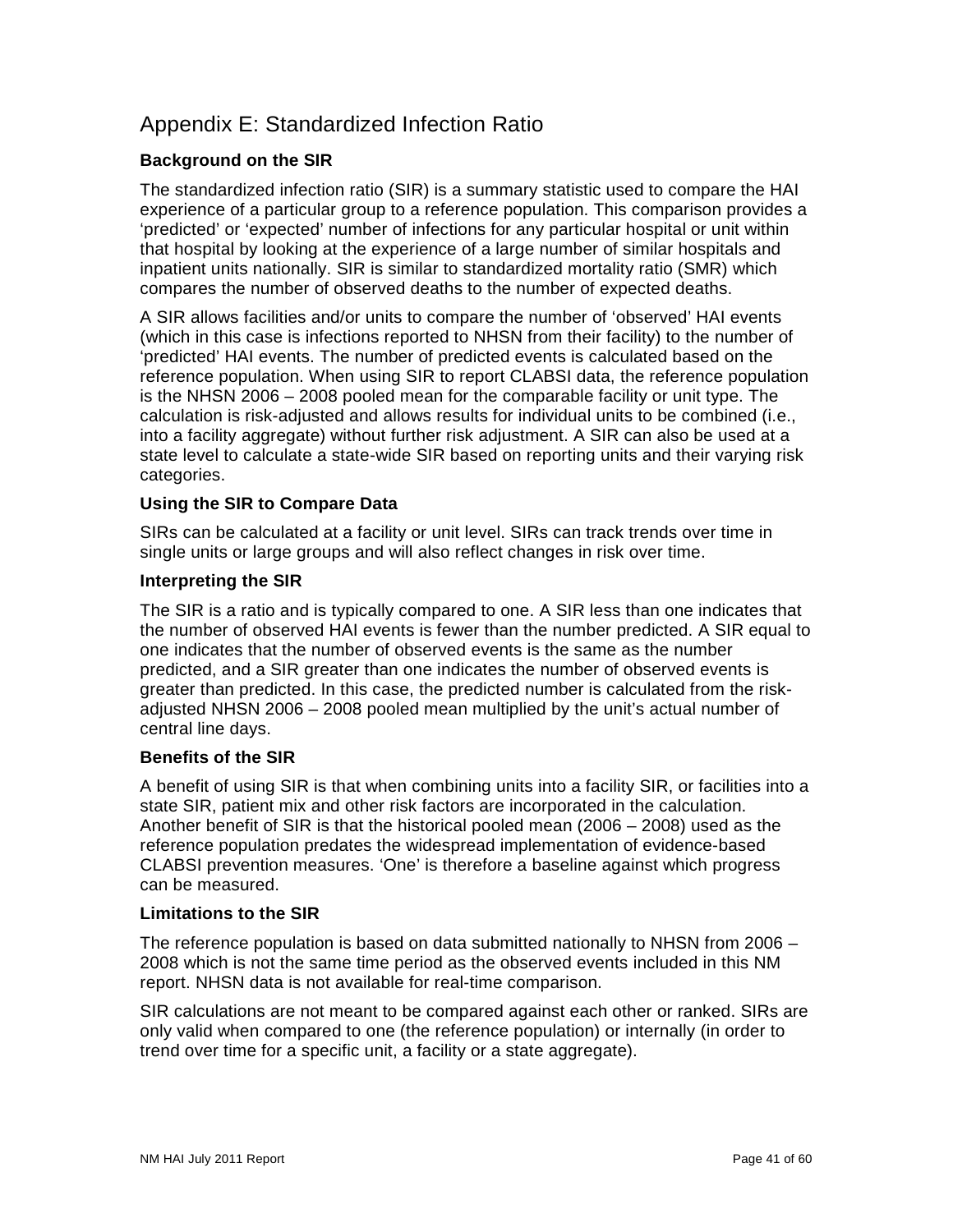# Appendix E: Standardized Infection Ratio

### Background on the SIR

The standardized infection ratio (SIR) is a summary statistic used to compare the HAI experience of a particular group to a reference population. This comparison provides a 'predicted' or 'expected' number of infections for any particular hospital or unit within that hospital by looking at the experience of a large number of similar hospitals and inpatient units nationally. SIR is similar to standardized mortality ratio (SMR) which compares the number of observed deaths to the number of expected deaths.

A SIR allows facilities and/or units to compare the number of 'observed' HAI events (which in this case is infections reported to NHSN from their facility) to the number of 'predicted' HAI events. The number of predicted events is calculated based on the reference population. When using SIR to report CLABSI data, the reference population is the NHSN 2006 – 2008 pooled mean for the comparable facility or unit type. The calculation is risk-adjusted and allows results for individual units to be combined (i.e., into a facility aggregate) without further risk adjustment. A SIR can also be used at a state level to calculate a state-wide SIR based on reporting units and their varying risk categories.

### Using the SIR to Compare Data

SIRs can be calculated at a facility or unit level. SIRs can track trends over time in single units or large groups and will also reflect changes in risk over time.

### Interpreting the SIR

The SIR is a ratio and is typically compared to one. A SIR less than one indicates that the number of observed HAI events is fewer than the number predicted. A SIR equal to one indicates that the number of observed events is the same as the number predicted, and a SIR greater than one indicates the number of observed events is greater than predicted. In this case, the predicted number is calculated from the risk-adjusted NHSN 2006 – 2008 pooled mean multiplied by the unit's actual number of central line days.

### Benefits of the SIR

A benefit of using SIR is that when combining units into a facility SIR, or facilities into a state SIR, patient mix and other risk factors are incorporated in the calculation. Another benefit of SIR is that the historical pooled mean (2006 – 2008) used as the reference population predates the widespread implementation of evidence-based CLABSI prevention measures. 'One' is therefore a baseline against which progress can be measured.

### Limitations to the SIR

The reference population is based on data submitted nationally to NHSN from 2006 – 2008 which is not the same time period as the observed events included in this NM report. NHSN data is not available for real-time comparison.

SIR calculations are not meant to be compared against each other or ranked. SIRs are only valid when compared to one (the reference population) or internally (in order to trend over time for a specific unit, a facility or a state aggregate).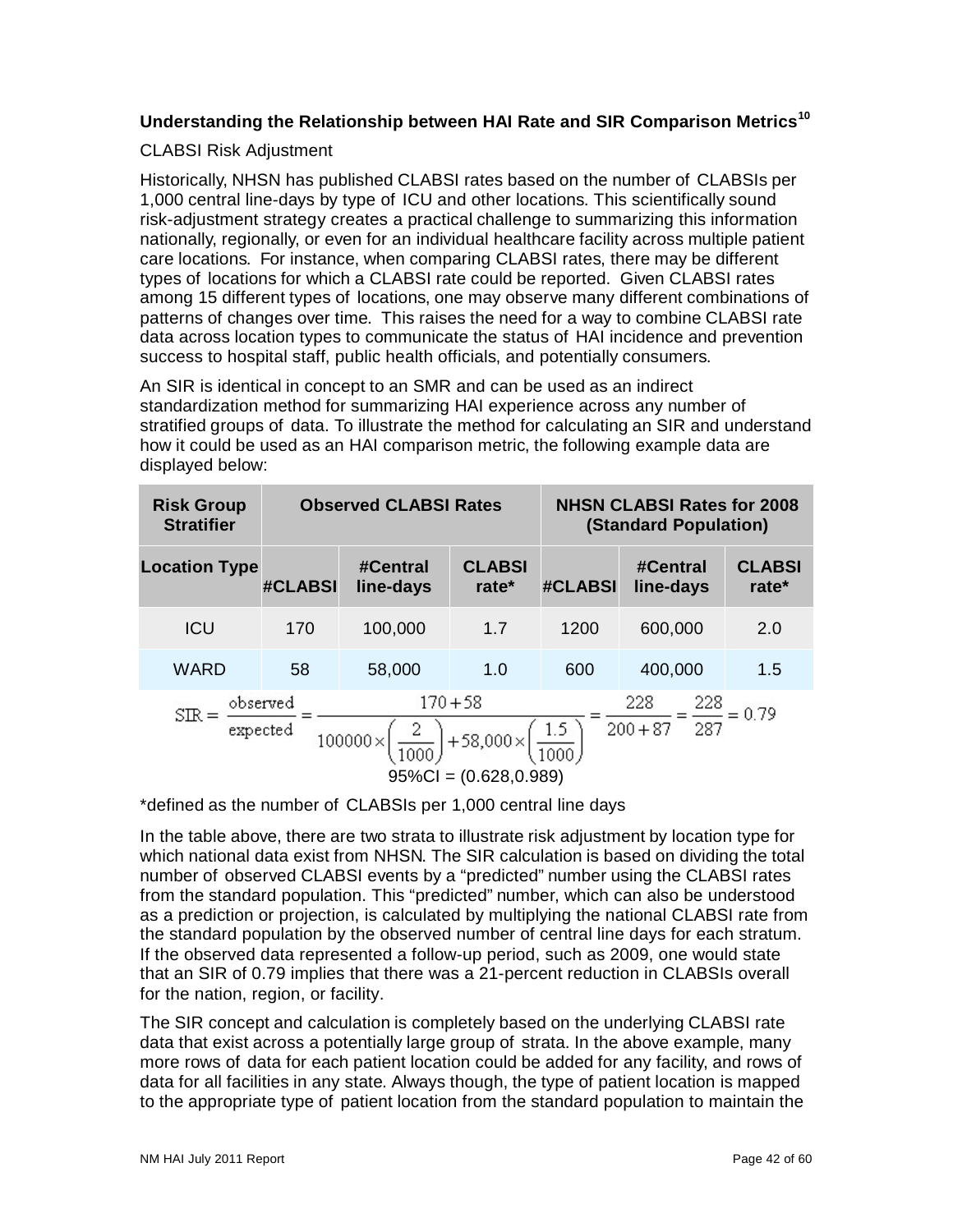### Understanding the Relationship between HAI Rate and SIR Comparison Metrics[10]

CLABSI Risk Adjustment

Historically, NHSN has published CLABSI rates based on the number of CLABSIs per 1,000 central line-days by type of ICU and other locations. This scientifically sound risk-adjustment strategy creates a practical challenge to summarizing this information nationally, regionally, or even for an individual healthcare facility across multiple patient care locations. For instance, when comparing CLABSI rates, there may be different types of locations for which a CLABSI rate could be reported. Given CLABSI rates among 15 different types of locations, one may observe many different combinations of patterns of changes over time. This raises the need for a way to combine CLABSI rate data across location types to communicate the status of HAI incidence and prevention success to hospital staff, public health officials, and potentially consumers.

An SIR is identical in concept to an SMR and can be used as an indirect standardization method for summarizing HAI experience across any number of stratified groups of data. To illustrate the method for calculating an SIR and understand how it could be used as an HAI comparison metric, the following example data are displayed below:

| Risk Group Stratifier | Observed CLABSI Rates | | | NHSN CLABSI Rates for 2008 (Standard Population) | | |
|---|---|---|---|---|---|---|
| Location Type | #CLABSI | #Central line-days | CLABSI rate* | #CLABSI | #Central line-days | CLABSI rate* |
| ICU | 170 | 100,000 | 1.7 | 1200 | 600,000 | 2.0 |
| WARD | 58 | 58,000 | 1.0 | 600 | 400,000 | 1.5 |

$$\text{SIR} = \frac{\text{observed}}{\text{expected}} = \frac{170+58}{100000 \times \left(\frac{2}{1000}\right) + 58{,}000 \times \left(\frac{1.5}{1000}\right)} = \frac{228}{200+87} = \frac{228}{287} = 0.79$$

95%CI = (0.628,0.989)

*defined as the number of CLABSIs per 1,000 central line days

In the table above, there are two strata to illustrate risk adjustment by location type for which national data exist from NHSN. The SIR calculation is based on dividing the total number of observed CLABSI events by a “predicted” number using the CLABSI rates from the standard population. This “predicted” number, which can also be understood as a prediction or projection, is calculated by multiplying the national CLABSI rate from the standard population by the observed number of central line days for each stratum. If the observed data represented a follow-up period, such as 2009, one would state that an SIR of 0.79 implies that there was a 21-percent reduction in CLABSIs overall for the nation, region, or facility.

The SIR concept and calculation is completely based on the underlying CLABSI rate data that exist across a potentially large group of strata. In the above example, many more rows of data for each patient location could be added for any facility, and rows of data for all facilities in any state. Always though, the type of patient location is mapped to the appropriate type of patient location from the standard population to maintain the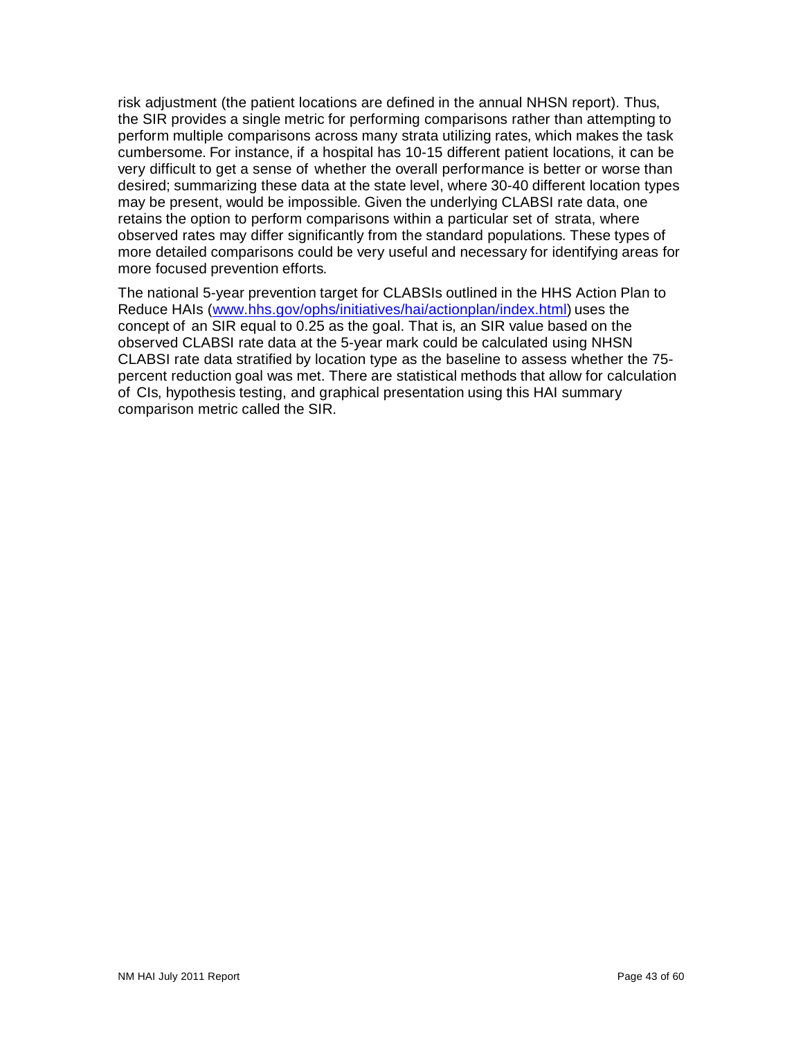risk adjustment (the patient locations are defined in the annual NHSN report). Thus, the SIR provides a single metric for performing comparisons rather than attempting to perform multiple comparisons across many strata utilizing rates, which makes the task cumbersome. For instance, if a hospital has 10-15 different patient locations, it can be very difficult to get a sense of whether the overall performance is better or worse than desired; summarizing these data at the state level, where 30-40 different location types may be present, would be impossible. Given the underlying CLABSI rate data, one retains the option to perform comparisons within a particular set of strata, where observed rates may differ significantly from the standard populations. These types of more detailed comparisons could be very useful and necessary for identifying areas for more focused prevention efforts.

The national 5-year prevention target for CLABSIs outlined in the HHS Action Plan to Reduce HAIs ([www.hhs.gov/ophs/initiatives/hai/actionplan/index.html](http://www.hhs.gov/ophs/initiatives/hai/actionplan/index.html)) uses the concept of an SIR equal to 0.25 as the goal. That is, an SIR value based on the observed CLABSI rate data at the 5-year mark could be calculated using NHSN CLABSI rate data stratified by location type as the baseline to assess whether the 75-percent reduction goal was met. There are statistical methods that allow for calculation of CIs, hypothesis testing, and graphical presentation using this HAI summary comparison metric called the SIR.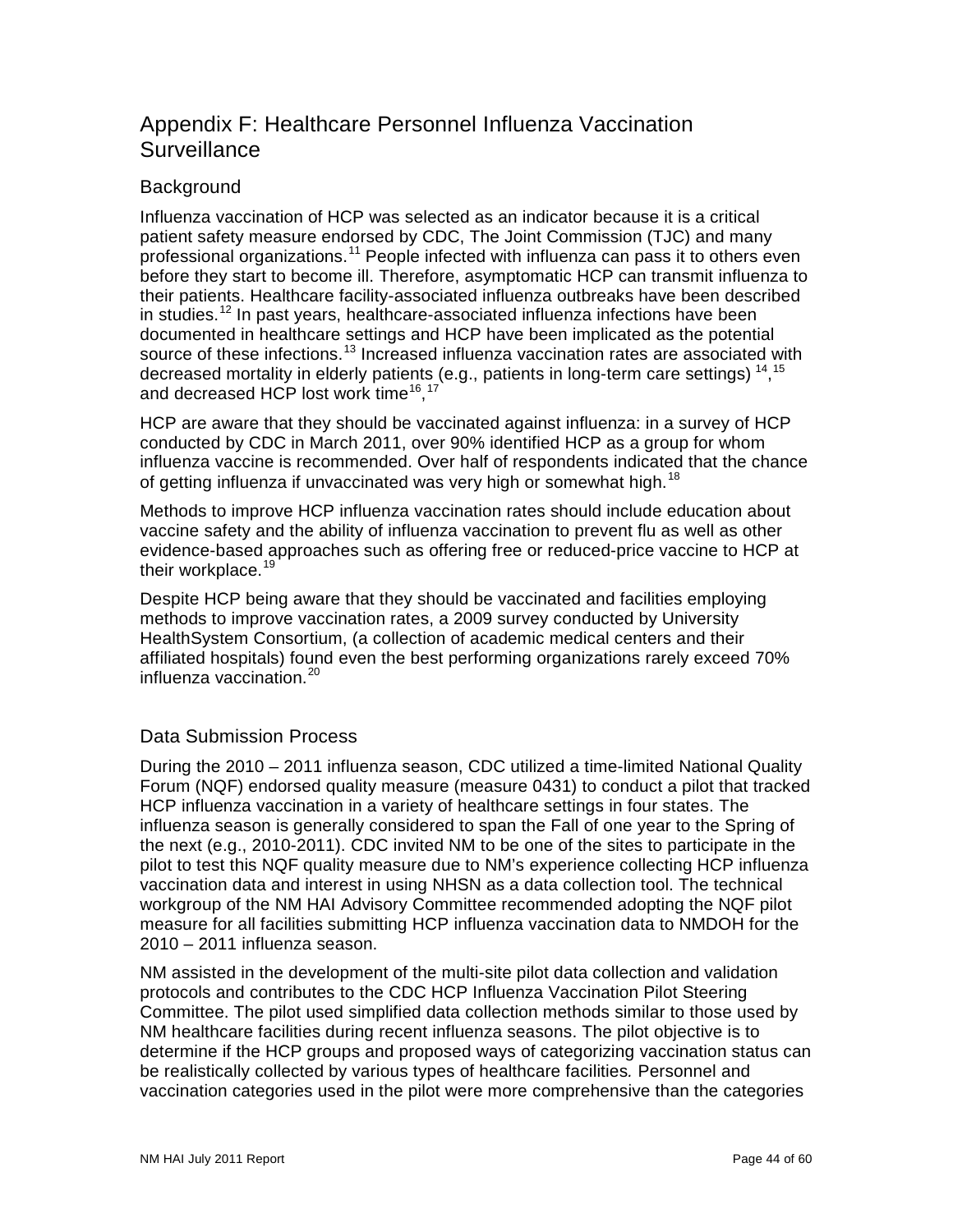# Appendix F: Healthcare Personnel Influenza Vaccination Surveillance

## Background

Influenza vaccination of HCP was selected as an indicator because it is a critical patient safety measure endorsed by CDC, The Joint Commission (TJC) and many professional organizations.[11] People infected with influenza can pass it to others even before they start to become ill. Therefore, asymptomatic HCP can transmit influenza to their patients. Healthcare facility-associated influenza outbreaks have been described in studies.[12] In past years, healthcare-associated influenza infections have been documented in healthcare settings and HCP have been implicated as the potential source of these infections.[13] Increased influenza vaccination rates are associated with decreased mortality in elderly patients (e.g., patients in long-term care settings) [14],[15] and decreased HCP lost work time[16],[17]

HCP are aware that they should be vaccinated against influenza: in a survey of HCP conducted by CDC in March 2011, over 90% identified HCP as a group for whom influenza vaccine is recommended. Over half of respondents indicated that the chance of getting influenza if unvaccinated was very high or somewhat high.[18]

Methods to improve HCP influenza vaccination rates should include education about vaccine safety and the ability of influenza vaccination to prevent flu as well as other evidence-based approaches such as offering free or reduced-price vaccine to HCP at their workplace.[19]

Despite HCP being aware that they should be vaccinated and facilities employing methods to improve vaccination rates, a 2009 survey conducted by University HealthSystem Consortium, (a collection of academic medical centers and their affiliated hospitals) found even the best performing organizations rarely exceed 70% influenza vaccination.[20]

## Data Submission Process

During the 2010 – 2011 influenza season, CDC utilized a time-limited National Quality Forum (NQF) endorsed quality measure (measure 0431) to conduct a pilot that tracked HCP influenza vaccination in a variety of healthcare settings in four states. The influenza season is generally considered to span the Fall of one year to the Spring of the next (e.g., 2010-2011). CDC invited NM to be one of the sites to participate in the pilot to test this NQF quality measure due to NM's experience collecting HCP influenza vaccination data and interest in using NHSN as a data collection tool. The technical workgroup of the NM HAI Advisory Committee recommended adopting the NQF pilot measure for all facilities submitting HCP influenza vaccination data to NMDOH for the 2010 – 2011 influenza season.

NM assisted in the development of the multi-site pilot data collection and validation protocols and contributes to the CDC HCP Influenza Vaccination Pilot Steering Committee. The pilot used simplified data collection methods similar to those used by NM healthcare facilities during recent influenza seasons. The pilot objective is to determine if the HCP groups and proposed ways of categorizing vaccination status can be realistically collected by various types of healthcare facilities*.* Personnel and vaccination categories used in the pilot were more comprehensive than the categories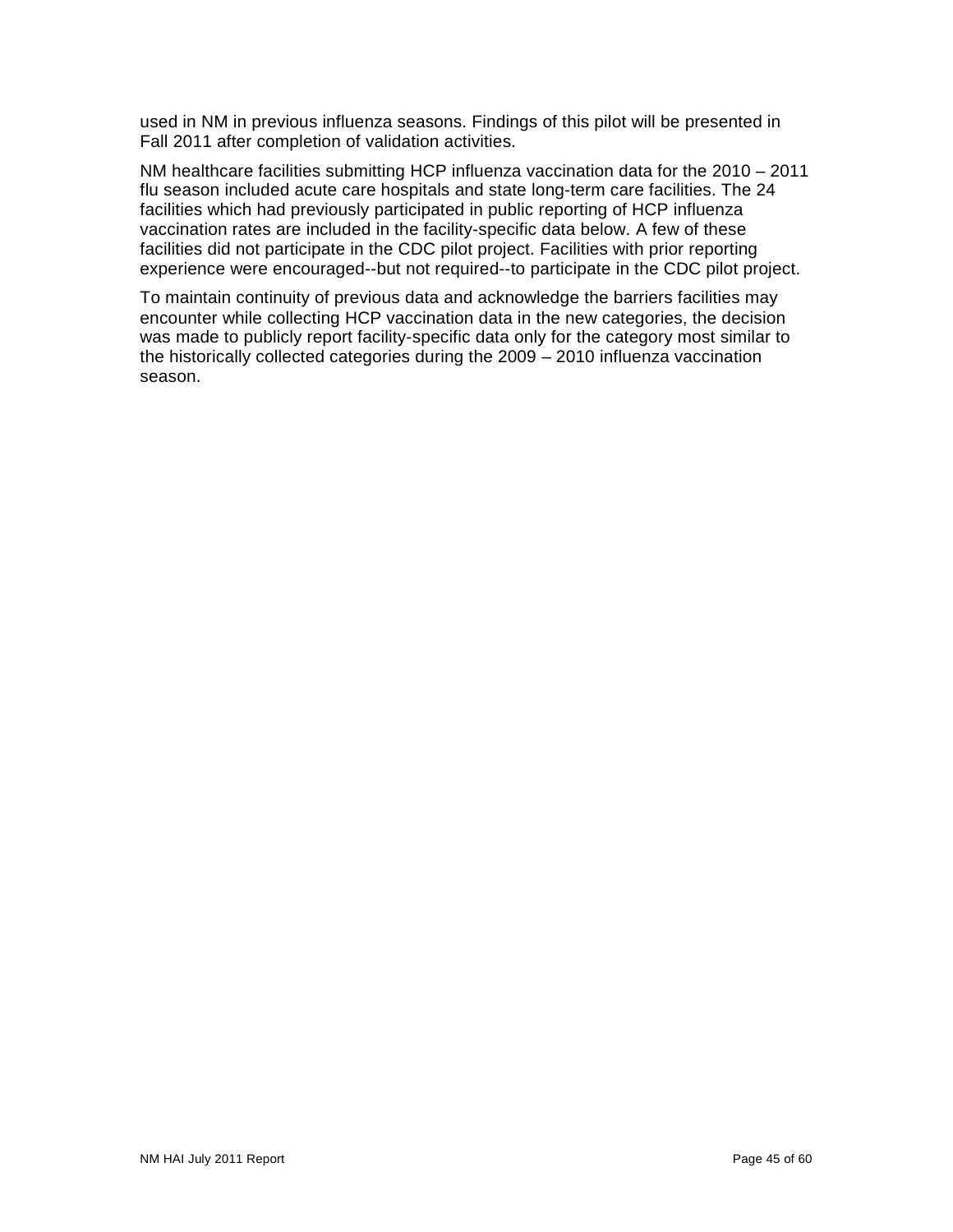used in NM in previous influenza seasons. Findings of this pilot will be presented in Fall 2011 after completion of validation activities.

NM healthcare facilities submitting HCP influenza vaccination data for the 2010 – 2011 flu season included acute care hospitals and state long-term care facilities. The 24 facilities which had previously participated in public reporting of HCP influenza vaccination rates are included in the facility-specific data below. A few of these facilities did not participate in the CDC pilot project. Facilities with prior reporting experience were encouraged--but not required--to participate in the CDC pilot project.

To maintain continuity of previous data and acknowledge the barriers facilities may encounter while collecting HCP vaccination data in the new categories, the decision was made to publicly report facility-specific data only for the category most similar to the historically collected categories during the 2009 – 2010 influenza vaccination season.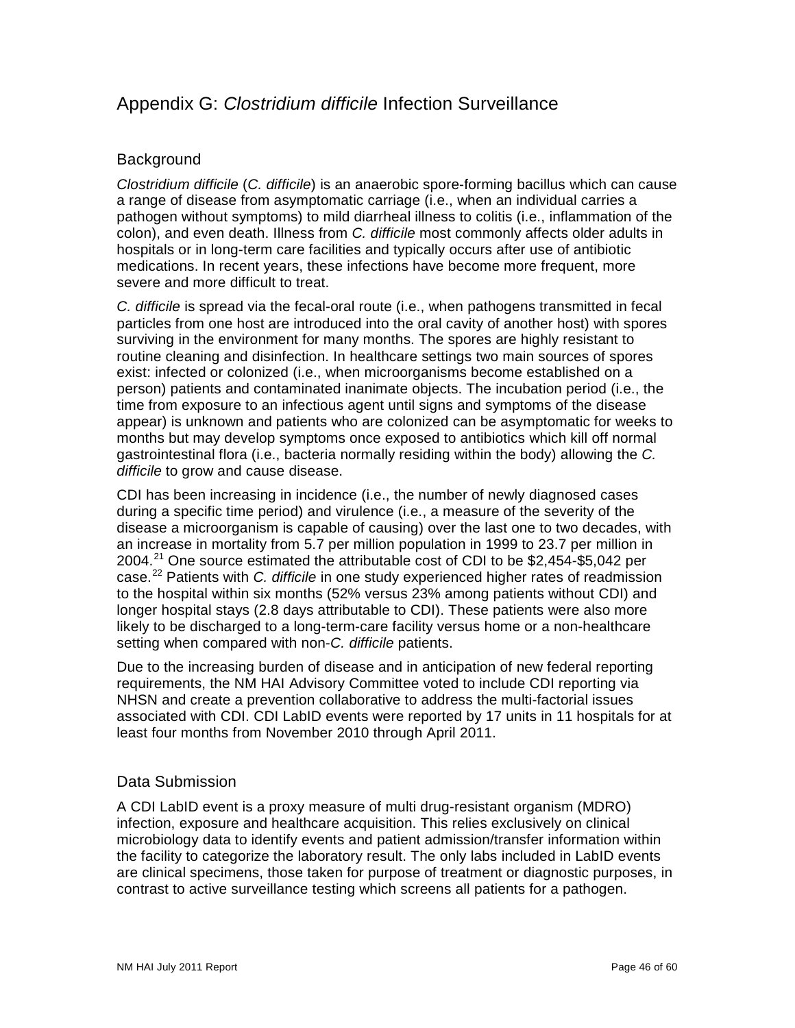# Appendix G: *Clostridium difficile* Infection Surveillance

## Background

*Clostridium difficile* (*C. difficile*) is an anaerobic spore-forming bacillus which can cause a range of disease from asymptomatic carriage (i.e., when an individual carries a pathogen without symptoms) to mild diarrheal illness to colitis (i.e., inflammation of the colon), and even death. Illness from *C. difficile* most commonly affects older adults in hospitals or in long-term care facilities and typically occurs after use of antibiotic medications. In recent years, these infections have become more frequent, more severe and more difficult to treat.

*C. difficile* is spread via the fecal-oral route (i.e., when pathogens transmitted in fecal particles from one host are introduced into the oral cavity of another host) with spores surviving in the environment for many months. The spores are highly resistant to routine cleaning and disinfection. In healthcare settings two main sources of spores exist: infected or colonized (i.e., when microorganisms become established on a person) patients and contaminated inanimate objects. The incubation period (i.e., the time from exposure to an infectious agent until signs and symptoms of the disease appear) is unknown and patients who are colonized can be asymptomatic for weeks to months but may develop symptoms once exposed to antibiotics which kill off normal gastrointestinal flora (i.e., bacteria normally residing within the body) allowing the *C. difficile* to grow and cause disease.

CDI has been increasing in incidence (i.e., the number of newly diagnosed cases during a specific time period) and virulence (i.e., a measure of the severity of the disease a microorganism is capable of causing) over the last one to two decades, with an increase in mortality from 5.7 per million population in 1999 to 23.7 per million in 2004.[21] One source estimated the attributable cost of CDI to be $2,454-$5,042 per case.[22] Patients with *C. difficile* in one study experienced higher rates of readmission to the hospital within six months (52% versus 23% among patients without CDI) and longer hospital stays (2.8 days attributable to CDI). These patients were also more likely to be discharged to a long-term-care facility versus home or a non-healthcare setting when compared with non-*C. difficile* patients.

Due to the increasing burden of disease and in anticipation of new federal reporting requirements, the NM HAI Advisory Committee voted to include CDI reporting via NHSN and create a prevention collaborative to address the multi-factorial issues associated with CDI. CDI LabID events were reported by 17 units in 11 hospitals for at least four months from November 2010 through April 2011.

## Data Submission

A CDI LabID event is a proxy measure of multi drug-resistant organism (MDRO) infection, exposure and healthcare acquisition. This relies exclusively on clinical microbiology data to identify events and patient admission/transfer information within the facility to categorize the laboratory result. The only labs included in LabID events are clinical specimens, those taken for purpose of treatment or diagnostic purposes, in contrast to active surveillance testing which screens all patients for a pathogen.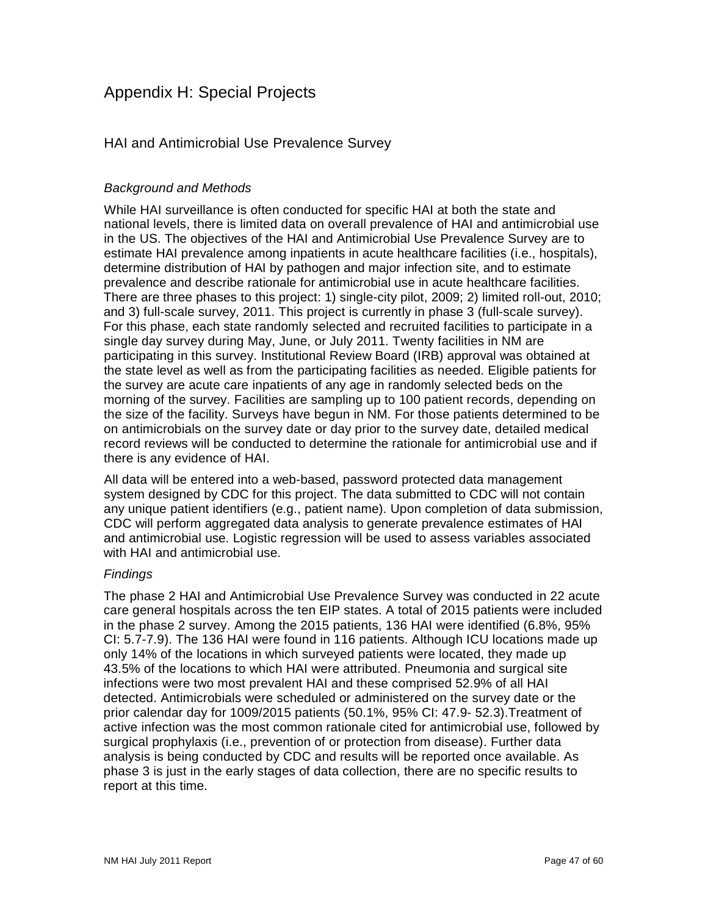# Appendix H: Special Projects

## HAI and Antimicrobial Use Prevalence Survey

### *Background and Methods*

While HAI surveillance is often conducted for specific HAI at both the state and national levels, there is limited data on overall prevalence of HAI and antimicrobial use in the US. The objectives of the HAI and Antimicrobial Use Prevalence Survey are to estimate HAI prevalence among inpatients in acute healthcare facilities (i.e., hospitals), determine distribution of HAI by pathogen and major infection site, and to estimate prevalence and describe rationale for antimicrobial use in acute healthcare facilities. There are three phases to this project: 1) single-city pilot, 2009; 2) limited roll-out, 2010; and 3) full-scale survey, 2011. This project is currently in phase 3 (full-scale survey). For this phase, each state randomly selected and recruited facilities to participate in a single day survey during May, June, or July 2011. Twenty facilities in NM are participating in this survey. Institutional Review Board (IRB) approval was obtained at the state level as well as from the participating facilities as needed. Eligible patients for the survey are acute care inpatients of any age in randomly selected beds on the morning of the survey. Facilities are sampling up to 100 patient records, depending on the size of the facility. Surveys have begun in NM. For those patients determined to be on antimicrobials on the survey date or day prior to the survey date, detailed medical record reviews will be conducted to determine the rationale for antimicrobial use and if there is any evidence of HAI.

All data will be entered into a web-based, password protected data management system designed by CDC for this project. The data submitted to CDC will not contain any unique patient identifiers (e.g., patient name). Upon completion of data submission, CDC will perform aggregated data analysis to generate prevalence estimates of HAI and antimicrobial use. Logistic regression will be used to assess variables associated with HAI and antimicrobial use.

### *Findings*

The phase 2 HAI and Antimicrobial Use Prevalence Survey was conducted in 22 acute care general hospitals across the ten EIP states. A total of 2015 patients were included in the phase 2 survey. Among the 2015 patients, 136 HAI were identified (6.8%, 95% CI: 5.7-7.9). The 136 HAI were found in 116 patients. Although ICU locations made up only 14% of the locations in which surveyed patients were located, they made up 43.5% of the locations to which HAI were attributed. Pneumonia and surgical site infections were two most prevalent HAI and these comprised 52.9% of all HAI detected. Antimicrobials were scheduled or administered on the survey date or the prior calendar day for 1009/2015 patients (50.1%, 95% CI: 47.9- 52.3).Treatment of active infection was the most common rationale cited for antimicrobial use, followed by surgical prophylaxis (i.e., prevention of or protection from disease). Further data analysis is being conducted by CDC and results will be reported once available. As phase 3 is just in the early stages of data collection, there are no specific results to report at this time.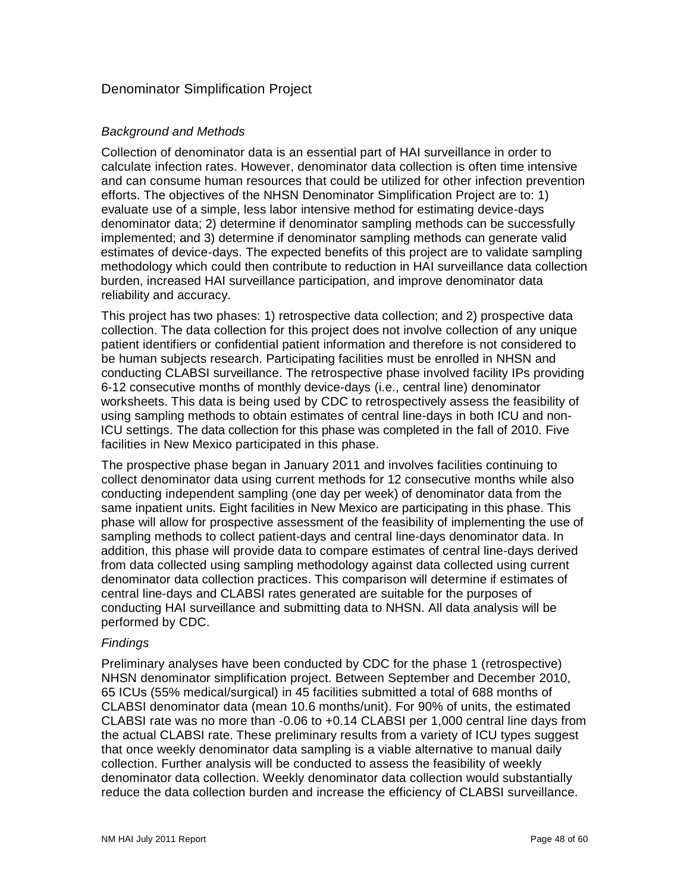## Denominator Simplification Project

### *Background and Methods*

Collection of denominator data is an essential part of HAI surveillance in order to calculate infection rates. However, denominator data collection is often time intensive and can consume human resources that could be utilized for other infection prevention efforts. The objectives of the NHSN Denominator Simplification Project are to: 1) evaluate use of a simple, less labor intensive method for estimating device-days denominator data; 2) determine if denominator sampling methods can be successfully implemented; and 3) determine if denominator sampling methods can generate valid estimates of device-days. The expected benefits of this project are to validate sampling methodology which could then contribute to reduction in HAI surveillance data collection burden, increased HAI surveillance participation, and improve denominator data reliability and accuracy.

This project has two phases: 1) retrospective data collection; and 2) prospective data collection. The data collection for this project does not involve collection of any unique patient identifiers or confidential patient information and therefore is not considered to be human subjects research. Participating facilities must be enrolled in NHSN and conducting CLABSI surveillance. The retrospective phase involved facility IPs providing 6-12 consecutive months of monthly device-days (i.e., central line) denominator worksheets. This data is being used by CDC to retrospectively assess the feasibility of using sampling methods to obtain estimates of central line-days in both ICU and non-ICU settings. The data collection for this phase was completed in the fall of 2010. Five facilities in New Mexico participated in this phase.

The prospective phase began in January 2011 and involves facilities continuing to collect denominator data using current methods for 12 consecutive months while also conducting independent sampling (one day per week) of denominator data from the same inpatient units. Eight facilities in New Mexico are participating in this phase. This phase will allow for prospective assessment of the feasibility of implementing the use of sampling methods to collect patient-days and central line-days denominator data. In addition, this phase will provide data to compare estimates of central line-days derived from data collected using sampling methodology against data collected using current denominator data collection practices. This comparison will determine if estimates of central line-days and CLABSI rates generated are suitable for the purposes of conducting HAI surveillance and submitting data to NHSN. All data analysis will be performed by CDC.

### *Findings*

Preliminary analyses have been conducted by CDC for the phase 1 (retrospective) NHSN denominator simplification project. Between September and December 2010, 65 ICUs (55% medical/surgical) in 45 facilities submitted a total of 688 months of CLABSI denominator data (mean 10.6 months/unit). For 90% of units, the estimated CLABSI rate was no more than -0.06 to +0.14 CLABSI per 1,000 central line days from the actual CLABSI rate. These preliminary results from a variety of ICU types suggest that once weekly denominator data sampling is a viable alternative to manual daily collection. Further analysis will be conducted to assess the feasibility of weekly denominator data collection. Weekly denominator data collection would substantially reduce the data collection burden and increase the efficiency of CLABSI surveillance.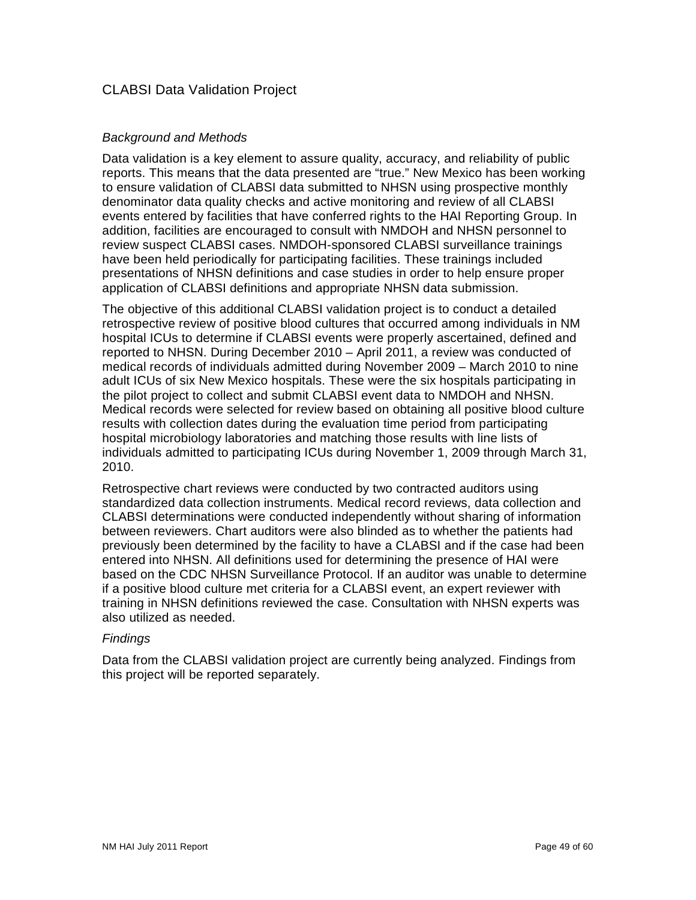# CLABSI Data Validation Project

### *Background and Methods*

Data validation is a key element to assure quality, accuracy, and reliability of public reports. This means that the data presented are "true." New Mexico has been working to ensure validation of CLABSI data submitted to NHSN using prospective monthly denominator data quality checks and active monitoring and review of all CLABSI events entered by facilities that have conferred rights to the HAI Reporting Group. In addition, facilities are encouraged to consult with NMDOH and NHSN personnel to review suspect CLABSI cases. NMDOH-sponsored CLABSI surveillance trainings have been held periodically for participating facilities. These trainings included presentations of NHSN definitions and case studies in order to help ensure proper application of CLABSI definitions and appropriate NHSN data submission.

The objective of this additional CLABSI validation project is to conduct a detailed retrospective review of positive blood cultures that occurred among individuals in NM hospital ICUs to determine if CLABSI events were properly ascertained, defined and reported to NHSN. During December 2010 – April 2011, a review was conducted of medical records of individuals admitted during November 2009 – March 2010 to nine adult ICUs of six New Mexico hospitals. These were the six hospitals participating in the pilot project to collect and submit CLABSI event data to NMDOH and NHSN. Medical records were selected for review based on obtaining all positive blood culture results with collection dates during the evaluation time period from participating hospital microbiology laboratories and matching those results with line lists of individuals admitted to participating ICUs during November 1, 2009 through March 31, 2010.

Retrospective chart reviews were conducted by two contracted auditors using standardized data collection instruments. Medical record reviews, data collection and CLABSI determinations were conducted independently without sharing of information between reviewers. Chart auditors were also blinded as to whether the patients had previously been determined by the facility to have a CLABSI and if the case had been entered into NHSN. All definitions used for determining the presence of HAI were based on the CDC NHSN Surveillance Protocol. If an auditor was unable to determine if a positive blood culture met criteria for a CLABSI event, an expert reviewer with training in NHSN definitions reviewed the case. Consultation with NHSN experts was also utilized as needed.

### *Findings*

Data from the CLABSI validation project are currently being analyzed. Findings from this project will be reported separately.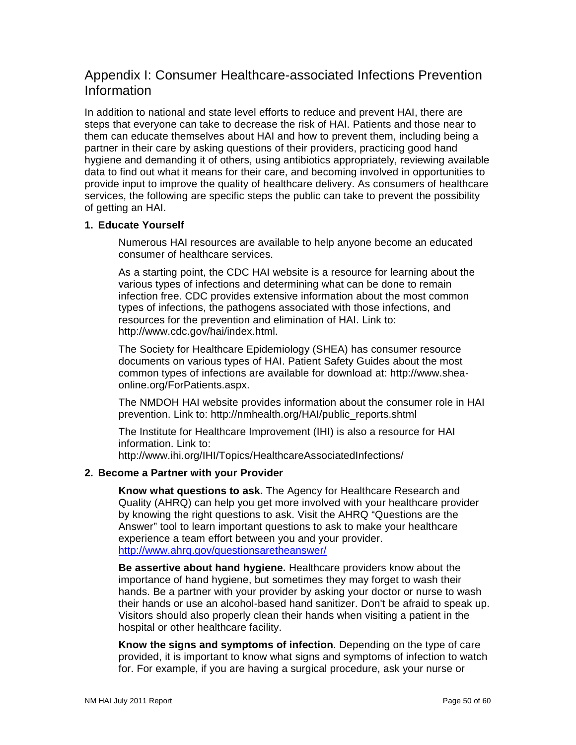## Appendix I: Consumer Healthcare-associated Infections Prevention Information

In addition to national and state level efforts to reduce and prevent HAI, there are steps that everyone can take to decrease the risk of HAI. Patients and those near to them can educate themselves about HAI and how to prevent them, including being a partner in their care by asking questions of their providers, practicing good hand hygiene and demanding it of others, using antibiotics appropriately, reviewing available data to find out what it means for their care, and becoming involved in opportunities to provide input to improve the quality of healthcare delivery. As consumers of healthcare services, the following are specific steps the public can take to prevent the possibility of getting an HAI.

**1. Educate Yourself**

Numerous HAI resources are available to help anyone become an educated consumer of healthcare services.

As a starting point, the CDC HAI website is a resource for learning about the various types of infections and determining what can be done to remain infection free. CDC provides extensive information about the most common types of infections, the pathogens associated with those infections, and resources for the prevention and elimination of HAI. Link to: http://www.cdc.gov/hai/index.html.

The Society for Healthcare Epidemiology (SHEA) has consumer resource documents on various types of HAI. Patient Safety Guides about the most common types of infections are available for download at: http://www.shea-online.org/ForPatients.aspx.

The NMDOH HAI website provides information about the consumer role in HAI prevention. Link to: http://nmhealth.org/HAI/public_reports.shtml

The Institute for Healthcare Improvement (IHI) is also a resource for HAI information. Link to: http://www.ihi.org/IHI/Topics/HealthcareAssociatedInfections/

**2. Become a Partner with your Provider**

**Know what questions to ask.** The Agency for Healthcare Research and Quality (AHRQ) can help you get more involved with your healthcare provider by knowing the right questions to ask. Visit the AHRQ "Questions are the Answer" tool to learn important questions to ask to make your healthcare experience a team effort between you and your provider. http://www.ahrq.gov/questionsaretheanswer/

**Be assertive about hand hygiene.** Healthcare providers know about the importance of hand hygiene, but sometimes they may forget to wash their hands. Be a partner with your provider by asking your doctor or nurse to wash their hands or use an alcohol-based hand sanitizer. Don't be afraid to speak up. Visitors should also properly clean their hands when visiting a patient in the hospital or other healthcare facility.

**Know the signs and symptoms of infection**. Depending on the type of care provided, it is important to know what signs and symptoms of infection to watch for. For example, if you are having a surgical procedure, ask your nurse or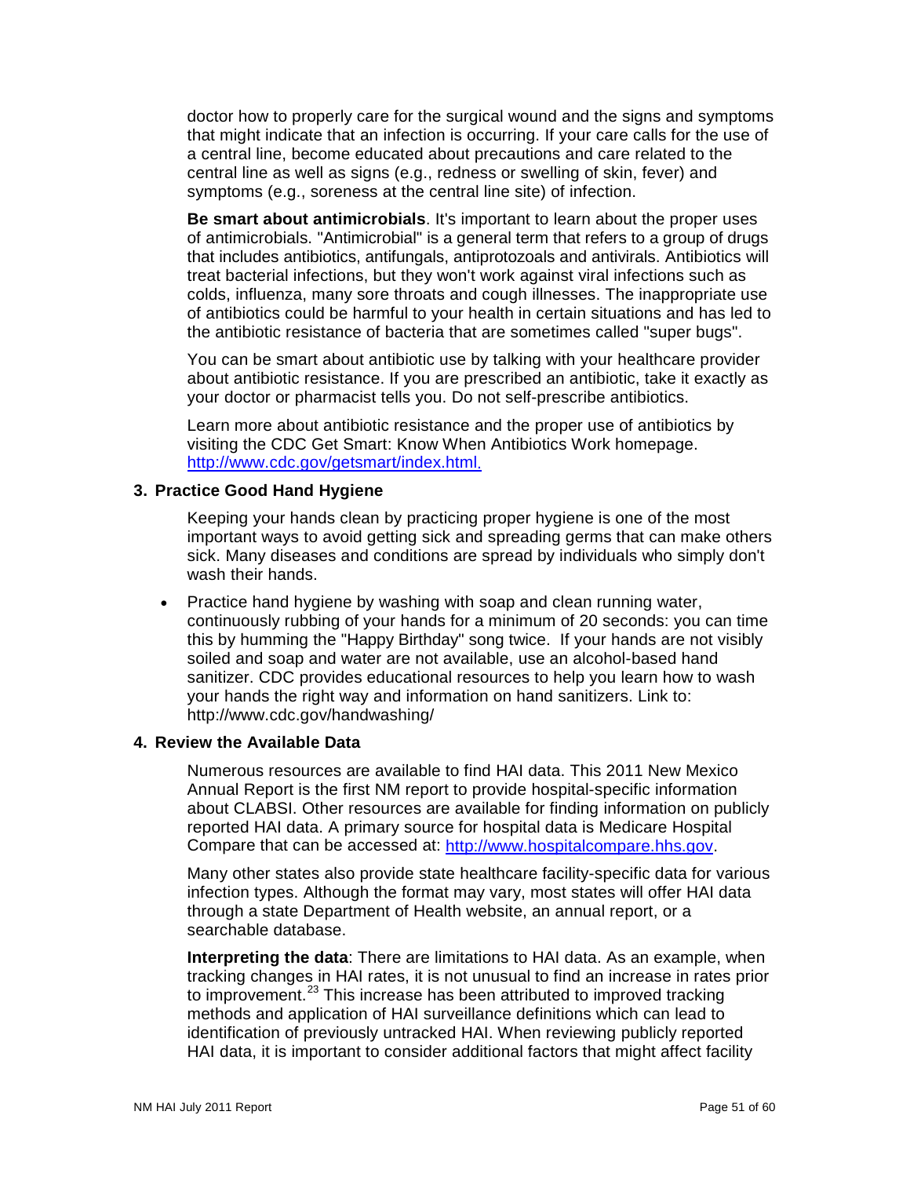doctor how to properly care for the surgical wound and the signs and symptoms that might indicate that an infection is occurring. If your care calls for the use of a central line, become educated about precautions and care related to the central line as well as signs (e.g., redness or swelling of skin, fever) and symptoms (e.g., soreness at the central line site) of infection.

**Be smart about antimicrobials**. It's important to learn about the proper uses of antimicrobials. "Antimicrobial" is a general term that refers to a group of drugs that includes antibiotics, antifungals, antiprotozoals and antivirals. Antibiotics will treat bacterial infections, but they won't work against viral infections such as colds, influenza, many sore throats and cough illnesses. The inappropriate use of antibiotics could be harmful to your health in certain situations and has led to the antibiotic resistance of bacteria that are sometimes called "super bugs".

You can be smart about antibiotic use by talking with your healthcare provider about antibiotic resistance. If you are prescribed an antibiotic, take it exactly as your doctor or pharmacist tells you. Do not self-prescribe antibiotics.

Learn more about antibiotic resistance and the proper use of antibiotics by visiting the CDC Get Smart: Know When Antibiotics Work homepage. http://www.cdc.gov/getsmart/index.html.

### 3. Practice Good Hand Hygiene

Keeping your hands clean by practicing proper hygiene is one of the most important ways to avoid getting sick and spreading germs that can make others sick. Many diseases and conditions are spread by individuals who simply don't wash their hands.

- Practice hand hygiene by washing with soap and clean running water, continuously rubbing of your hands for a minimum of 20 seconds: you can time this by humming the "Happy Birthday" song twice. If your hands are not visibly soiled and soap and water are not available, use an alcohol-based hand sanitizer. CDC provides educational resources to help you learn how to wash your hands the right way and information on hand sanitizers. Link to: http://www.cdc.gov/handwashing/

### 4. Review the Available Data

Numerous resources are available to find HAI data. This 2011 New Mexico Annual Report is the first NM report to provide hospital-specific information about CLABSI. Other resources are available for finding information on publicly reported HAI data. A primary source for hospital data is Medicare Hospital Compare that can be accessed at: http://www.hospitalcompare.hhs.gov.

Many other states also provide state healthcare facility-specific data for various infection types. Although the format may vary, most states will offer HAI data through a state Department of Health website, an annual report, or a searchable database.

**Interpreting the data**: There are limitations to HAI data. As an example, when tracking changes in HAI rates, it is not unusual to find an increase in rates prior to improvement.[23] This increase has been attributed to improved tracking methods and application of HAI surveillance definitions which can lead to identification of previously untracked HAI. When reviewing publicly reported HAI data, it is important to consider additional factors that might affect facility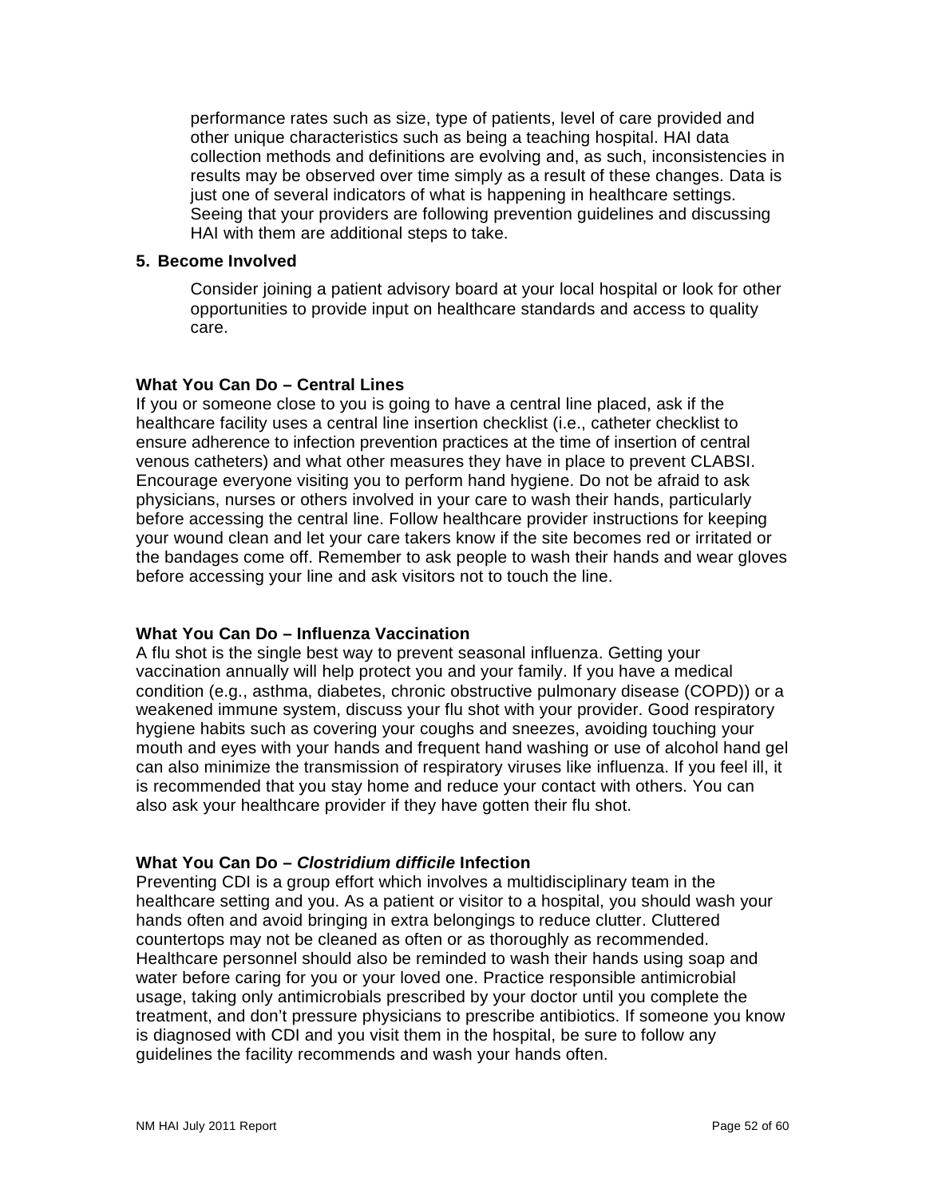performance rates such as size, type of patients, level of care provided and other unique characteristics such as being a teaching hospital. HAI data collection methods and definitions are evolving and, as such, inconsistencies in results may be observed over time simply as a result of these changes. Data is just one of several indicators of what is happening in healthcare settings. Seeing that your providers are following prevention guidelines and discussing HAI with them are additional steps to take.

5. **Become Involved**

   Consider joining a patient advisory board at your local hospital or look for other opportunities to provide input on healthcare standards and access to quality care.

**What You Can Do – Central Lines**

If you or someone close to you is going to have a central line placed, ask if the healthcare facility uses a central line insertion checklist (i.e., catheter checklist to ensure adherence to infection prevention practices at the time of insertion of central venous catheters) and what other measures they have in place to prevent CLABSI. Encourage everyone visiting you to perform hand hygiene. Do not be afraid to ask physicians, nurses or others involved in your care to wash their hands, particularly before accessing the central line. Follow healthcare provider instructions for keeping your wound clean and let your care takers know if the site becomes red or irritated or the bandages come off. Remember to ask people to wash their hands and wear gloves before accessing your line and ask visitors not to touch the line.

**What You Can Do – Influenza Vaccination**

A flu shot is the single best way to prevent seasonal influenza. Getting your vaccination annually will help protect you and your family. If you have a medical condition (e.g., asthma, diabetes, chronic obstructive pulmonary disease (COPD)) or a weakened immune system, discuss your flu shot with your provider. Good respiratory hygiene habits such as covering your coughs and sneezes, avoiding touching your mouth and eyes with your hands and frequent hand washing or use of alcohol hand gel can also minimize the transmission of respiratory viruses like influenza. If you feel ill, it is recommended that you stay home and reduce your contact with others. You can also ask your healthcare provider if they have gotten their flu shot.

**What You Can Do – *Clostridium difficile* Infection**

Preventing CDI is a group effort which involves a multidisciplinary team in the healthcare setting and you. As a patient or visitor to a hospital, you should wash your hands often and avoid bringing in extra belongings to reduce clutter. Cluttered countertops may not be cleaned as often or as thoroughly as recommended. Healthcare personnel should also be reminded to wash their hands using soap and water before caring for you or your loved one. Practice responsible antimicrobial usage, taking only antimicrobials prescribed by your doctor until you complete the treatment, and don't pressure physicians to prescribe antibiotics. If someone you know is diagnosed with CDI and you visit them in the hospital, be sure to follow any guidelines the facility recommends and wash your hands often.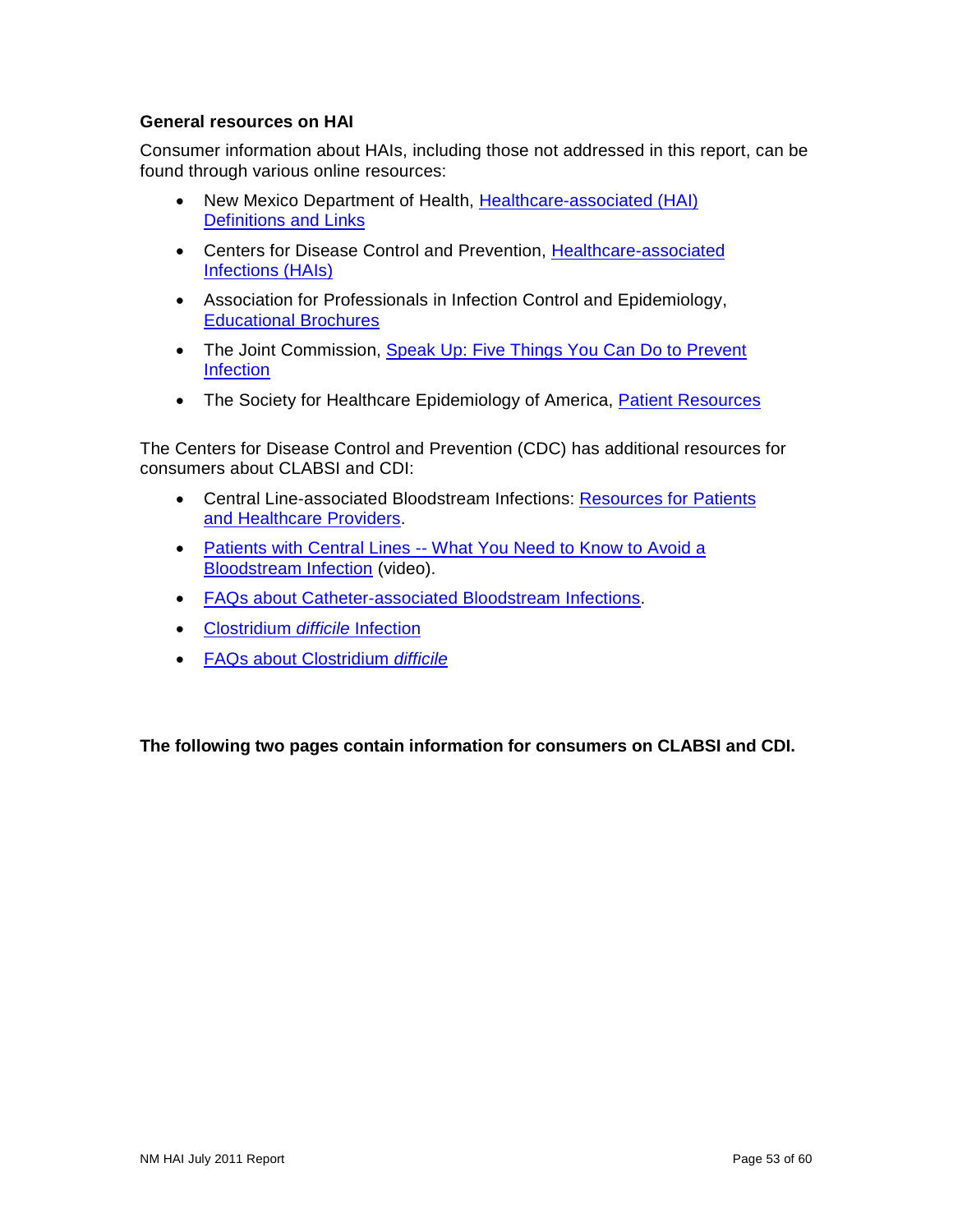### General resources on HAI

Consumer information about HAIs, including those not addressed in this report, can be found through various online resources:

- New Mexico Department of Health, Healthcare-associated (HAI) Definitions and Links
- Centers for Disease Control and Prevention, Healthcare-associated Infections (HAIs)
- Association for Professionals in Infection Control and Epidemiology, Educational Brochures
- The Joint Commission, Speak Up: Five Things You Can Do to Prevent Infection
- The Society for Healthcare Epidemiology of America, Patient Resources

The Centers for Disease Control and Prevention (CDC) has additional resources for consumers about CLABSI and CDI:

- Central Line-associated Bloodstream Infections: Resources for Patients and Healthcare Providers.
- Patients with Central Lines -- What You Need to Know to Avoid a Bloodstream Infection (video).
- FAQs about Catheter-associated Bloodstream Infections.
- Clostridium *difficile* Infection
- FAQs about Clostridium *difficile*

**The following two pages contain information for consumers on CLABSI and CDI.**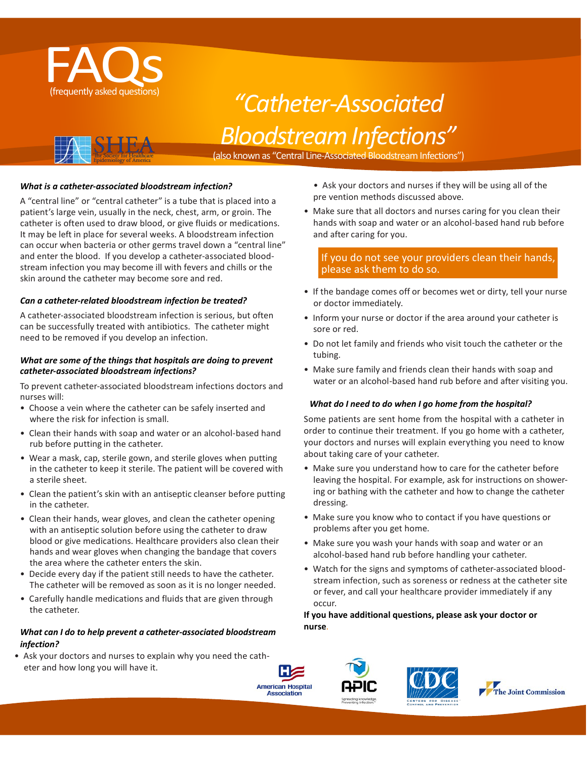# FAQs

(frequently asked questions)

SHEA — The Society for Healthcare Epidemiology of America

# "Catheter-Associated Bloodstream Infections"

(also known as "Central Line-Associated Bloodstream Infections")

***What is a catheter-associated bloodstream infection?***

A "central line" or "central catheter" is a tube that is placed into a patient's large vein, usually in the neck, chest, arm, or groin. The catheter is often used to draw blood, or give fluids or medications. It may be left in place for several weeks. A bloodstream infection can occur when bacteria or other germs travel down a "central line" and enter the blood. If you develop a catheter-associated bloodstream infection you may become ill with fevers and chills or the skin around the catheter may become sore and red.

***Can a catheter-related bloodstream infection be treated?***

A catheter-associated bloodstream infection is serious, but often can be successfully treated with antibiotics. The catheter might need to be removed if you develop an infection.

***What are some of the things that hospitals are doing to prevent catheter-associated bloodstream infections?***

To prevent catheter-associated bloodstream infections doctors and nurses will:

- Choose a vein where the catheter can be safely inserted and where the risk for infection is small.
- Clean their hands with soap and water or an alcohol-based hand rub before putting in the catheter.
- Wear a mask, cap, sterile gown, and sterile gloves when putting in the catheter to keep it sterile. The patient will be covered with a sterile sheet.
- Clean the patient's skin with an antiseptic cleanser before putting in the catheter.
- Clean their hands, wear gloves, and clean the catheter opening with an antiseptic solution before using the catheter to draw blood or give medications. Healthcare providers also clean their hands and wear gloves when changing the bandage that covers the area where the catheter enters the skin.
- Decide every day if the patient still needs to have the catheter. The catheter will be removed as soon as it is no longer needed.
- Carefully handle medications and fluids that are given through the catheter.

***What can I do to help prevent a catheter-associated bloodstream infection?***

- Ask your doctors and nurses to explain why you need the catheter and how long you will have it.
- Ask your doctors and nurses if they will be using all of the pre vention methods discussed above.
- Make sure that all doctors and nurses caring for you clean their hands with soap and water or an alcohol-based hand rub before and after caring for you.

If you do not see your providers clean their hands, please ask them to do so.

- If the bandage comes off or becomes wet or dirty, tell your nurse or doctor immediately.
- Inform your nurse or doctor if the area around your catheter is sore or red.
- Do not let family and friends who visit touch the catheter or the tubing.
- Make sure family and friends clean their hands with soap and water or an alcohol-based hand rub before and after visiting you.

***What do I need to do when I go home from the hospital?***

Some patients are sent home from the hospital with a catheter in order to continue their treatment. If you go home with a catheter, your doctors and nurses will explain everything you need to know about taking care of your catheter.

- Make sure you understand how to care for the catheter before leaving the hospital. For example, ask for instructions on showering or bathing with the catheter and how to change the catheter dressing.
- Make sure you know who to contact if you have questions or problems after you get home.
- Make sure you wash your hands with soap and water or an alcohol-based hand rub before handling your catheter.
- Watch for the signs and symptoms of catheter-associated bloodstream infection, such as soreness or redness at the catheter site or fever, and call your healthcare provider immediately if any occur.

**If you have additional questions, please ask your doctor or nurse.**

American Hospital Association | APIC — Spreading knowledge. Preventing infection. | CDC — Centers for Disease Control and Prevention | The Joint Commission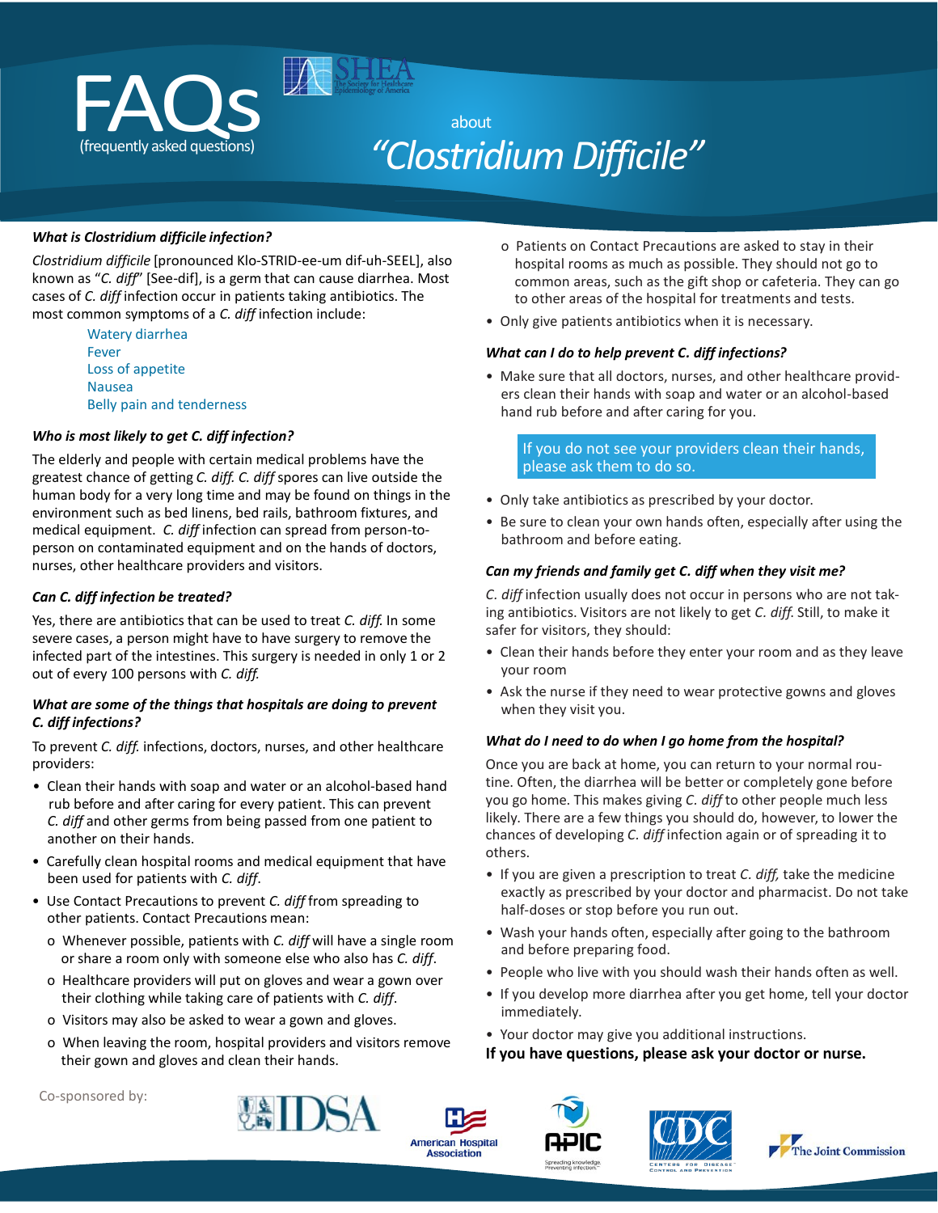# FAQs (frequently asked questions) about "Clostridium Difficile"

SHEA — The Society for Healthcare Epidemiology of America

### *What is Clostridium difficile infection?*

*Clostridium difficile* [pronounced Klo-STRID-ee-um dif-uh-SEEL], also known as "*C. diff*" [See-dif], is a germ that can cause diarrhea. Most cases of *C. diff* infection occur in patients taking antibiotics. The most common symptoms of a *C. diff* infection include:

- Watery diarrhea
- Fever
- Loss of appetite
- Nausea
- Belly pain and tenderness

### *Who is most likely to get C. diff infection?*

The elderly and people with certain medical problems have the greatest chance of getting *C. diff. C. diff* spores can live outside the human body for a very long time and may be found on things in the environment such as bed linens, bed rails, bathroom fixtures, and medical equipment. *C. diff* infection can spread from person-to-person on contaminated equipment and on the hands of doctors, nurses, other healthcare providers and visitors.

### *Can C. diff infection be treated?*

Yes, there are antibiotics that can be used to treat *C. diff.* In some severe cases, a person might have to have surgery to remove the infected part of the intestines. This surgery is needed in only 1 or 2 out of every 100 persons with *C. diff.*

### *What are some of the things that hospitals are doing to prevent C. diff infections?*

To prevent *C. diff.* infections, doctors, nurses, and other healthcare providers:

- Clean their hands with soap and water or an alcohol-based hand rub before and after caring for every patient. This can prevent *C. diff* and other germs from being passed from one patient to another on their hands.
- Carefully clean hospital rooms and medical equipment that have been used for patients with *C. diff*.
- Use Contact Precautions to prevent *C. diff* from spreading to other patients. Contact Precautions mean:
  - o Whenever possible, patients with *C. diff* will have a single room or share a room only with someone else who also has *C. diff*.
  - o Healthcare providers will put on gloves and wear a gown over their clothing while taking care of patients with *C. diff*.
  - o Visitors may also be asked to wear a gown and gloves.
  - o When leaving the room, hospital providers and visitors remove their gown and gloves and clean their hands.
  - o Patients on Contact Precautions are asked to stay in their hospital rooms as much as possible. They should not go to common areas, such as the gift shop or cafeteria. They can go to other areas of the hospital for treatments and tests.
- Only give patients antibiotics when it is necessary.

### *What can I do to help prevent C. diff infections?*

- Make sure that all doctors, nurses, and other healthcare providers clean their hands with soap and water or an alcohol-based hand rub before and after caring for you.

If you do not see your providers clean their hands, please ask them to do so.

- Only take antibiotics as prescribed by your doctor.
- Be sure to clean your own hands often, especially after using the bathroom and before eating.

### *Can my friends and family get C. diff when they visit me?*

*C. diff* infection usually does not occur in persons who are not taking antibiotics. Visitors are not likely to get *C. diff.* Still, to make it safer for visitors, they should:

- Clean their hands before they enter your room and as they leave your room
- Ask the nurse if they need to wear protective gowns and gloves when they visit you.

### *What do I need to do when I go home from the hospital?*

Once you are back at home, you can return to your normal routine. Often, the diarrhea will be better or completely gone before you go home. This makes giving *C. diff* to other people much less likely. There are a few things you should do, however, to lower the chances of developing *C. diff* infection again or of spreading it to others.

- If you are given a prescription to treat *C. diff,* take the medicine exactly as prescribed by your doctor and pharmacist. Do not take half-doses or stop before you run out.
- Wash your hands often, especially after going to the bathroom and before preparing food.
- People who live with you should wash their hands often as well.
- If you develop more diarrhea after you get home, tell your doctor immediately.
- Your doctor may give you additional instructions.

**If you have questions, please ask your doctor or nurse.**

Co-sponsored by: IDSA, American Hospital Association, APIC, CDC, The Joint Commission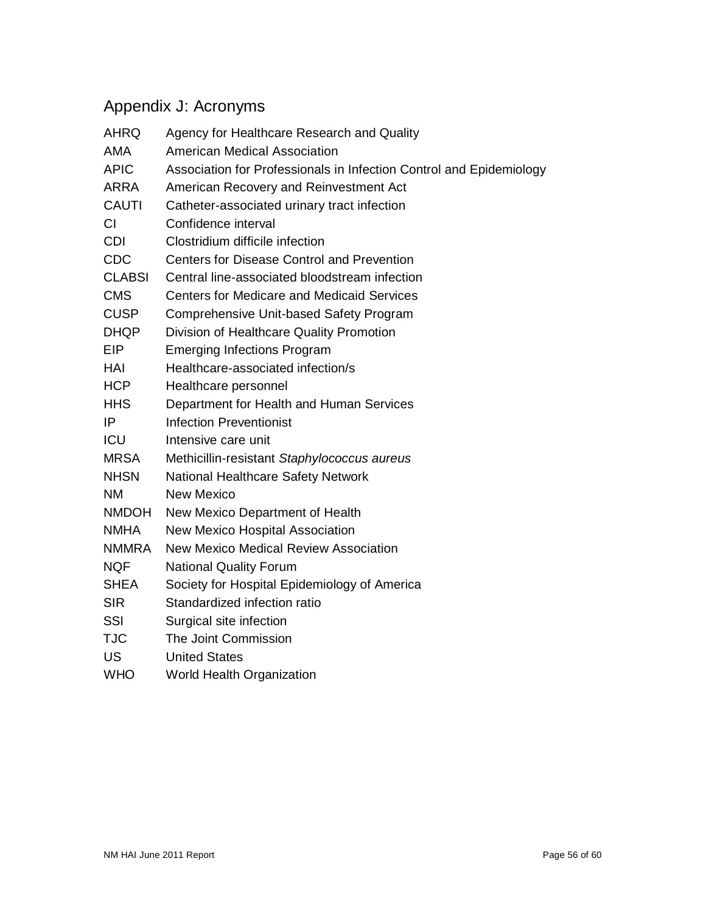## Appendix J: Acronyms

| | |
|---|---|
| AHRQ | Agency for Healthcare Research and Quality |
| AMA | American Medical Association |
| APIC | Association for Professionals in Infection Control and Epidemiology |
| ARRA | American Recovery and Reinvestment Act |
| CAUTI | Catheter-associated urinary tract infection |
| CI | Confidence interval |
| CDI | Clostridium difficile infection |
| CDC | Centers for Disease Control and Prevention |
| CLABSI | Central line-associated bloodstream infection |
| CMS | Centers for Medicare and Medicaid Services |
| CUSP | Comprehensive Unit-based Safety Program |
| DHQP | Division of Healthcare Quality Promotion |
| EIP | Emerging Infections Program |
| HAI | Healthcare-associated infection/s |
| HCP | Healthcare personnel |
| HHS | Department for Health and Human Services |
| IP | Infection Preventionist |
| ICU | Intensive care unit |
| MRSA | Methicillin-resistant *Staphylococcus aureus* |
| NHSN | National Healthcare Safety Network |
| NM | New Mexico |
| NMDOH | New Mexico Department of Health |
| NMHA | New Mexico Hospital Association |
| NMMRA | New Mexico Medical Review Association |
| NQF | National Quality Forum |
| SHEA | Society for Hospital Epidemiology of America |
| SIR | Standardized infection ratio |
| SSI | Surgical site infection |
| TJC | The Joint Commission |
| US | United States |
| WHO | World Health Organization |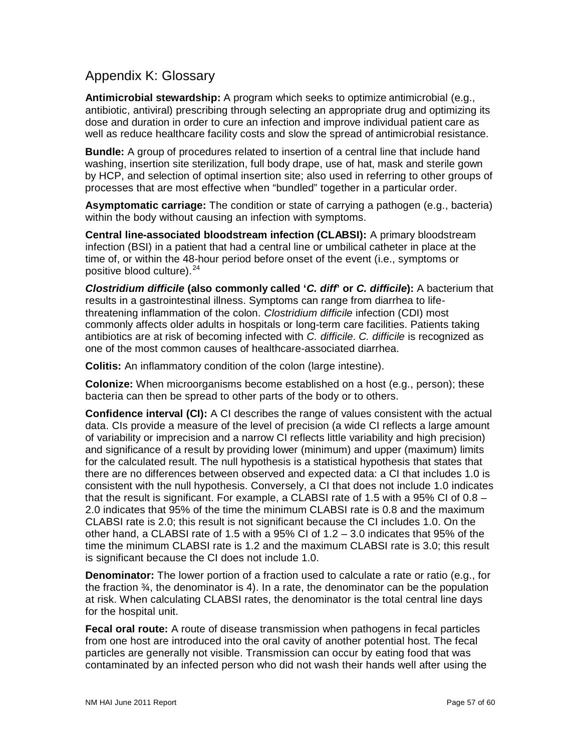## Appendix K: Glossary

**Antimicrobial stewardship:** A program which seeks to optimize antimicrobial (e.g., antibiotic, antiviral) prescribing through selecting an appropriate drug and optimizing its dose and duration in order to cure an infection and improve individual patient care as well as reduce healthcare facility costs and slow the spread of antimicrobial resistance.

**Bundle:** A group of procedures related to insertion of a central line that include hand washing, insertion site sterilization, full body drape, use of hat, mask and sterile gown by HCP, and selection of optimal insertion site; also used in referring to other groups of processes that are most effective when "bundled" together in a particular order.

**Asymptomatic carriage:** The condition or state of carrying a pathogen (e.g., bacteria) within the body without causing an infection with symptoms.

**Central line-associated bloodstream infection (CLABSI):** A primary bloodstream infection (BSI) in a patient that had a central line or umbilical catheter in place at the time of, or within the 48-hour period before onset of the event (i.e., symptoms or positive blood culture).[24]

***Clostridium difficile* (also commonly called '*C. diff*' or *C. difficile*):** A bacterium that results in a gastrointestinal illness. Symptoms can range from diarrhea to life-threatening inflammation of the colon. *Clostridium difficile* infection (CDI) most commonly affects older adults in hospitals or long-term care facilities. Patients taking antibiotics are at risk of becoming infected with *C. difficile*. *C. difficile* is recognized as one of the most common causes of healthcare-associated diarrhea.

**Colitis:** An inflammatory condition of the colon (large intestine).

**Colonize:** When microorganisms become established on a host (e.g., person); these bacteria can then be spread to other parts of the body or to others.

**Confidence interval (CI):** A CI describes the range of values consistent with the actual data. CIs provide a measure of the level of precision (a wide CI reflects a large amount of variability or imprecision and a narrow CI reflects little variability and high precision) and significance of a result by providing lower (minimum) and upper (maximum) limits for the calculated result. The null hypothesis is a statistical hypothesis that states that there are no differences between observed and expected data: a CI that includes 1.0 is consistent with the null hypothesis. Conversely, a CI that does not include 1.0 indicates that the result is significant. For example, a CLABSI rate of 1.5 with a 95% CI of 0.8 – 2.0 indicates that 95% of the time the minimum CLABSI rate is 0.8 and the maximum CLABSI rate is 2.0; this result is not significant because the CI includes 1.0. On the other hand, a CLABSI rate of 1.5 with a 95% CI of 1.2 – 3.0 indicates that 95% of the time the minimum CLABSI rate is 1.2 and the maximum CLABSI rate is 3.0; this result is significant because the CI does not include 1.0.

**Denominator:** The lower portion of a fraction used to calculate a rate or ratio (e.g., for the fraction ¾, the denominator is 4). In a rate, the denominator can be the population at risk. When calculating CLABSI rates, the denominator is the total central line days for the hospital unit.

**Fecal oral route:** A route of disease transmission when pathogens in fecal particles from one host are introduced into the oral cavity of another potential host. The fecal particles are generally not visible. Transmission can occur by eating food that was contaminated by an infected person who did not wash their hands well after using the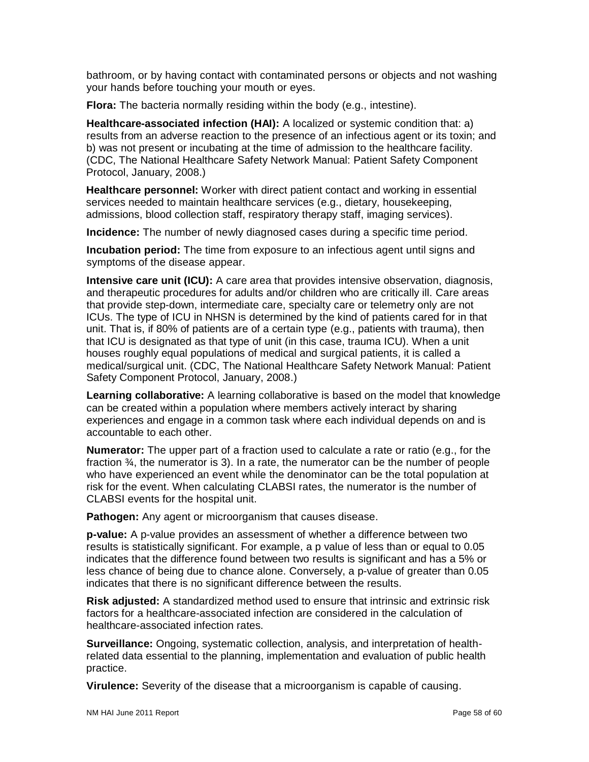bathroom, or by having contact with contaminated persons or objects and not washing your hands before touching your mouth or eyes.

**Flora:** The bacteria normally residing within the body (e.g., intestine).

**Healthcare-associated infection (HAI):** A localized or systemic condition that: a) results from an adverse reaction to the presence of an infectious agent or its toxin; and b) was not present or incubating at the time of admission to the healthcare facility. (CDC, The National Healthcare Safety Network Manual: Patient Safety Component Protocol, January, 2008.)

**Healthcare personnel:** Worker with direct patient contact and working in essential services needed to maintain healthcare services (e.g., dietary, housekeeping, admissions, blood collection staff, respiratory therapy staff, imaging services).

**Incidence:** The number of newly diagnosed cases during a specific time period.

**Incubation period:** The time from exposure to an infectious agent until signs and symptoms of the disease appear.

**Intensive care unit (ICU):** A care area that provides intensive observation, diagnosis, and therapeutic procedures for adults and/or children who are critically ill. Care areas that provide step-down, intermediate care, specialty care or telemetry only are not ICUs. The type of ICU in NHSN is determined by the kind of patients cared for in that unit. That is, if 80% of patients are of a certain type (e.g., patients with trauma), then that ICU is designated as that type of unit (in this case, trauma ICU). When a unit houses roughly equal populations of medical and surgical patients, it is called a medical/surgical unit. (CDC, The National Healthcare Safety Network Manual: Patient Safety Component Protocol, January, 2008.)

**Learning collaborative:** A learning collaborative is based on the model that knowledge can be created within a population where members actively interact by sharing experiences and engage in a common task where each individual depends on and is accountable to each other.

**Numerator:** The upper part of a fraction used to calculate a rate or ratio (e.g., for the fraction ¾, the numerator is 3). In a rate, the numerator can be the number of people who have experienced an event while the denominator can be the total population at risk for the event. When calculating CLABSI rates, the numerator is the number of CLABSI events for the hospital unit.

**Pathogen:** Any agent or microorganism that causes disease.

**p-value:** A p-value provides an assessment of whether a difference between two results is statistically significant. For example, a p value of less than or equal to 0.05 indicates that the difference found between two results is significant and has a 5% or less chance of being due to chance alone. Conversely, a p-value of greater than 0.05 indicates that there is no significant difference between the results.

**Risk adjusted:** A standardized method used to ensure that intrinsic and extrinsic risk factors for a healthcare-associated infection are considered in the calculation of healthcare-associated infection rates.

**Surveillance:** Ongoing, systematic collection, analysis, and interpretation of health-related data essential to the planning, implementation and evaluation of public health practice.

**Virulence:** Severity of the disease that a microorganism is capable of causing.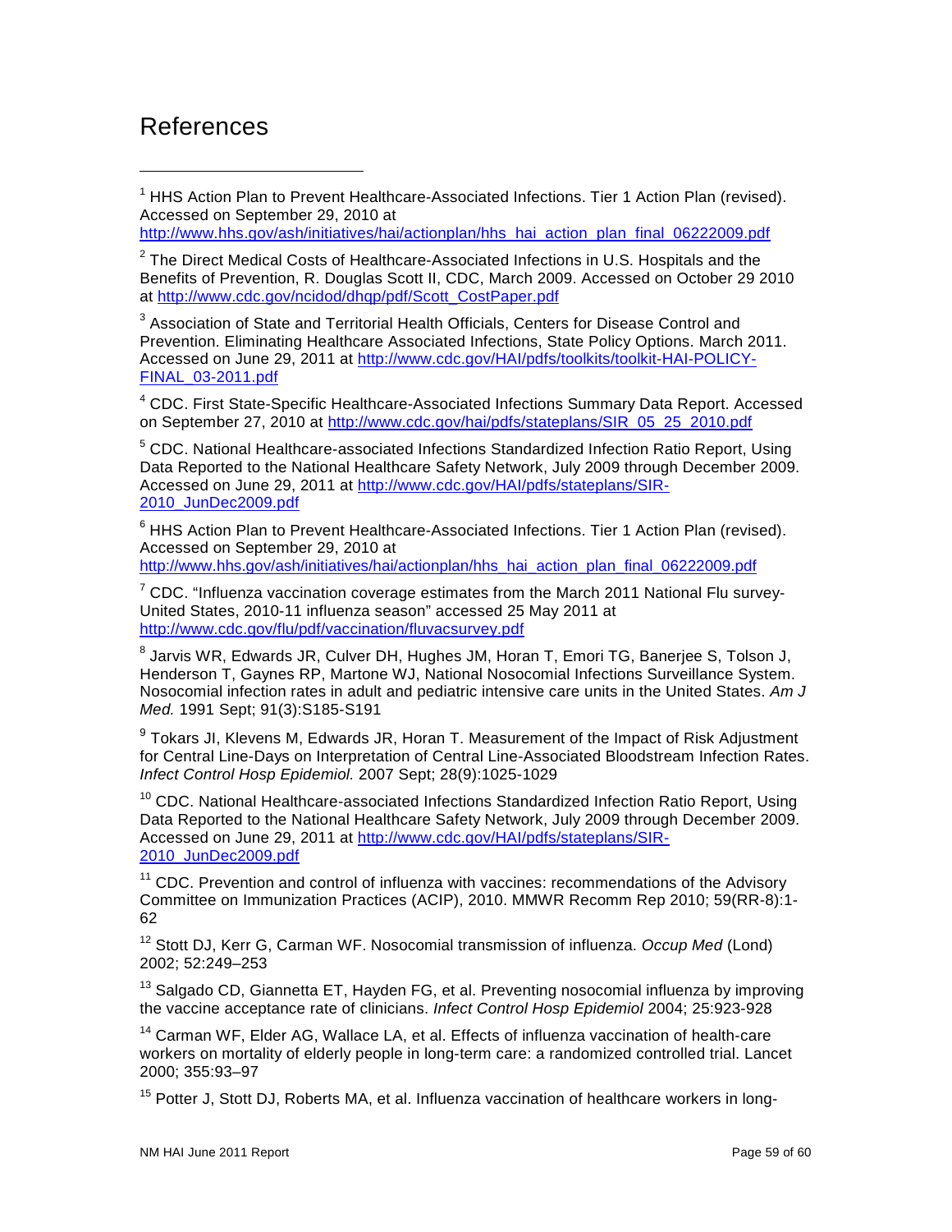# References

[1] HHS Action Plan to Prevent Healthcare-Associated Infections. Tier 1 Action Plan (revised). Accessed on September 29, 2010 at http://www.hhs.gov/ash/initiatives/hai/actionplan/hhs_hai_action_plan_final_06222009.pdf

[2] The Direct Medical Costs of Healthcare-Associated Infections in U.S. Hospitals and the Benefits of Prevention, R. Douglas Scott II, CDC, March 2009. Accessed on October 29 2010 at http://www.cdc.gov/ncidod/dhqp/pdf/Scott_CostPaper.pdf

[3] Association of State and Territorial Health Officials, Centers for Disease Control and Prevention. Eliminating Healthcare Associated Infections, State Policy Options. March 2011. Accessed on June 29, 2011 at http://www.cdc.gov/HAI/pdfs/toolkits/toolkit-HAI-POLICY-FINAL_03-2011.pdf

[4] CDC. First State-Specific Healthcare-Associated Infections Summary Data Report. Accessed on September 27, 2010 at http://www.cdc.gov/hai/pdfs/stateplans/SIR_05_25_2010.pdf

[5] CDC. National Healthcare-associated Infections Standardized Infection Ratio Report, Using Data Reported to the National Healthcare Safety Network, July 2009 through December 2009. Accessed on June 29, 2011 at http://www.cdc.gov/HAI/pdfs/stateplans/SIR-2010_JunDec2009.pdf

[6] HHS Action Plan to Prevent Healthcare-Associated Infections. Tier 1 Action Plan (revised). Accessed on September 29, 2010 at http://www.hhs.gov/ash/initiatives/hai/actionplan/hhs_hai_action_plan_final_06222009.pdf

[7] CDC. "Influenza vaccination coverage estimates from the March 2011 National Flu survey-United States, 2010-11 influenza season" accessed 25 May 2011 at http://www.cdc.gov/flu/pdf/vaccination/fluvacsurvey.pdf

[8] Jarvis WR, Edwards JR, Culver DH, Hughes JM, Horan T, Emori TG, Banerjee S, Tolson J, Henderson T, Gaynes RP, Martone WJ, National Nosocomial Infections Surveillance System. Nosocomial infection rates in adult and pediatric intensive care units in the United States. *Am J Med.* 1991 Sept; 91(3):S185-S191

[9] Tokars JI, Klevens M, Edwards JR, Horan T. Measurement of the Impact of Risk Adjustment for Central Line-Days on Interpretation of Central Line-Associated Bloodstream Infection Rates. *Infect Control Hosp Epidemiol.* 2007 Sept; 28(9):1025-1029

[10] CDC. National Healthcare-associated Infections Standardized Infection Ratio Report, Using Data Reported to the National Healthcare Safety Network, July 2009 through December 2009. Accessed on June 29, 2011 at http://www.cdc.gov/HAI/pdfs/stateplans/SIR-2010_JunDec2009.pdf

[11] CDC. Prevention and control of influenza with vaccines: recommendations of the Advisory Committee on Immunization Practices (ACIP), 2010. MMWR Recomm Rep 2010; 59(RR-8):1-62

[12] Stott DJ, Kerr G, Carman WF. Nosocomial transmission of influenza. *Occup Med* (Lond) 2002; 52:249–253

[13] Salgado CD, Giannetta ET, Hayden FG, et al. Preventing nosocomial influenza by improving the vaccine acceptance rate of clinicians. *Infect Control Hosp Epidemiol* 2004; 25:923-928

[14] Carman WF, Elder AG, Wallace LA, et al. Effects of influenza vaccination of health-care workers on mortality of elderly people in long-term care: a randomized controlled trial. Lancet 2000; 355:93–97

[15] Potter J, Stott DJ, Roberts MA, et al. Influenza vaccination of healthcare workers in long-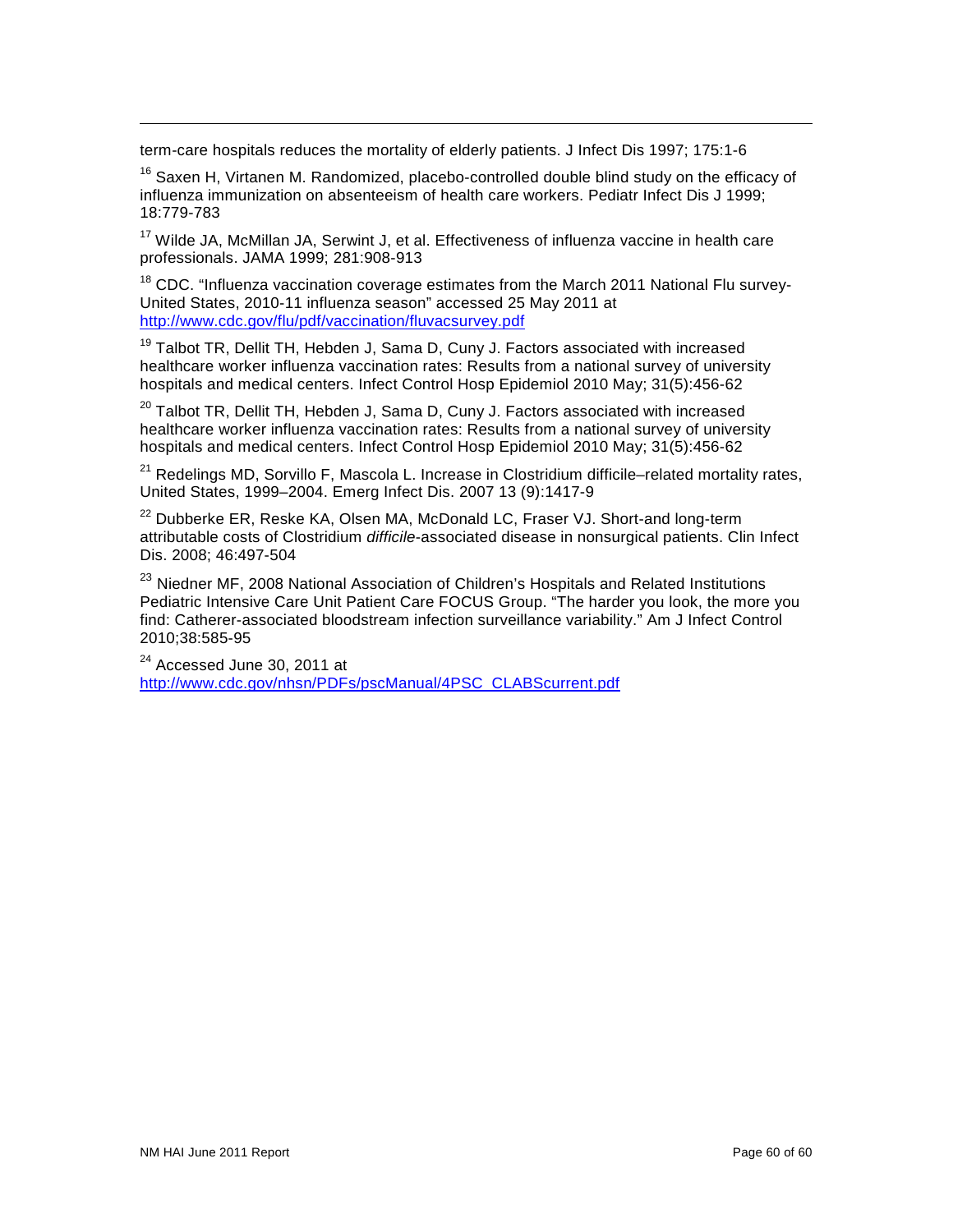term-care hospitals reduces the mortality of elderly patients. J Infect Dis 1997; 175:1-6

[16] Saxen H, Virtanen M. Randomized, placebo-controlled double blind study on the efficacy of influenza immunization on absenteeism of health care workers. Pediatr Infect Dis J 1999; 18:779-783

[17] Wilde JA, McMillan JA, Serwint J, et al. Effectiveness of influenza vaccine in health care professionals. JAMA 1999; 281:908-913

[18] CDC. "Influenza vaccination coverage estimates from the March 2011 National Flu survey-United States, 2010-11 influenza season" accessed 25 May 2011 at http://www.cdc.gov/flu/pdf/vaccination/fluvacsurvey.pdf

[19] Talbot TR, Dellit TH, Hebden J, Sama D, Cuny J. Factors associated with increased healthcare worker influenza vaccination rates: Results from a national survey of university hospitals and medical centers. Infect Control Hosp Epidemiol 2010 May; 31(5):456-62

[20] Talbot TR, Dellit TH, Hebden J, Sama D, Cuny J. Factors associated with increased healthcare worker influenza vaccination rates: Results from a national survey of university hospitals and medical centers. Infect Control Hosp Epidemiol 2010 May; 31(5):456-62

[21] Redelings MD, Sorvillo F, Mascola L. Increase in Clostridium difficile–related mortality rates, United States, 1999–2004. Emerg Infect Dis. 2007 13 (9):1417-9

[22] Dubberke ER, Reske KA, Olsen MA, McDonald LC, Fraser VJ. Short-and long-term attributable costs of Clostridium *difficile*-associated disease in nonsurgical patients. Clin Infect Dis. 2008; 46:497-504

[23] Niedner MF, 2008 National Association of Children's Hospitals and Related Institutions Pediatric Intensive Care Unit Patient Care FOCUS Group. "The harder you look, the more you find: Catherer-associated bloodstream infection surveillance variability." Am J Infect Control 2010;38:585-95

[24] Accessed June 30, 2011 at http://www.cdc.gov/nhsn/PDFs/pscManual/4PSC_CLABScurrent.pdf